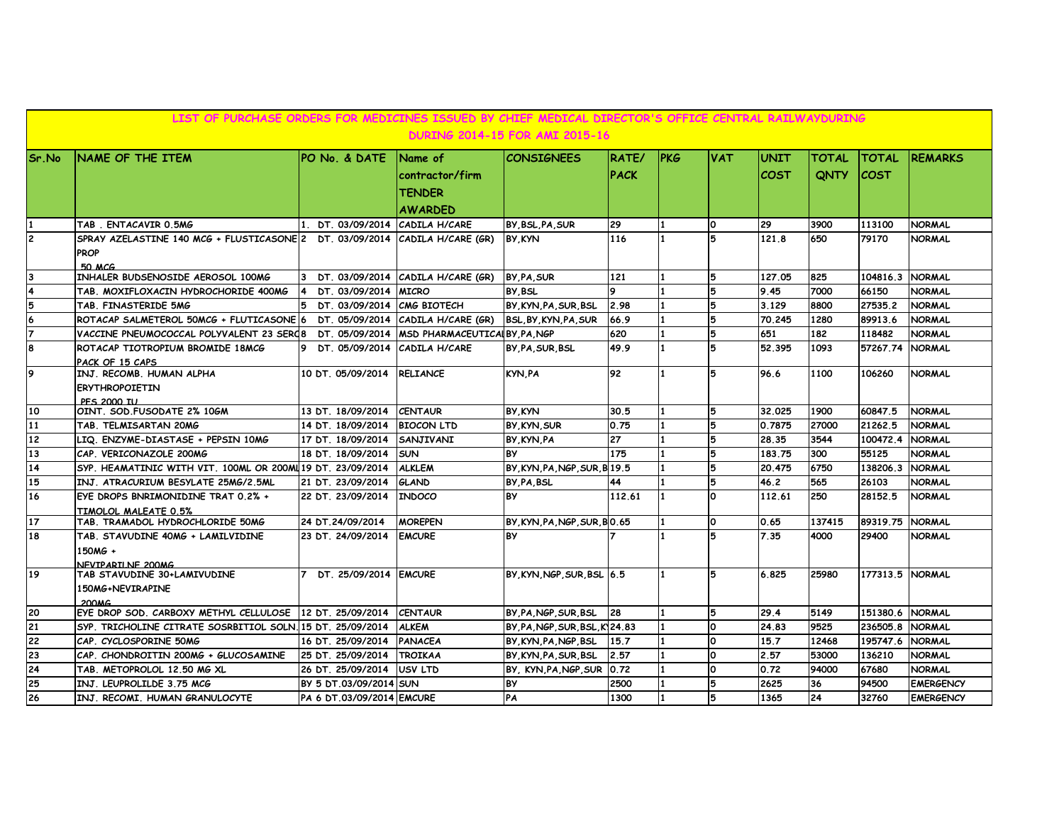## LIST OF PURCHASE ORDERS FOR MEDICINES ISSUED BY CHIEF MEDICAL DIRECTOR'S OFFICE CENTRAL RAILWAYDURING DURING 2014-15 FOR AMI 2015-16

| Sr.No | NAME OF THE ITEM | PO No. & DATE | Name of contractor/firm TENDER AWARDED | CONSIGNEES | RATE/ PACK | PKG | VAT | UNIT COST | TOTAL QNTY | TOTAL COST | REMARKS |
|---|---|---|---|---|---|---|---|---|---|---|---|
| 1 | TAB . ENTACAVIR 0.5MG | 1. DT. 03/09/2014 | CADILA H/CARE | BY,BSL,PA,SUR | 29 | 1 | 0 | 29 | 3900 | 113100 | NORMAL |
| 2 | SPRAY AZELASTINE 140 MCG + FLUSTICASONE PROP 50 MCG | 2 DT. 03/09/2014 | CADILA H/CARE (GR) | BY,KYN | 116 | 1 | 5 | 121.8 | 650 | 79170 | NORMAL |
| 3 | INHALER BUDSENOSIDE AEROSOL 100MG | 3 DT. 03/09/2014 | CADILA H/CARE (GR) | BY,PA,SUR | 121 | 1 | 5 | 127.05 | 825 | 104816.3 | NORMAL |
| 4 | TAB. MOXIFLOXACIN HYDROCHORIDE 400MG | 4 DT. 03/09/2014 | MICRO | BY,BSL | 9 | 1 | 5 | 9.45 | 7000 | 66150 | NORMAL |
| 5 | TAB. FINASTERIDE 5MG | 5 DT. 03/09/2014 | CMG BIOTECH | BY,KYN,PA,SUR,BSL | 2.98 | 1 | 5 | 3.129 | 8800 | 27535.2 | NORMAL |
| 6 | ROTACAP SALMETEROL 50MCG + FLUTICASONE | 6 DT. 05/09/2014 | CADILA H/CARE (GR) | BSL,BY,KYN,PA,SUR | 66.9 | 1 | 5 | 70.245 | 1280 | 89913.6 | NORMAL |
| 7 | VACCINE PNEUMOCOCCAL POLYVALENT 23 SERO | 8 DT. 05/09/2014 | MSD PHARMACEUTICAL | BY,PA,NGP | 620 | 1 | 5 | 651 | 182 | 118482 | NORMAL |
| 8 | ROTACAP TIOTROPIUM BROMIDE 18MCG PACK OF 15 CAPS | 9 DT. 05/09/2014 | CADILA H/CARE | BY,PA,SUR,BSL | 49.9 | 1 | 5 | 52.395 | 1093 | 57267.74 | NORMAL |
| 9 | INJ. RECOMB. HUMAN ALPHA ERYTHROPOIETIN PFS 2000 IU | 10 DT. 05/09/2014 | RELIANCE | KYN,PA | 92 | 1 | 5 | 96.6 | 1100 | 106260 | NORMAL |
| 10 | OINT. SOD.FUSODATE 2% 10GM | 13 DT. 18/09/2014 | CENTAUR | BY,KYN | 30.5 | 1 | 5 | 32.025 | 1900 | 60847.5 | NORMAL |
| 11 | TAB. TELMISARTAN 20MG | 14 DT. 18/09/2014 | BIOCON LTD | BY,KYN,SUR | 0.75 | 1 | 5 | 0.7875 | 27000 | 21262.5 | NORMAL |
| 12 | LIQ. ENZYME-DIASTASE + PEPSIN 10MG | 17 DT. 18/09/2014 | SANJIVANI | BY,KYN,PA | 27 | 1 | 5 | 28.35 | 3544 | 100472.4 | NORMAL |
| 13 | CAP. VERICONAZOLE 200MG | 18 DT. 18/09/2014 | SUN | BY | 175 | 1 | 5 | 183.75 | 300 | 55125 | NORMAL |
| 14 | SYP. HEAMATINIC WITH VIT. 100ML OR 200ML | 19 DT. 23/09/2014 | ALKLEM | BY,KYN,PA,NGP,SUR,B | 19.5 | 1 | 5 | 20.475 | 6750 | 138206.3 | NORMAL |
| 15 | INJ. ATRACURIUM BESYLATE 25MG/2.5ML | 21 DT. 23/09/2014 | GLAND | BY,PA,BSL | 44 | 1 | 5 | 46.2 | 565 | 26103 | NORMAL |
| 16 | EYE DROPS BNRIMONIDINE TRAT 0.2% + TIMOLOL MALEATE 0.5% | 22 DT. 23/09/2014 | INDOCO | BY | 112.61 | 1 | 0 | 112.61 | 250 | 28152.5 | NORMAL |
| 17 | TAB. TRAMADOL HYDROCHLORIDE 50MG | 24 DT.24/09/2014 | MOREPEN | BY,KYN,PA,NGP,SUR,B | 0.65 | 1 | 0 | 0.65 | 137415 | 89319.75 | NORMAL |
| 18 | TAB. STAVUDINE 40MG + LAMILVIDINE 150MG + NEVIPARILNE 200MG | 23 DT. 24/09/2014 | EMCURE | BY | 7 | 1 | 5 | 7.35 | 4000 | 29400 | NORMAL |
| 19 | TAB STAVUDINE 30+LAMIVUDINE 150MG+NEVIRAPINE 200MG | 7 DT. 25/09/2014 | EMCURE | BY,KYN,NGP,SUR,BSL | 6.5 | 1 | 5 | 6.825 | 25980 | 177313.5 | NORMAL |
| 20 | EYE DROP SOD. CARBOXY METHYL CELLULOSE | 12 DT. 25/09/2014 | CENTAUR | BY,PA,NGP,SUR,BSL | 28 | 1 | 5 | 29.4 | 5149 | 151380.6 | NORMAL |
| 21 | SYP. TRICHOLINE CITRATE SOSRBITIOL SOLN. | 15 DT. 25/09/2014 | ALKEM | BY,PA,NGP,SUR,BSL,K | 24.83 | 1 | 0 | 24.83 | 9525 | 236505.8 | NORMAL |
| 22 | CAP. CYCLOSPORINE 50MG | 16 DT. 25/09/2014 | PANACEA | BY,KYN,PA,NGP,BSL | 15.7 | 1 | 0 | 15.7 | 12468 | 195747.6 | NORMAL |
| 23 | CAP. CHONDROITIN 200MG + GLUCOSAMINE | 25 DT. 25/09/2014 | TROIKAA | BY,KYN,PA,SUR,BSL | 2.57 | 1 | 0 | 2.57 | 53000 | 136210 | NORMAL |
| 24 | TAB. METOPROLOL 12.50 MG XL | 26 DT. 25/09/2014 | USV LTD | BY, KYN,PA,NGP,SUR | 0.72 | 1 | 0 | 0.72 | 94000 | 67680 | NORMAL |
| 25 | INJ. LEUPROLILDE 3.75 MCG | BY 5 DT.03/09/2014 | SUN | BY | 2500 | 1 | 5 | 2625 | 36 | 94500 | EMERGENCY |
| 26 | INJ. RECOMI. HUMAN GRANULOCYTE | PA 6 DT.03/09/2014 | EMCURE | PA | 1300 | 1 | 5 | 1365 | 24 | 32760 | EMERGENCY |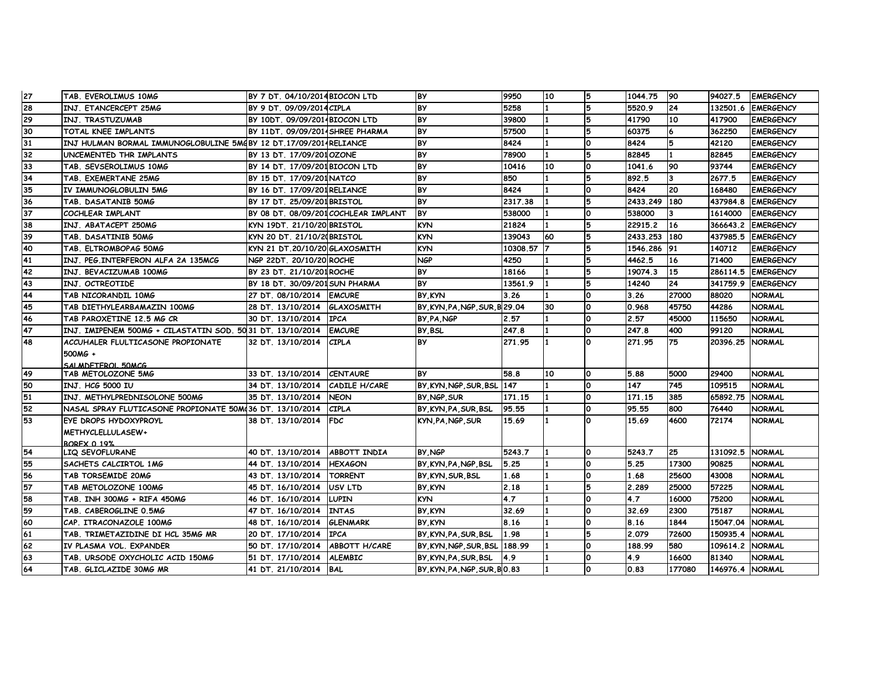| 27 | TAB. EVEROLIMUS 10MG | BY 7 DT. 04/10/2014 | BIOCON LTD | BY | 9950 | 10 | 5 | 1044.75 | 90 | 94027.5 | EMERGENCY |
|---|---|---|---|---|---|---|---|---|---|---|---|
| 28 | INJ. ETANCERCEPT 25MG | BY 9 DT. 09/09/2014 | CIPLA | BY | 5258 | 1 | 5 | 5520.9 | 24 | 132501.6 | EMERGENCY |
| 29 | INJ. TRASTUZUMAB | BY 10DT. 09/09/2014 | BIOCON LTD | BY | 39800 | 1 | 5 | 41790 | 10 | 417900 | EMERGENCY |
| 30 | TOTAL KNEE IMPLANTS | BY 11DT. 09/09/2014 | SHREE PHARMA | BY | 57500 | 1 | 5 | 60375 | 6 | 362250 | EMERGENCY |
| 31 | INJ HULMAN BORMAL IMMUNOGLOBULINE 5MG | BY 12 DT.17/09/2014 | RELIANCE | BY | 8424 | 1 | 0 | 8424 | 5 | 42120 | EMERGENCY |
| 32 | UNCEMENTED THR IMPLANTS | BY 13 DT. 17/09/201 | OZONE | BY | 78900 | 1 | 5 | 82845 | 1 | 82845 | EMERGENCY |
| 33 | TAB. SEVSEROLIMUS 10MG | BY 14 DT. 17/09/201 | BIOCON LTD | BY | 10416 | 10 | 0 | 1041.6 | 90 | 93744 | EMERGENCY |
| 34 | TAB. EXEMERTANE 25MG | BY 15 DT. 17/09/201 | NATCO | BY | 850 | 1 | 5 | 892.5 | 3 | 2677.5 | EMERGENCY |
| 35 | IV IMMUNOGLOBULIN 5MG | BY 16 DT. 17/09/201 | RELIANCE | BY | 8424 | 1 | 0 | 8424 | 20 | 168480 | EMERGENCY |
| 36 | TAB. DASATANIB 50MG | BY 17 DT. 25/09/201 | BRISTOL | BY | 2317.38 | 1 | 5 | 2433.249 | 180 | 437984.8 | EMERGENCY |
| 37 | COCHLEAR IMPLANT | BY 08 DT. 08/09/201 | COCHLEAR IMPLANT | BY | 538000 | 1 | 0 | 538000 | 3 | 1614000 | EMERGENCY |
| 38 | INJ. ABATACEPT 250MG | KYN 19DT. 21/10/20 | BRISTOL | KYN | 21824 | 1 | 5 | 22915.2 | 16 | 366643.2 | EMERGENCY |
| 39 | TAB. DASATINIB 50MG | KYN 20 DT. 21/10/20 | BRISTOL | KYN | 139043 | 60 | 5 | 2433.253 | 180 | 437985.5 | EMERGENCY |
| 40 | TAB. ELTROMBOPAG 50MG | KYN 21 DT.20/10/20 | GLAXOSMITH | KYN | 10308.57 | 7 | 5 | 1546.286 | 91 | 140712 | EMERGENCY |
| 41 | INJ. PEG.INTERFERON ALFA 2A 135MCG | NGP 22DT. 20/10/20 | ROCHE | NGP | 4250 | 1 | 5 | 4462.5 | 16 | 71400 | EMERGENCY |
| 42 | INJ. BEVACIZUMAB 100MG | BY 23 DT. 21/10/201 | ROCHE | BY | 18166 | 1 | 5 | 19074.3 | 15 | 286114.5 | EMERGENCY |
| 43 | INJ. OCTREOTIDE | BY 18 DT. 30/09/201 | SUN PHARMA | BY | 13561.9 | 1 | 5 | 14240 | 24 | 341759.9 | EMERGENCY |
| 44 | TAB NICORANDIL 10MG | 27 DT. 08/10/2014 | EMCURE | BY,KYN | 3.26 | 1 | 0 | 3.26 | 27000 | 88020 | NORMAL |
| 45 | TAB DIETHYLEARBAMAZIN 100MG | 28 DT. 13/10/2014 | GLAXOSMITH | BY,KYN,PA,NGP,SUR,B | 29.04 | 30 | 0 | 0.968 | 45750 | 44286 | NORMAL |
| 46 | TAB PAROXETINE 12.5 MG CR | 30 DT. 13/10/2014 | IPCA | BY,PA,NGP | 2.57 | 1 | 0 | 2.57 | 45000 | 115650 | NORMAL |
| 47 | INJ. IMIPENEM 500MG + CILASTATIN SOD. 50 | 31 DT. 13/10/2014 | EMCURE | BY,BSL | 247.8 | 1 | 0 | 247.8 | 400 | 99120 | NORMAL |
| 48 | ACCUHALER FLULTICASONE PROPIONATE 500MG + SALMDETEROL 50MCG | 32 DT. 13/10/2014 | CIPLA | BY | 271.95 | 1 | 0 | 271.95 | 75 | 20396.25 | NORMAL |
| 49 | TAB METOLOZONE 5MG | 33 DT. 13/10/2014 | CENTAURE | BY | 58.8 | 10 | 0 | 5.88 | 5000 | 29400 | NORMAL |
| 50 | INJ. HCG 5000 IU | 34 DT. 13/10/2014 | CADILE H/CARE | BY,KYN,NGP,SUR,BSL | 147 | 1 | 0 | 147 | 745 | 109515 | NORMAL |
| 51 | INJ. METHYLPREDNISOLONE 500MG | 35 DT. 13/10/2014 | NEON | BY,NGP,SUR | 171.15 | 1 | 0 | 171.15 | 385 | 65892.75 | NORMAL |
| 52 | NASAL SPRAY FLUTICASONE PROPIONATE 50M | 36 DT. 13/10/2014 | CIPLA | BY,KYN,PA,SUR,BSL | 95.55 | 1 | 0 | 95.55 | 800 | 76440 | NORMAL |
| 53 | EYE DROPS HYDOXYPROYL METHYCLELLULASEW+ BOREX 0.19% | 38 DT. 13/10/2014 | FDC | KYN,PA,NGP,SUR | 15.69 | 1 | 0 | 15.69 | 4600 | 72174 | NORMAL |
| 54 | LIQ SEVOFLURANE | 40 DT. 13/10/2014 | ABBOTT INDIA | BY,NGP | 5243.7 | 1 | 0 | 5243.7 | 25 | 131092.5 | NORMAL |
| 55 | SACHETS CALCIRTOL 1MG | 44 DT. 13/10/2014 | HEXAGON | BY,KYN,PA,NGP,BSL | 5.25 | 1 | 0 | 5.25 | 17300 | 90825 | NORMAL |
| 56 | TAB TORSEMIDE 20MG | 43 DT. 13/10/2014 | TORRENT | BY,KYN,SUR,BSL | 1.68 | 1 | 0 | 1.68 | 25600 | 43008 | NORMAL |
| 57 | TAB METOLOZONE 100MG | 45 DT. 16/10/2014 | USV LTD | BY,KYN | 2.18 | 1 | 5 | 2.289 | 25000 | 57225 | NORMAL |
| 58 | TAB. INH 300MG + RIFA 450MG | 46 DT. 16/10/2014 | LUPIN | KYN | 4.7 | 1 | 0 | 4.7 | 16000 | 75200 | NORMAL |
| 59 | TAB. CABEROGLINE 0.5MG | 47 DT. 16/10/2014 | INTAS | BY,KYN | 32.69 | 1 | 0 | 32.69 | 2300 | 75187 | NORMAL |
| 60 | CAP. ITRACONAZOLE 100MG | 48 DT. 16/10/2014 | GLENMARK | BY,KYN | 8.16 | 1 | 0 | 8.16 | 1844 | 15047.04 | NORMAL |
| 61 | TAB. TRIMETAZIDINE DI HCL 35MG MR | 20 DT. 17/10/2014 | IPCA | BY,KYN,PA,SUR,BSL | 1.98 | 1 | 5 | 2.079 | 72600 | 150935.4 | NORMAL |
| 62 | IV PLASMA VOL. EXPANDER | 50 DT. 17/10/2014 | ABBOTT H/CARE | BY,KYN,NGP,SUR,BSL | 188.99 | 1 | 0 | 188.99 | 580 | 109614.2 | NORMAL |
| 63 | TAB. URSODE OXYCHOLIC ACID 150MG | 51 DT. 17/10/2014 | ALEMBIC | BY,KYN,PA,SUR,BSL | 4.9 | 1 | 0 | 4.9 | 16600 | 81340 | NORMAL |
| 64 | TAB. GLICLAZIDE 30MG MR | 41 DT. 21/10/2014 | BAL | BY,KYN,PA,NGP,SUR,B | 0.83 | 1 | 0 | 0.83 | 177080 | 146976.4 | NORMAL |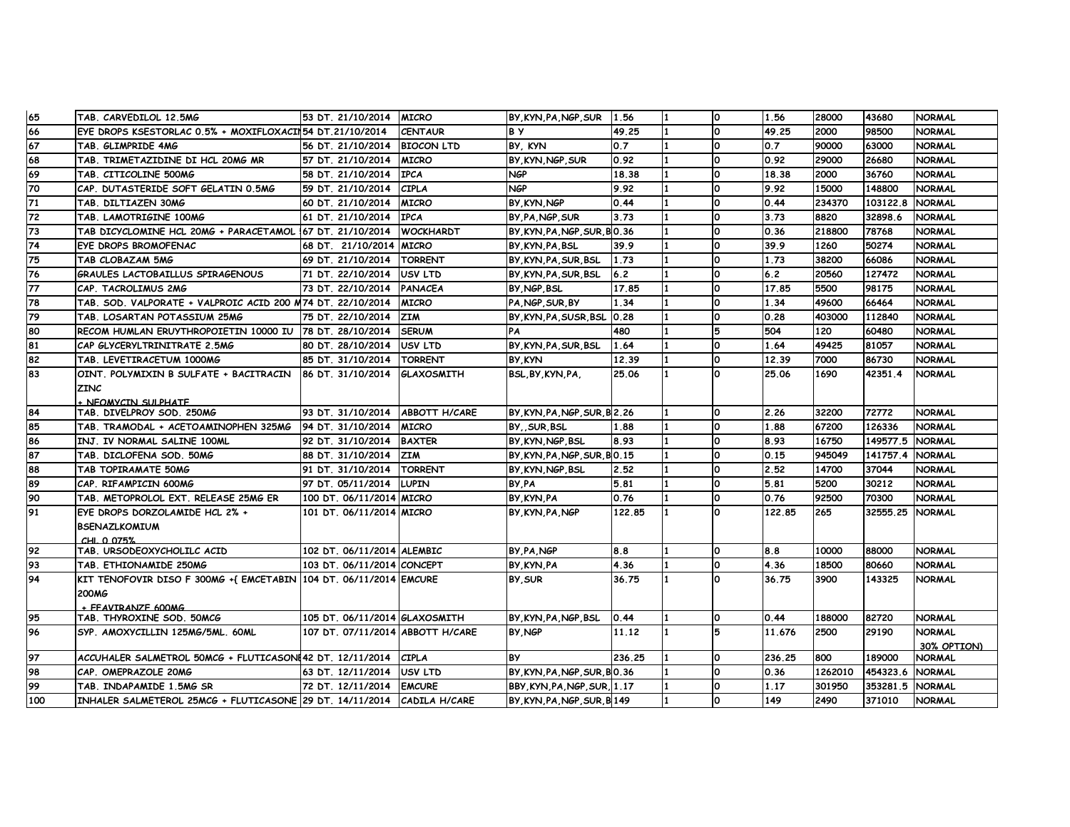| | | | | | | | | | | | | |
|---|---|---|---|---|---|---|---|---|---|---|---|---|
| 65 | TAB. CARVEDILOL 12.5MG | 53 DT. 21/10/2014 | MICRO | BY,KYN,PA,NGP,SUR | 1.56 | 1 | 0 | 1.56 | 28000 | 43680 | NORMAL |
| 66 | EYE DROPS KSESTORLAC 0.5% + MOXIFLOXACI | 54 DT.21/10/2014 | CENTAUR | B Y | 49.25 | 1 | 0 | 49.25 | 2000 | 98500 | NORMAL |
| 67 | TAB. GLIMPRIDE 4MG | 56 DT. 21/10/2014 | BIOCON LTD | BY, KYN | 0.7 | 1 | 0 | 0.7 | 90000 | 63000 | NORMAL |
| 68 | TAB. TRIMETAZIDINE DI HCL 20MG MR | 57 DT. 21/10/2014 | MICRO | BY,KYN,NGP,SUR | 0.92 | 1 | 0 | 0.92 | 29000 | 26680 | NORMAL |
| 69 | TAB. CITICOLINE 500MG | 58 DT. 21/10/2014 | IPCA | NGP | 18.38 | 1 | 0 | 18.38 | 2000 | 36760 | NORMAL |
| 70 | CAP. DUTASTERIDE SOFT GELATIN 0.5MG | 59 DT. 21/10/2014 | CIPLA | NGP | 9.92 | 1 | 0 | 9.92 | 15000 | 148800 | NORMAL |
| 71 | TAB. DILTIAZEN 30MG | 60 DT. 21/10/2014 | MICRO | BY,KYN,NGP | 0.44 | 1 | 0 | 0.44 | 234370 | 103122.8 | NORMAL |
| 72 | TAB. LAMOTRIGINE 100MG | 61 DT. 21/10/2014 | IPCA | BY,PA,NGP,SUR | 3.73 | 1 | 0 | 3.73 | 8820 | 32898.6 | NORMAL |
| 73 | TAB DICYCLOMINE HCL 20MG + PARACETAMOL | 67 DT. 21/10/2014 | WOCKHARDT | BY,KYN,PA,NGP,SUR,B | 0.36 | 1 | 0 | 0.36 | 218800 | 78768 | NORMAL |
| 74 | EYE DROPS BROMOFENAC | 68 DT. 21/10/2014 | MICRO | BY,KYN,PA,BSL | 39.9 | 1 | 0 | 39.9 | 1260 | 50274 | NORMAL |
| 75 | TAB CLOBAZAM 5MG | 69 DT. 21/10/2014 | TORRENT | BY,KYN,PA,SUR,BSL | 1.73 | 1 | 0 | 1.73 | 38200 | 66086 | NORMAL |
| 76 | GRAULES LACTOBAILLUS SPIRAGENOUS | 71 DT. 22/10/2014 | USV LTD | BY,KYN,PA,SUR,BSL | 6.2 | 1 | 0 | 6.2 | 20560 | 127472 | NORMAL |
| 77 | CAP. TACROLIMUS 2MG | 73 DT. 22/10/2014 | PANACEA | BY,NGP,BSL | 17.85 | 1 | 0 | 17.85 | 5500 | 98175 | NORMAL |
| 78 | TAB. SOD. VALPORATE + VALPROIC ACID 200 M | 74 DT. 22/10/2014 | MICRO | PA,NGP,SUR,BY | 1.34 | 1 | 0 | 1.34 | 49600 | 66464 | NORMAL |
| 79 | TAB. LOSARTAN POTASSIUM 25MG | 75 DT. 22/10/2014 | ZIM | BY,KYN,PA,SUSR,BSL | 0.28 | 1 | 0 | 0.28 | 403000 | 112840 | NORMAL |
| 80 | RECOM HUMLAN ERUYTHROPOIETIN 10000 IU | 78 DT. 28/10/2014 | SERUM | PA | 480 | 1 | 5 | 504 | 120 | 60480 | NORMAL |
| 81 | CAP GLYCERYLTRINITRATE 2.5MG | 80 DT. 28/10/2014 | USV LTD | BY,KYN,PA,SUR,BSL | 1.64 | 1 | 0 | 1.64 | 49425 | 81057 | NORMAL |
| 82 | TAB. LEVETIRACETUM 1000MG | 85 DT. 31/10/2014 | TORRENT | BY,KYN | 12.39 | 1 | 0 | 12.39 | 7000 | 86730 | NORMAL |
| 83 | OINT. POLYMIXIN B SULFATE + BACITRACIN ZINC + NEOMYCIN SULPHATE | 86 DT. 31/10/2014 | GLAXOSMITH | BSL,BY,KYN,PA, | 25.06 | 1 | 0 | 25.06 | 1690 | 42351.4 | NORMAL |
| 84 | TAB. DIVELPROY SOD. 250MG | 93 DT. 31/10/2014 | ABBOTT H/CARE | BY,KYN,PA,NGP,SUR,B | 2.26 | 1 | 0 | 2.26 | 32200 | 72772 | NORMAL |
| 85 | TAB. TRAMODAL + ACETOAMINOPHEN 325MG | 94 DT. 31/10/2014 | MICRO | BY,,SUR,BSL | 1.88 | 1 | 0 | 1.88 | 67200 | 126336 | NORMAL |
| 86 | INJ. IV NORMAL SALINE 100ML | 92 DT. 31/10/2014 | BAXTER | BY,KYN,NGP,BSL | 8.93 | 1 | 0 | 8.93 | 16750 | 149577.5 | NORMAL |
| 87 | TAB. DICLOFENA SOD. 50MG | 88 DT. 31/10/2014 | ZIM | BY,KYN,PA,NGP,SUR,B | 0.15 | 1 | 0 | 0.15 | 945049 | 141757.4 | NORMAL |
| 88 | TAB TOPIRAMATE 50MG | 91 DT. 31/10/2014 | TORRENT | BY,KYN,NGP,BSL | 2.52 | 1 | 0 | 2.52 | 14700 | 37044 | NORMAL |
| 89 | CAP. RIFAMPICIN 600MG | 97 DT. 05/11/2014 | LUPIN | BY,PA | 5.81 | 1 | 0 | 5.81 | 5200 | 30212 | NORMAL |
| 90 | TAB. METOPROLOL EXT. RELEASE 25MG ER | 100 DT. 06/11/2014 | MICRO | BY,KYN,PA | 0.76 | 1 | 0 | 0.76 | 92500 | 70300 | NORMAL |
| 91 | EYE DROPS DORZOLAMIDE HCL 2% + BSENAZLKOMIUM CHL 0.075% | 101 DT. 06/11/2014 | MICRO | BY,KYN,PA,NGP | 122.85 | 1 | 0 | 122.85 | 265 | 32555.25 | NORMAL |
| 92 | TAB. URSODEOXYCHOLILC ACID | 102 DT. 06/11/2014 | ALEMBIC | BY,PA,NGP | 8.8 | 1 | 0 | 8.8 | 10000 | 88000 | NORMAL |
| 93 | TAB. ETHIONAMIDE 250MG | 103 DT. 06/11/2014 | CONCEPT | BY,KYN,PA | 4.36 | 1 | 0 | 4.36 | 18500 | 80660 | NORMAL |
| 94 | KIT TENOFOVIR DISO F 300MG +{ EMCETABIN 200MG + EFAVIRANZE 600MG | 104 DT. 06/11/2014 | EMCURE | BY,SUR | 36.75 | 1 | 0 | 36.75 | 3900 | 143325 | NORMAL |
| 95 | TAB. THYROXINE SOD. 50MCG | 105 DT. 06/11/2014 | GLAXOSMITH | BY,KYN,PA,NGP,BSL | 0.44 | 1 | 0 | 0.44 | 188000 | 82720 | NORMAL |
| 96 | SYP. AMOXYCILLIN 125MG/5ML. 60ML | 107 DT. 07/11/2014 | ABBOTT H/CARE | BY,NGP | 11.12 | 1 | 5 | 11.676 | 2500 | 29190 | NORMAL 30% OPTION) |
| 97 | ACCUHALER SALMETROL 50MCG + FLUTICASON | 42 DT. 12/11/2014 | CIPLA | BY | 236.25 | 1 | 0 | 236.25 | 800 | 189000 | NORMAL |
| 98 | CAP. OMEPRAZOLE 20MG | 63 DT. 12/11/2014 | USV LTD | BY,KYN,PA,NGP,SUR,B | 0.36 | 1 | 0 | 0.36 | 1262010 | 454323.6 | NORMAL |
| 99 | TAB. INDAPAMIDE 1.5MG SR | 72 DT. 12/11/2014 | EMCURE | BBY,KYN,PA,NGP,SUR, | 1.17 | 1 | 0 | 1.17 | 301950 | 353281.5 | NORMAL |
| 100 | INHALER SALMETEROL 25MCG + FLUTICASONE | 29 DT. 14/11/2014 | CADILA H/CARE | BY,KYN,PA,NGP,SUR,B | 149 | 1 | 0 | 149 | 2490 | 371010 | NORMAL |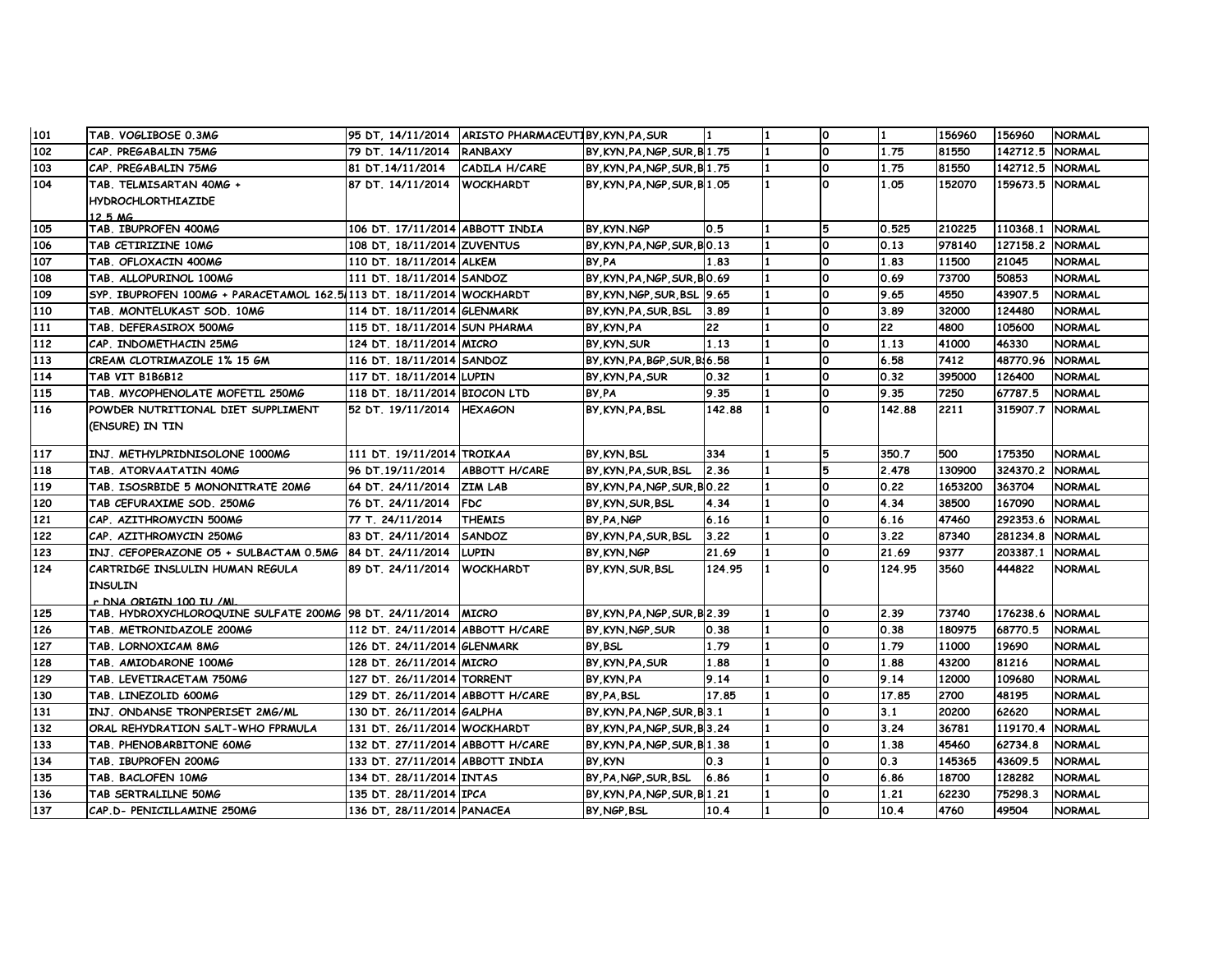| 101 | TAB. VOGLIBOSE 0.3MG | 95 DT. 14/11/2014 | ARISTO PHARMACEUTI | BY,KYN,PA,SUR | 1 | 1 | 0 | 1 | 156960 | 156960 | NORMAL |
|---|---|---|---|---|---|---|---|---|---|---|---|
| 102 | CAP. PREGABALIN 75MG | 79 DT. 14/11/2014 | RANBAXY | BY,KYN,PA,NGP,SUR,B | 1.75 | 1 | 0 | 1.75 | 81550 | 142712.5 | NORMAL |
| 103 | CAP. PREGABALIN 75MG | 81 DT.14/11/2014 | CADILA H/CARE | BY,KYN,PA,NGP,SUR,B | 1.75 | 1 | 0 | 1.75 | 81550 | 142712.5 | NORMAL |
| 104 | TAB. TELMISARTAN 40MG + HYDROCHLORTHIAZIDE 12.5 MG | 87 DT. 14/11/2014 | WOCKHARDT | BY,KYN,PA,NGP,SUR,B | 1.05 | 1 | 0 | 1.05 | 152070 | 159673.5 | NORMAL |
| 105 | TAB. IBUPROFEN 400MG | 106 DT. 17/11/2014 | ABBOTT INDIA | BY,KYN.NGP | 0.5 | 1 | 5 | 0.525 | 210225 | 110368.1 | NORMAL |
| 106 | TAB CETIRIZINE 10MG | 108 DT, 18/11/2014 | ZUVENTUS | BY,KYN,PA,NGP,SUR,B | 0.13 | 1 | 0 | 0.13 | 978140 | 127158.2 | NORMAL |
| 107 | TAB. OFLOXACIN 400MG | 110 DT. 18/11/2014 | ALKEM | BY,PA | 1.83 | 1 | 0 | 1.83 | 11500 | 21045 | NORMAL |
| 108 | TAB. ALLOPURINOL 100MG | 111 DT. 18/11/2014 | SANDOZ | BY,KYN,PA,NGP,SUR,B | 0.69 | 1 | 0 | 0.69 | 73700 | 50853 | NORMAL |
| 109 | SYP. IBUPROFEN 100MG + PARACETAMOL 162.5 | 113 DT. 18/11/2014 | WOCKHARDT | BY,KYN,NGP,SUR,BSL | 9.65 | 1 | 0 | 9.65 | 4550 | 43907.5 | NORMAL |
| 110 | TAB. MONTELUKAST SOD. 10MG | 114 DT. 18/11/2014 | GLENMARK | BY,KYN,PA,SUR,BSL | 3.89 | 1 | 0 | 3.89 | 32000 | 124480 | NORMAL |
| 111 | TAB. DEFERASIROX 500MG | 115 DT. 18/11/2014 | SUN PHARMA | BY,KYN,PA | 22 | 1 | 0 | 22 | 4800 | 105600 | NORMAL |
| 112 | CAP. INDOMETHACIN 25MG | 124 DT. 18/11/2014 | MICRO | BY,KYN,SUR | 1.13 | 1 | 0 | 1.13 | 41000 | 46330 | NORMAL |
| 113 | CREAM CLOTRIMAZOLE 1% 15 GM | 116 DT. 18/11/2014 | SANDOZ | BY,KYN,PA,BGP,SUR,B | 6.58 | 1 | 0 | 6.58 | 7412 | 48770.96 | NORMAL |
| 114 | TAB VIT B1B6B12 | 117 DT. 18/11/2014 | LUPIN | BY,KYN,PA,SUR | 0.32 | 1 | 0 | 0.32 | 395000 | 126400 | NORMAL |
| 115 | TAB. MYCOPHENOLATE MOFETIL 250MG | 118 DT. 18/11/2014 | BIOCON LTD | BY,PA | 9.35 | 1 | 0 | 9.35 | 7250 | 67787.5 | NORMAL |
| 116 | POWDER NUTRITIONAL DIET SUPPLIMENT (ENSURE) IN TIN | 52 DT. 19/11/2014 | HEXAGON | BY,KYN,PA,BSL | 142.88 | 1 | 0 | 142.88 | 2211 | 315907.7 | NORMAL |
| 117 | INJ. METHYLPRIDNISOLONE 1000MG | 111 DT. 19/11/2014 | TROIKAA | BY,KYN,BSL | 334 | 1 | 5 | 350.7 | 500 | 175350 | NORMAL |
| 118 | TAB. ATORVAATATIN 40MG | 96 DT.19/11/2014 | ABBOTT H/CARE | BY,KYN,PA,SUR,BSL | 2.36 | 1 | 5 | 2.478 | 130900 | 324370.2 | NORMAL |
| 119 | TAB. ISOSRBIDE 5 MONONITRATE 20MG | 64 DT. 24/11/2014 | ZIM LAB | BY,KYN,PA,NGP,SUR,B | 0.22 | 1 | 0 | 0.22 | 1653200 | 363704 | NORMAL |
| 120 | TAB CEFURAXIME SOD. 250MG | 76 DT. 24/11/2014 | FDC | BY,KYN,SUR,BSL | 4.34 | 1 | 0 | 4.34 | 38500 | 167090 | NORMAL |
| 121 | CAP. AZITHROMYCIN 500MG | 77 T. 24/11/2014 | THEMIS | BY,PA,NGP | 6.16 | 1 | 0 | 6.16 | 47460 | 292353.6 | NORMAL |
| 122 | CAP. AZITHROMYCIN 250MG | 83 DT. 24/11/2014 | SANDOZ | BY,KYN,PA,SUR,BSL | 3.22 | 1 | 0 | 3.22 | 87340 | 281234.8 | NORMAL |
| 123 | INJ. CEFOPERAZONE O5 + SULBACTAM 0.5MG | 84 DT. 24/11/2014 | LUPIN | BY,KYN,NGP | 21.69 | 1 | 0 | 21.69 | 9377 | 203387.1 | NORMAL |
| 124 | CARTRIDGE INSLULIN HUMAN REGULA INSULIN r DNA ORIGIN 100 IU /ML | 89 DT. 24/11/2014 | WOCKHARDT | BY,KYN,SUR,BSL | 124.95 | 1 | 0 | 124.95 | 3560 | 444822 | NORMAL |
| 125 | TAB. HYDROXYCHLOROQUINE SULFATE 200MG | 98 DT. 24/11/2014 | MICRO | BY,KYN,PA,NGP,SUR,B | 2.39 | 1 | 0 | 2.39 | 73740 | 176238.6 | NORMAL |
| 126 | TAB. METRONIDAZOLE 200MG | 112 DT. 24/11/2014 | ABBOTT H/CARE | BY,KYN,NGP,SUR | 0.38 | 1 | 0 | 0.38 | 180975 | 68770.5 | NORMAL |
| 127 | TAB. LORNOXICAM 8MG | 126 DT. 24/11/2014 | GLENMARK | BY,BSL | 1.79 | 1 | 0 | 1.79 | 11000 | 19690 | NORMAL |
| 128 | TAB. AMIODARONE 100MG | 128 DT. 26/11/2014 | MICRO | BY,KYN,PA,SUR | 1.88 | 1 | 0 | 1.88 | 43200 | 81216 | NORMAL |
| 129 | TAB. LEVETIRACETAM 750MG | 127 DT. 26/11/2014 | TORRENT | BY,KYN,PA | 9.14 | 1 | 0 | 9.14 | 12000 | 109680 | NORMAL |
| 130 | TAB. LINEZOLID 600MG | 129 DT. 26/11/2014 | ABBOTT H/CARE | BY,PA,BSL | 17.85 | 1 | 0 | 17.85 | 2700 | 48195 | NORMAL |
| 131 | INJ. ONDANSE TRONPERISET 2MG/ML | 130 DT. 26/11/2014 | GALPHA | BY,KYN,PA,NGP,SUR,B | 3.1 | 1 | 0 | 3.1 | 20200 | 62620 | NORMAL |
| 132 | ORAL REHYDRATION SALT-WHO FPRMULA | 131 DT. 26/11/2014 | WOCKHARDT | BY,KYN,PA,NGP,SUR,B | 3.24 | 1 | 0 | 3.24 | 36781 | 119170.4 | NORMAL |
| 133 | TAB. PHENOBARBITONE 60MG | 132 DT. 27/11/2014 | ABBOTT H/CARE | BY,KYN,PA,NGP,SUR,B | 1.38 | 1 | 0 | 1.38 | 45460 | 62734.8 | NORMAL |
| 134 | TAB. IBUPROFEN 200MG | 133 DT. 27/11/2014 | ABBOTT INDIA | BY,KYN | 0.3 | 1 | 0 | 0.3 | 145365 | 43609.5 | NORMAL |
| 135 | TAB. BACLOFEN 10MG | 134 DT. 28/11/2014 | INTAS | BY,PA,NGP,SUR,BSL | 6.86 | 1 | 0 | 6.86 | 18700 | 128282 | NORMAL |
| 136 | TAB SERTRALILNE 50MG | 135 DT. 28/11/2014 | IPCA | BY,KYN,PA,NGP,SUR,B | 1.21 | 1 | 0 | 1.21 | 62230 | 75298.3 | NORMAL |
| 137 | CAP.D- PENICILLAMINE 250MG | 136 DT, 28/11/2014 | PANACEA | BY,NGP,BSL | 10.4 | 1 | 0 | 10.4 | 4760 | 49504 | NORMAL |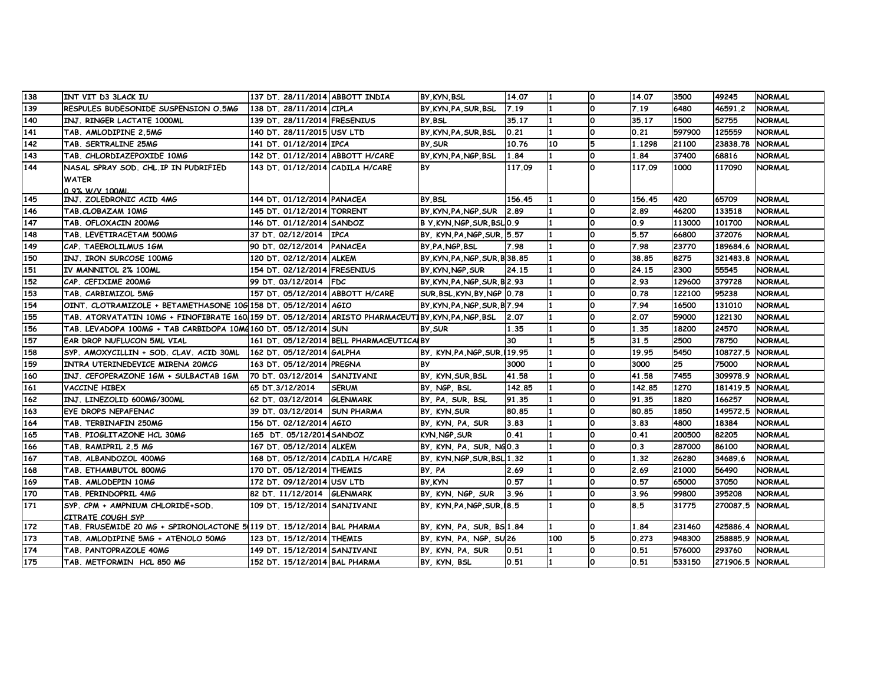| 138 | INT VIT D3 3LACK IU | 137 DT. 28/11/2014 | ABBOTT INDIA | BY,KYN,BSL | 14.07 | 1 | 0 | 14.07 | 3500 | 49245 | NORMAL |
|---|---|---|---|---|---|---|---|---|---|---|---|
| 139 | RESPULES BUDESONIDE SUSPENSION O.5MG | 138 DT. 28/11/2014 | CIPLA | BY,KYN,PA,SUR,BSL | 7.19 | 1 | 0 | 7.19 | 6480 | 46591.2 | NORMAL |
| 140 | INJ. RINGER LACTATE 1000ML | 139 DT. 28/11/2014 | FRESENIUS | BY,BSL | 35.17 | 1 | 0 | 35.17 | 1500 | 52755 | NORMAL |
| 141 | TAB. AMLODIPINE 2,5MG | 140 DT. 28/11/2015 | USV LTD | BY,KYN,PA,SUR,BSL | 0.21 | 1 | 0 | 0.21 | 597900 | 125559 | NORMAL |
| 142 | TAB. SERTRALINE 25MG | 141 DT. 01/12/2014 | IPCA | BY,SUR | 10.76 | 10 | 5 | 1.1298 | 21100 | 23838.78 | NORMAL |
| 143 | TAB. CHLORDIAZEPOXIDE 10MG | 142 DT. 01/12/2014 | ABBOTT H/CARE | BY,KYN,PA,NGP,BSL | 1.84 | 1 | 0 | 1.84 | 37400 | 68816 | NORMAL |
| 144 | NASAL SPRAY SOD. CHL.IP IN PUDRIFIED WATER 0.9% W/V 100ML | 143 DT. 01/12/2014 | CADILA H/CARE | BY | 117.09 | 1 | 0 | 117.09 | 1000 | 117090 | NORMAL |
| 145 | INJ. ZOLEDRONIC ACID 4MG | 144 DT. 01/12/2014 | PANACEA | BY,BSL | 156.45 | 1 | 0 | 156.45 | 420 | 65709 | NORMAL |
| 146 | TAB.CLOBAZAM 10MG | 145 DT. 01/12/2014 | TORRENT | BY,KYN,PA,NGP,SUR | 2.89 | 1 | 0 | 2.89 | 46200 | 133518 | NORMAL |
| 147 | TAB. OFLOXACIN 200MG | 146 DT. 01/12/2014 | SANDOZ | B Y,KYN,NGP,SUR,BSL | 0.9 | 1 | 0 | 0.9 | 113000 | 101700 | NORMAL |
| 148 | TAB. LEVETIRACETAM 500MG | 37 DT. 02/12/2014 | IPCA | BY, KYN,PA,NGP,SUR, | 5.57 | 1 | 0 | 5.57 | 66800 | 372076 | NORMAL |
| 149 | CAP. TAEEROLILMUS 1GM | 90 DT. 02/12/2014 | PANACEA | BY,PA,NGP,BSL | 7.98 | 1 | 0 | 7.98 | 23770 | 189684.6 | NORMAL |
| 150 | INJ. IRON SURCOSE 100MG | 120 DT. 02/12/2014 | ALKEM | BY,KYN,PA,NGP,SUR,B | 38.85 | 1 | 0 | 38.85 | 8275 | 321483.8 | NORMAL |
| 151 | IV MANNITOL 2% 100ML | 154 DT. 02/12/2014 | FRESENIUS | BY,KYN,NGP,SUR | 24.15 | 1 | 0 | 24.15 | 2300 | 55545 | NORMAL |
| 152 | CAP. CEFIXIME 200MG | 99 DT. 03/12/2014 | FDC | BY,KYN,PA,NGP,SUR,B | 2.93 | 1 | 0 | 2.93 | 129600 | 379728 | NORMAL |
| 153 | TAB. CARBIMIZOL 5MG | 157 DT. 05/12/2014 | ABBOTT H/CARE | SUR,BSL,KYN,BY,NGP | 0.78 | 1 | 0 | 0.78 | 122100 | 95238 | NORMAL |
| 154 | OINT. CLOTRAMIZOLE + BETAMETHASONE 10G | 158 DT. 05/12/2014 | AGIO | BY,KYN,PA,NGP,SUR,B | 7.94 | 1 | 0 | 7.94 | 16500 | 131010 | NORMAL |
| 155 | TAB. ATORVATATIN 10MG + FINOFIBRATE 160 | 159 DT. 05/12/2014 | ARISTO PHARMACEUTI | BY,KYN,PA,NGP,BSL | 2.07 | 1 | 0 | 2.07 | 59000 | 122130 | NORMAL |
| 156 | TAB. LEVADOPA 100MG + TAB CARBIDOPA 10MG | 160 DT. 05/12/2014 | SUN | BY,SUR | 1.35 | 1 | 0 | 1.35 | 18200 | 24570 | NORMAL |
| 157 | EAR DROP NUFLUCON 5ML VIAL | 161 DT. 05/12/2014 | BELL PHARMACEUTICAL | BY | 30 | 1 | 5 | 31.5 | 2500 | 78750 | NORMAL |
| 158 | SYP. AMOXYCILLIN + SOD. CLAV. ACID 30ML | 162 DT. 05/12/2014 | GALPHA | BY, KYN,PA,NGP,SUR, | 19.95 | 1 | 0 | 19.95 | 5450 | 108727.5 | NORMAL |
| 159 | INTRA UTERINEDEVICE MIRENA 20MCG | 163 DT. 05/12/2014 | PREGNA | BY | 3000 | 1 | 0 | 3000 | 25 | 75000 | NORMAL |
| 160 | INJ. CEFOPERAZONE 1GM + SULBACTAB 1GM | 70 DT. 03/12/2014 | SANJIVANI | BY, KYN,SUR,BSL | 41.58 | 1 | 0 | 41.58 | 7455 | 309978.9 | NORMAL |
| 161 | VACCINE HIBEX | 65 DT.3/12/2014 | SERUM | BY, NGP, BSL | 142.85 | 1 | 0 | 142.85 | 1270 | 181419.5 | NORMAL |
| 162 | INJ. LINEZOLID 600MG/300ML | 62 DT. 03/12/2014 | GLENMARK | BY, PA, SUR, BSL | 91.35 | 1 | 0 | 91.35 | 1820 | 166257 | NORMAL |
| 163 | EYE DROPS NEPAFENAC | 39 DT. 03/12/2014 | SUN PHARMA | BY, KYN,SUR | 80.85 | 1 | 0 | 80.85 | 1850 | 149572.5 | NORMAL |
| 164 | TAB. TERBINAFIN 250MG | 156 DT. 02/12/2014 | AGIO | BY, KYN, PA, SUR | 3.83 | 1 | 0 | 3.83 | 4800 | 18384 | NORMAL |
| 165 | TAB. PIOGLITAZONE HCL 30MG | 165 DT. 05/12/2014 | SANDOZ | KYN,NGP,SUR | 0.41 | 1 | 0 | 0.41 | 200500 | 82205 | NORMAL |
| 166 | TAB. RAMIPRIL 2.5 MG | 167 DT. 05/12/2014 | ALKEM | BY, KYN, PA, SUR, NG | 0.3 | 1 | 0 | 0.3 | 287000 | 86100 | NORMAL |
| 167 | TAB. ALBANDOZOL 400MG | 168 DT. 05/12/2014 | CADILA H/CARE | BY, KYN,NGP,SUR,BSL | 1.32 | 1 | 0 | 1.32 | 26280 | 34689.6 | NORMAL |
| 168 | TAB. ETHAMBUTOL 800MG | 170 DT. 05/12/2014 | THEMIS | BY, PA | 2.69 | 1 | 0 | 2.69 | 21000 | 56490 | NORMAL |
| 169 | TAB. AMLODEPIN 10MG | 172 DT. 09/12/2014 | USV LTD | BY,KYN | 0.57 | 1 | 0 | 0.57 | 65000 | 37050 | NORMAL |
| 170 | TAB. PERINDOPRIL 4MG | 82 DT. 11/12/2014 | GLENMARK | BY, KYN, NGP, SUR | 3.96 | 1 | 0 | 3.96 | 99800 | 395208 | NORMAL |
| 171 | SYP. CPM + AMPNIUM CHLORIDE+SOD. CITRATE COUGH SYP | 109 DT. 15/12/2014 | SANJIVANI | BY, KYN,PA,NGP,SUR, | 8.5 | 1 | 0 | 8.5 | 31775 | 270087.5 | NORMAL |
| 172 | TAB. FRUSEMIDE 20 MG + SPIRONOLACTONE 5 | 119 DT. 15/12/2014 | BAL PHARMA | BY, KYN, PA, SUR, BS | 1.84 | 1 | 0 | 1.84 | 231460 | 425886.4 | NORMAL |
| 173 | TAB. AMLODIPINE 5MG + ATENOLO 50MG | 123 DT. 15/12/2014 | THEMIS | BY, KYN, PA, NGP, SU | 26 | 100 | 5 | 0.273 | 948300 | 258885.9 | NORMAL |
| 174 | TAB. PANTOPRAZOLE 40MG | 149 DT. 15/12/2014 | SANJIVANI | BY, KYN, PA, SUR | 0.51 | 1 | 0 | 0.51 | 576000 | 293760 | NORMAL |
| 175 | TAB. METFORMIN HCL 850 MG | 152 DT. 15/12/2014 | BAL PHARMA | BY, KYN, BSL | 0.51 | 1 | 0 | 0.51 | 533150 | 271906.5 | NORMAL |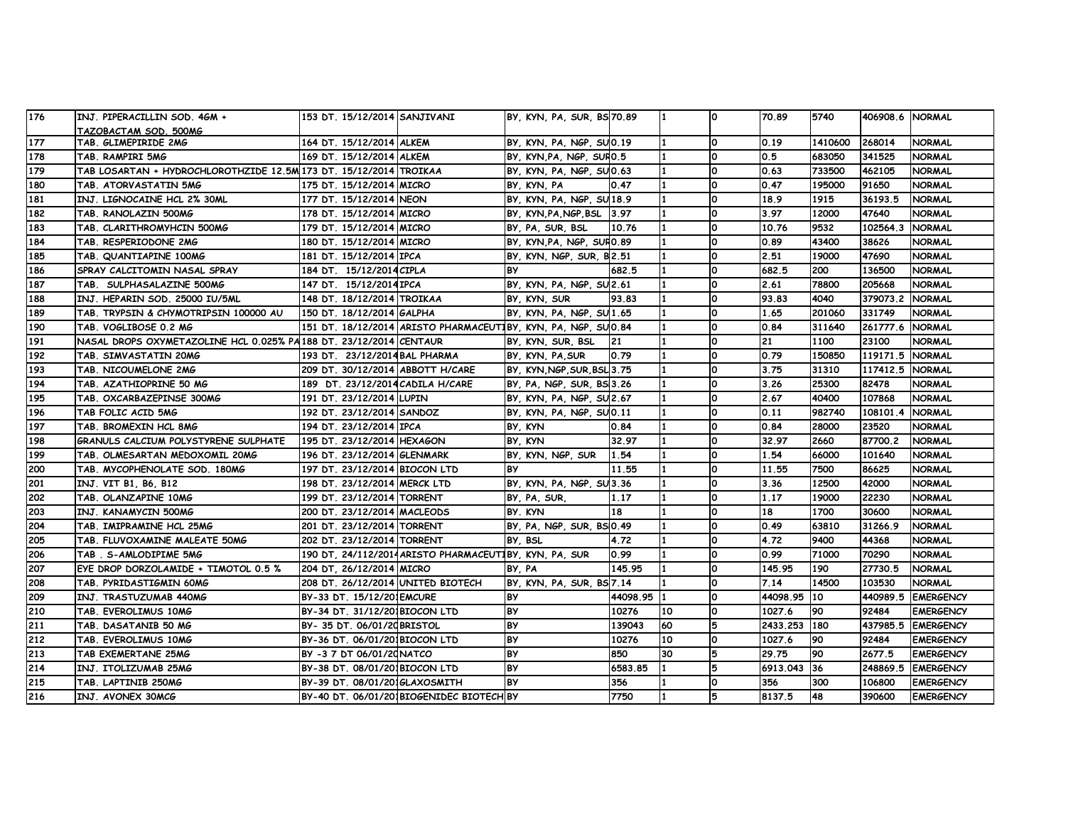| 176 | INJ. PIPERACILLIN SOD. 4GM + TAZOBACTAM SOD. 500MG | 153 DT. 15/12/2014 | SANJIVANI | BY, KYN, PA, SUR, BS | 70.89 | 1 | 0 | 70.89 | 5740 | 406908.6 | NORMAL |
|---|---|---|---|---|---|---|---|---|---|---|---|
| 177 | TAB. GLIMEPIRIDE 2MG | 164 DT. 15/12/2014 | ALKEM | BY, KYN, PA, NGP, SU | 0.19 | 1 | 0 | 0.19 | 1410600 | 268014 | NORMAL |
| 178 | TAB. RAMPIRI 5MG | 169 DT. 15/12/2014 | ALKEM | BY, KYN,PA, NGP, SUR | 0.5 | 1 | 0 | 0.5 | 683050 | 341525 | NORMAL |
| 179 | TAB LOSARTAN + HYDROCHLOROTHZIDE 12.5M | 173 DT. 15/12/2014 | TROIKAA | BY, KYN, PA, NGP, SU | 0.63 | 1 | 0 | 0.63 | 733500 | 462105 | NORMAL |
| 180 | TAB. ATORVASTATIN 5MG | 175 DT. 15/12/2014 | MICRO | BY, KYN, PA | 0.47 | 1 | 0 | 0.47 | 195000 | 91650 | NORMAL |
| 181 | INJ. LIGNOCAINE HCL 2% 30ML | 177 DT. 15/12/2014 | NEON | BY, KYN, PA, NGP, SU | 18.9 | 1 | 0 | 18.9 | 1915 | 36193.5 | NORMAL |
| 182 | TAB. RANOLAZIN 500MG | 178 DT. 15/12/2014 | MICRO | BY, KYN,PA,NGP,BSL | 3.97 | 1 | 0 | 3.97 | 12000 | 47640 | NORMAL |
| 183 | TAB. CLARITHROMYHCIN 500MG | 179 DT. 15/12/2014 | MICRO | BY, PA, SUR, BSL | 10.76 | 1 | 0 | 10.76 | 9532 | 102564.3 | NORMAL |
| 184 | TAB. RESPERIODONE 2MG | 180 DT. 15/12/2014 | MICRO | BY, KYN,PA, NGP, SUR | 0.89 | 1 | 0 | 0.89 | 43400 | 38626 | NORMAL |
| 185 | TAB. QUANTIAPINE 100MG | 181 DT. 15/12/2014 | IPCA | BY, KYN, NGP, SUR, B | 2.51 | 1 | 0 | 2.51 | 19000 | 47690 | NORMAL |
| 186 | SPRAY CALCITOMIN NASAL SPRAY | 184 DT. 15/12/2014 | CIPLA | BY | 682.5 | 1 | 0 | 682.5 | 200 | 136500 | NORMAL |
| 187 | TAB. SULPHASALAZINE 500MG | 147 DT. 15/12/2014 | IPCA | BY, KYN, PA, NGP, SU | 2.61 | 1 | 0 | 2.61 | 78800 | 205668 | NORMAL |
| 188 | INJ. HEPARIN SOD. 25000 IU/5ML | 148 DT. 18/12/2014 | TROIKAA | BY, KYN, SUR | 93.83 | 1 | 0 | 93.83 | 4040 | 379073.2 | NORMAL |
| 189 | TAB. TRYPSIN & CHYMOTRIPSIN 100000 AU | 150 DT. 18/12/2014 | GALPHA | BY, KYN, PA, NGP, SU | 1.65 | 1 | 0 | 1.65 | 201060 | 331749 | NORMAL |
| 190 | TAB. VOGLIBOSE 0.2 MG | 151 DT. 18/12/2014 | ARISTO PHARMACEUTI | BY, KYN, PA, NGP, SU | 0.84 | 1 | 0 | 0.84 | 311640 | 261777.6 | NORMAL |
| 191 | NASAL DROPS OXYMETAZOLINE HCL 0.025% PA | 188 DT. 23/12/2014 | CENTAUR | BY, KYN, SUR, BSL | 21 | 1 | 0 | 21 | 1100 | 23100 | NORMAL |
| 192 | TAB. SIMVASTATIN 20MG | 193 DT. 23/12/2014 | BAL PHARMA | BY, KYN, PA,SUR | 0.79 | 1 | 0 | 0.79 | 150850 | 119171.5 | NORMAL |
| 193 | TAB. NICOUMELONE 2MG | 209 DT. 30/12/2014 | ABBOTT H/CARE | BY, KYN,NGP,SUR,BSL | 3.75 | 1 | 0 | 3.75 | 31310 | 117412.5 | NORMAL |
| 194 | TAB. AZATHIOPRINE 50 MG | 189 DT. 23/12/2014 | CADILA H/CARE | BY, PA, NGP, SUR, BS | 3.26 | 1 | 0 | 3.26 | 25300 | 82478 | NORMAL |
| 195 | TAB. OXCARBAZEPINSE 300MG | 191 DT. 23/12/2014 | LUPIN | BY, KYN, PA, NGP, SU | 2.67 | 1 | 0 | 2.67 | 40400 | 107868 | NORMAL |
| 196 | TAB FOLIC ACID 5MG | 192 DT. 23/12/2014 | SANDOZ | BY, KYN, PA, NGP, SU | 0.11 | 1 | 0 | 0.11 | 982740 | 108101.4 | NORMAL |
| 197 | TAB. BROMEXIN HCL 8MG | 194 DT. 23/12/2014 | IPCA | BY, KYN | 0.84 | 1 | 0 | 0.84 | 28000 | 23520 | NORMAL |
| 198 | GRANULS CALCIUM POLYSTYRENE SULPHATE | 195 DT. 23/12/2014 | HEXAGON | BY, KYN | 32.97 | 1 | 0 | 32.97 | 2660 | 87700.2 | NORMAL |
| 199 | TAB. OLMESARTAN MEDOXOMIL 20MG | 196 DT. 23/12/2014 | GLENMARK | BY, KYN, NGP, SUR | 1.54 | 1 | 0 | 1.54 | 66000 | 101640 | NORMAL |
| 200 | TAB. MYCOPHENOLATE SOD. 180MG | 197 DT. 23/12/2014 | BIOCON LTD | BY | 11.55 | 1 | 0 | 11.55 | 7500 | 86625 | NORMAL |
| 201 | INJ. VIT B1, B6, B12 | 198 DT. 23/12/2014 | MERCK LTD | BY, KYN, PA, NGP, SU | 3.36 | 1 | 0 | 3.36 | 12500 | 42000 | NORMAL |
| 202 | TAB. OLANZAPINE 10MG | 199 DT. 23/12/2014 | TORRENT | BY, PA, SUR, | 1.17 | 1 | 0 | 1.17 | 19000 | 22230 | NORMAL |
| 203 | INJ. KANAMYCIN 500MG | 200 DT. 23/12/2014 | MACLEODS | BY. KYN | 18 | 1 | 0 | 18 | 1700 | 30600 | NORMAL |
| 204 | TAB. IMIPRAMINE HCL 25MG | 201 DT. 23/12/2014 | TORRENT | BY, PA, NGP, SUR, BS | 0.49 | 1 | 0 | 0.49 | 63810 | 31266.9 | NORMAL |
| 205 | TAB. FLUVOXAMINE MALEATE 50MG | 202 DT. 23/12/2014 | TORRENT | BY, BSL | 4.72 | 1 | 0 | 4.72 | 9400 | 44368 | NORMAL |
| 206 | TAB . S-AMLODIPIME 5MG | 190 DT, 24/112/2014 | ARISTO PHARMACEUTI | BY, KYN, PA, SUR | 0.99 | 1 | 0 | 0.99 | 71000 | 70290 | NORMAL |
| 207 | EYE DROP DORZOLAMIDE + TIMOTOL 0.5 % | 204 DT, 26/12/2014 | MICRO | BY, PA | 145.95 | 1 | 0 | 145.95 | 190 | 27730.5 | NORMAL |
| 208 | TAB. PYRIDASTIGMIN 60MG | 208 DT. 26/12/2014 | UNITED BIOTECH | BY, KYN, PA, SUR, BS | 7.14 | 1 | 0 | 7.14 | 14500 | 103530 | NORMAL |
| 209 | INJ. TRASTUZUMAB 440MG | BY-33 DT. 15/12/201 | EMCURE | BY | 44098.95 | 1 | 0 | 44098.95 | 10 | 440989.5 | EMERGENCY |
| 210 | TAB. EVEROLIMUS 10MG | BY-34 DT. 31/12/201 | BIOCON LTD | BY | 10276 | 10 | 0 | 1027.6 | 90 | 92484 | EMERGENCY |
| 211 | TAB. DASATANIB 50 MG | BY- 35 DT. 06/01/20 | BRISTOL | BY | 139043 | 60 | 5 | 2433.253 | 180 | 437985.5 | EMERGENCY |
| 212 | TAB. EVEROLIMUS 10MG | BY-36 DT. 06/01/201 | BIOCON LTD | BY | 10276 | 10 | 0 | 1027.6 | 90 | 92484 | EMERGENCY |
| 213 | TAB EXEMERTANE 25MG | BY -3 7 DT 06/01/20 | NATCO | BY | 850 | 30 | 5 | 29.75 | 90 | 2677.5 | EMERGENCY |
| 214 | INJ. ITOLIZUMAB 25MG | BY-38 DT. 08/01/201 | BIOCON LTD | BY | 6583.85 | 1 | 5 | 6913.043 | 36 | 248869.5 | EMERGENCY |
| 215 | TAB. LAPTINIB 250MG | BY-39 DT. 08/01/201 | GLAXOSMITH | BY | 356 | 1 | 0 | 356 | 300 | 106800 | EMERGENCY |
| 216 | INJ. AVONEX 30MCG | BY-40 DT. 06/01/201 | BIOGENIDEC BIOTECH | BY | 7750 | 1 | 5 | 8137.5 | 48 | 390600 | EMERGENCY |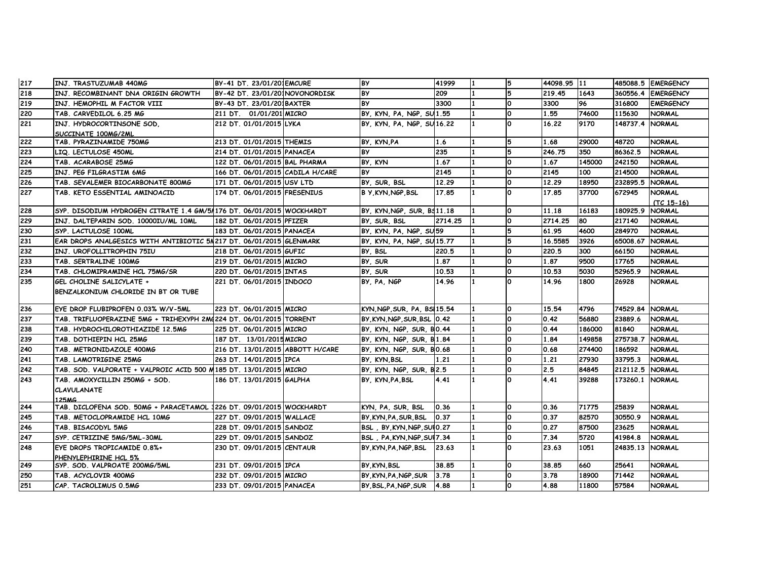| 217 | INJ. TRASTUZUMAB 440MG | BY-41 DT. 23/01/201 | EMCURE | BY | 41999 | 1 | 5 | 44098.95 | 11 | 485088.5 | EMERGENCY |
|---|---|---|---|---|---|---|---|---|---|---|---|
| 218 | INJ. RECOMBINANT DNA ORIGIN GROWTH | BY-42 DT. 23/01/201 | NOVONORDISK | BY | 209 | 1 | 5 | 219.45 | 1643 | 360556.4 | EMERGENCY |
| 219 | INJ. HEMOPHIL M FACTOR VIII | BY-43 DT. 23/01/201 | BAXTER | BY | 3300 | 1 | 0 | 3300 | 96 | 316800 | EMERGENCY |
| 220 | TAB. CARVEDILOL 6.25 MG | 211 DT. 01/01/201 | MICRO | BY, KYN, PA, NGP, SU | 1.55 | 1 | 0 | 1.55 | 74600 | 115630 | NORMAL |
| 221 | INJ. HYDROCORTINSONE SOD, SUCCINATE 100MG/2ML | 212 DT. 01/01/2015 | LYKA | BY, KYN, PA, NGP, SU | 16.22 | 1 | 0 | 16.22 | 9170 | 148737.4 | NORMAL |
| 222 | TAB. PYRAZINAMIDE 750MG | 213 DT. 01/01/2015 | THEMIS | BY, KYN,PA | 1.6 | 1 | 5 | 1.68 | 29000 | 48720 | NORMAL |
| 223 | LIQ. LECTULOSE 450ML | 214 DT. 01/01/2015 | PANACEA | BY | 235 | 1 | 5 | 246.75 | 350 | 86362.5 | NORMAL |
| 224 | TAB. ACARABOSE 25MG | 122 DT. 06/01/2015 | BAL PHARMA | BY, KYN | 1.67 | 1 | 0 | 1.67 | 145000 | 242150 | NORMAL |
| 225 | INJ. PEG FILGRASTIM 6MG | 166 DT. 06/01/2015 | CADILA H/CARE | BY | 2145 | 1 | 0 | 2145 | 100 | 214500 | NORMAL |
| 226 | TAB. SEVALEMER BIOCARBONATE 800MG | 171 DT. 06/01/2015 | USV LTD | BY, SUR, BSL | 12.29 | 1 | 0 | 12.29 | 18950 | 232895.5 | NORMAL |
| 227 | TAB. KETO ESSENTIAL AMINOACID | 174 DT. 06/01/2015 | FRESENIUS | B Y,KYN,NGP,BSL | 17.85 | 1 | 0 | 17.85 | 37700 | 672945 | NORMAL (TC 15-16) |
| 228 | SYP. DISODIUM HYDROGEN CITRATE 1.4 GM/5 | 176 DT. 06/01/2015 | WOCKHARDT | BY, KYN,NGP, SUR, BS | 11.18 | 1 | 0 | 11.18 | 16183 | 180925.9 | NORMAL |
| 229 | INJ. DALTEPARIN SOD. 10000IU/ML 10ML | 182 DT. 06/01/2015 | PFIZER | BY, SUR, BSL | 2714.25 | 1 | 0 | 2714.25 | 80 | 217140 | NORMAL |
| 230 | SYP. LACTULOSE 100ML | 183 DT. 06/01/2015 | PANACEA | BY, KYN, PA, NGP, SU | 59 | 1 | 5 | 61.95 | 4600 | 284970 | NORMAL |
| 231 | EAR DROPS ANALGESICS WITH ANTIBIOTIC 5M | 217 DT. 06/01/2015 | GLENMARK | BY, KYN, PA, NGP, SU | 15.77 | 1 | 5 | 16.5585 | 3926 | 65008.67 | NORMAL |
| 232 | INJ. UROFOLLITROPHIN 75IU | 218 DT. 06/01/2015 | GUFIC | BY, BSL | 220.5 | 1 | 0 | 220.5 | 300 | 66150 | NORMAL |
| 233 | TAB. SERTRALINE 100MG | 219 DT. 06/01/2015 | MICRO | BY, SUR | 1.87 | 1 | 0 | 1.87 | 9500 | 17765 | NORMAL |
| 234 | TAB. CHLOMIPRAMINE HCL 75MG/SR | 220 DT. 06/01/2015 | INTAS | BY, SUR | 10.53 | 1 | 0 | 10.53 | 5030 | 52965.9 | NORMAL |
| 235 | GEL CHOLINE SALICYLATE + BENZALKONIUM CHLORIDE IN BT OR TUBE | 221 DT. 06/01/2015 | INDOCO | BY, PA, NGP | 14.96 | 1 | 0 | 14.96 | 1800 | 26928 | NORMAL |
| 236 | EYE DROP FLUBIPROFEN 0.03% W/V-5ML | 223 DT. 06/01/2015 | MICRO | KYN,NGP,SUR, PA, BS | 15.54 | 1 | 0 | 15.54 | 4796 | 74529.84 | NORMAL |
| 237 | TAB. TRIFLUOPERAZINE 5MG + TRIHEXYPH 2M | 224 DT. 06/01/2015 | TORRENT | BY,KYN,NGP,SUR,BSL | 0.42 | 1 | 0 | 0.42 | 56880 | 23889.6 | NORMAL |
| 238 | TAB. HYDROCHILOROTHIAZIDE 12.5MG | 225 DT. 06/01/2015 | MICRO | BY, KYN, NGP, SUR, B | 0.44 | 1 | 0 | 0.44 | 186000 | 81840 | NORMAL |
| 239 | TAB. DOTHIEPIN HCL 25MG | 187 DT. 13/01/2015 | MICRO | BY, KYN, NGP, SUR, B | 1.84 | 1 | 0 | 1.84 | 149858 | 275738.7 | NORMAL |
| 240 | TAB. METRONIDAZOLE 400MG | 216 DT. 13/01/2015 | ABBOTT H/CARE | BY, KYN, NGP, SUR, B | 0.68 | 1 | 0 | 0.68 | 274400 | 186592 | NORMAL |
| 241 | TAB. LAMOTRIGINE 25MG | 263 DT. 14/01/2015 | IPCA | BY, KYN,BSL | 1.21 | 1 | 0 | 1.21 | 27930 | 33795.3 | NORMAL |
| 242 | TAB. SOD. VALPORATE + VALPROIC ACID 500 M | 185 DT. 13/01/2015 | MICRO | BY, KYN, NGP, SUR, B | 2.5 | 1 | 0 | 2.5 | 84845 | 212112.5 | NORMAL |
| 243 | TAB. AMOXYCILLIN 250MG + SOD. CLAVULANATE 125MG | 186 DT. 13/01/2015 | GALPHA | BY, KYN,PA,BSL | 4.41 | 1 | 0 | 4.41 | 39288 | 173260.1 | NORMAL |
| 244 | TAB. DICLOFENA SOD. 50MG + PARACETAMOL | 226 DT. 09/01/2015 | WOCKHARDT | KYN, PA, SUR, BSL | 0.36 | 1 | 0 | 0.36 | 71775 | 25839 | NORMAL |
| 245 | TAB. METOCLOPRAMIDE HCL 10MG | 227 DT. 09/01/2015 | WALLACE | BY,KYN,PA,SUR,BSL | 0.37 | 1 | 0 | 0.37 | 82570 | 30550.9 | NORMAL |
| 246 | TAB. BISACODYL 5MG | 228 DT. 09/01/2015 | SANDOZ | BSL , BY,KYN,NGP,SU | 0.27 | 1 | 0 | 0.27 | 87500 | 23625 | NORMAL |
| 247 | SYP. CETRIZINE 5MG/5ML-30ML | 229 DT. 09/01/2015 | SANDOZ | BSL , PA,KYN,NGP,SU | 7.34 | 1 | 0 | 7.34 | 5720 | 41984.8 | NORMAL |
| 248 | EYE DROPS TROPICAMIDE 0.8%+ PHENYLEPHIRINE HCL 5% | 230 DT. 09/01/2015 | CENTAUR | BY,KYN,PA,NGP,BSL | 23.63 | 1 | 0 | 23.63 | 1051 | 24835.13 | NORMAL |
| 249 | SYP. SOD. VALPROATE 200MG/5ML | 231 DT. 09/01/2015 | IPCA | BY,KYN,BSL | 38.85 | 1 | 0 | 38.85 | 660 | 25641 | NORMAL |
| 250 | TAB. ACYCLOVIR 400MG | 232 DT. 09/01/2015 | MICRO | BY,KYN,PA,NGP,SUR | 3.78 | 1 | 0 | 3.78 | 18900 | 71442 | NORMAL |
| 251 | CAP. TACROLIMUS 0.5MG | 233 DT. 09/01/2015 | PANACEA | BY,BSL,PA,NGP,SUR | 4.88 | 1 | 0 | 4.88 | 11800 | 57584 | NORMAL |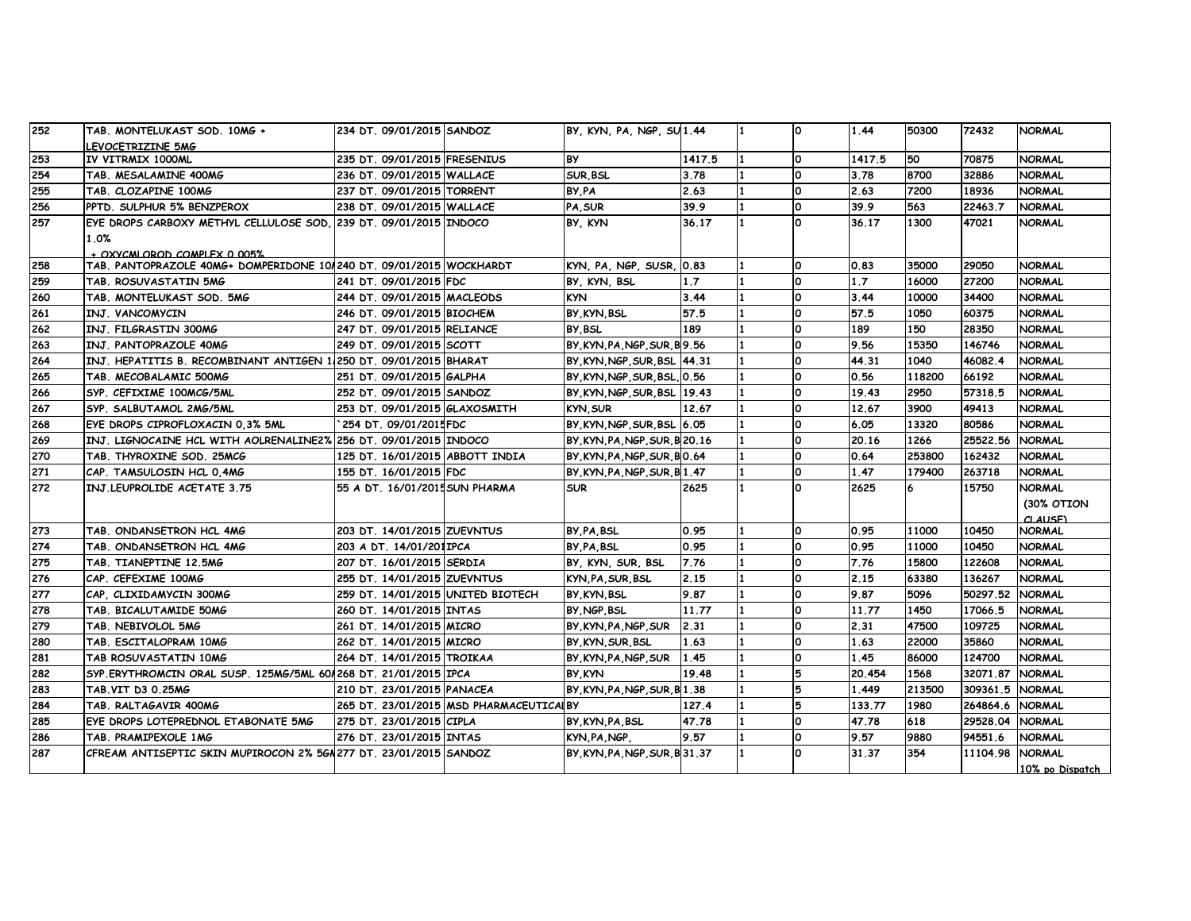| 252 | TAB. MONTELUKAST SOD. 10MG + LEVOCETRIZINE 5MG | 234 DT. 09/01/2015 | SANDOZ | BY, KYN, PA, NGP, SU | 1.44 | 1 | 0 | 1.44 | 50300 | 72432 | NORMAL |
|---|---|---|---|---|---|---|---|---|---|---|---|
| 253 | IV VITRMIX 1000ML | 235 DT. 09/01/2015 | FRESENIUS | BY | 1417.5 | 1 | 0 | 1417.5 | 50 | 70875 | NORMAL |
| 254 | TAB. MESALAMINE 400MG | 236 DT. 09/01/2015 | WALLACE | SUR,BSL | 3.78 | 1 | 0 | 3.78 | 8700 | 32886 | NORMAL |
| 255 | TAB. CLOZAPINE 100MG | 237 DT. 09/01/2015 | TORRENT | BY,PA | 2.63 | 1 | 0 | 2.63 | 7200 | 18936 | NORMAL |
| 256 | PPTD. SULPHUR 5% BENZPEROX | 238 DT. 09/01/2015 | WALLACE | PA,SUR | 39.9 | 1 | 0 | 39.9 | 563 | 22463.7 | NORMAL |
| 257 | EYE DROPS CARBOXY METHYL CELLULOSE SOD, 1.0% + OXYCMLOROD COMPLEX 0.005% | 239 DT. 09/01/2015 | INDOCO | BY, KYN | 36.17 | 1 | 0 | 36.17 | 1300 | 47021 | NORMAL |
| 258 | TAB. PANTOPRAZOLE 40MG+ DOMPERIDONE 10 | 240 DT. 09/01/2015 | WOCKHARDT | KYN, PA, NGP, SUSR, | 0.83 | 1 | 0 | 0.83 | 35000 | 29050 | NORMAL |
| 259 | TAB. ROSUVASTATIN 5MG | 241 DT. 09/01/2015 | FDC | BY, KYN, BSL | 1.7 | 1 | 0 | 1.7 | 16000 | 27200 | NORMAL |
| 260 | TAB. MONTELUKAST SOD. 5MG | 244 DT. 09/01/2015 | MACLEODS | KYN | 3.44 | 1 | 0 | 3.44 | 10000 | 34400 | NORMAL |
| 261 | INJ. VANCOMYCIN | 246 DT. 09/01/2015 | BIOCHEM | BY,KYN,BSL | 57.5 | 1 | 0 | 57.5 | 1050 | 60375 | NORMAL |
| 262 | INJ. FILGRASTIN 300MG | 247 DT. 09/01/2015 | RELIANCE | BY,BSL | 189 | 1 | 0 | 189 | 150 | 28350 | NORMAL |
| 263 | INJ. PANTOPRAZOLE 40MG | 249 DT. 09/01/2015 | SCOTT | BY,KYN,PA,NGP,SUR,B | 9.56 | 1 | 0 | 9.56 | 15350 | 146746 | NORMAL |
| 264 | INJ. HEPATITIS B. RECOMBINANT ANTIGEN 1 | 250 DT. 09/01/2015 | BHARAT | BY,KYN,NGP,SUR,BSL | 44.31 | 1 | 0 | 44.31 | 1040 | 46082.4 | NORMAL |
| 265 | TAB. MECOBALAMIC 500MG | 251 DT. 09/01/2015 | GALPHA | BY,KYN,NGP,SUR,BSL, | 0.56 | 1 | 0 | 0.56 | 118200 | 66192 | NORMAL |
| 266 | SYP. CEFIXIME 100MCG/5ML | 252 DT. 09/01/2015 | SANDOZ | BY,KYN,NGP,SUR,BSL | 19.43 | 1 | 0 | 19.43 | 2950 | 57318.5 | NORMAL |
| 267 | SYP. SALBUTAMOL 2MG/5ML | 253 DT. 09/01/2015 | GLAXOSMITH | KYN,SUR | 12.67 | 1 | 0 | 12.67 | 3900 | 49413 | NORMAL |
| 268 | EYE DROPS CIPROFLOXACIN 0,3% 5ML | `254 DT. 09/01/2015 | FDC | BY,KYN,NGP,SUR,BSL | 6.05 | 1 | 0 | 6.05 | 13320 | 80586 | NORMAL |
| 269 | INJ. LIGNOCAINE HCL WITH AOLRENALINE2% | 256 DT. 09/01/2015 | INDOCO | BY,KYN,PA,NGP,SUR,B | 20.16 | 1 | 0 | 20.16 | 1266 | 25522.56 | NORMAL |
| 270 | TAB. THYROXINE SOD. 25MCG | 125 DT. 16/01/2015 | ABBOTT INDIA | BY,KYN,PA,NGP,SUR,B | 0.64 | 1 | 0 | 0.64 | 253800 | 162432 | NORMAL |
| 271 | CAP. TAMSULOSIN HCL 0,4MG | 155 DT. 16/01/2015 | FDC | BY,KYN,PA,NGP,SUR,B | 1.47 | 1 | 0 | 1.47 | 179400 | 263718 | NORMAL |
| 272 | INJ.LEUPROLIDE ACETATE 3.75 | 55 A DT. 16/01/2015 | SUN PHARMA | SUR | 2625 | 1 | 0 | 2625 | 6 | 15750 | NORMAL (30% OTION CLAUSE) |
| 273 | TAB. ONDANSETRON HCL 4MG | 203 DT. 14/01/2015 | ZUEVNTUS | BY,PA,BSL | 0.95 | 1 | 0 | 0.95 | 11000 | 10450 | NORMAL |
| 274 | TAB. ONDANSETRON HCL 4MG | 203 A DT. 14/01/201 | IPCA | BY,PA,BSL | 0.95 | 1 | 0 | 0.95 | 11000 | 10450 | NORMAL |
| 275 | TAB. TIANEPTINE 12.5MG | 207 DT. 16/01/2015 | SERDIA | BY, KYN, SUR, BSL | 7.76 | 1 | 0 | 7.76 | 15800 | 122608 | NORMAL |
| 276 | CAP. CEFEXIME 100MG | 255 DT. 14/01/2015 | ZUEVNTUS | KYN,PA,SUR,BSL | 2.15 | 1 | 0 | 2.15 | 63380 | 136267 | NORMAL |
| 277 | CAP, CLIXIDAMYCIN 300MG | 259 DT. 14/01/2015 | UNITED BIOTECH | BY,KYN,BSL | 9.87 | 1 | 0 | 9.87 | 5096 | 50297.52 | NORMAL |
| 278 | TAB. BICALUTAMIDE 50MG | 260 DT. 14/01/2015 | INTAS | BY,NGP,BSL | 11.77 | 1 | 0 | 11.77 | 1450 | 17066.5 | NORMAL |
| 279 | TAB. NEBIVOLOL 5MG | 261 DT. 14/01/2015 | MICRO | BY,KYN,PA,NGP,SUR | 2.31 | 1 | 0 | 2.31 | 47500 | 109725 | NORMAL |
| 280 | TAB. ESCITALOPRAM 10MG | 262 DT. 14/01/2015 | MICRO | BY,KYN,SUR,BSL | 1.63 | 1 | 0 | 1.63 | 22000 | 35860 | NORMAL |
| 281 | TAB ROSUVASTATIN 10MG | 264 DT. 14/01/2015 | TROIKAA | BY,KYN,PA,NGP,SUR | 1.45 | 1 | 0 | 1.45 | 86000 | 124700 | NORMAL |
| 282 | SYP.ERYTHROMCIN ORAL SUSP. 125MG/5ML 60 | 268 DT. 21/01/2015 | IPCA | BY,KYN | 19.48 | 1 | 5 | 20.454 | 1568 | 32071.87 | NORMAL |
| 283 | TAB.VIT D3 0.25MG | 210 DT. 23/01/2015 | PANACEA | BY,KYN,PA,NGP,SUR,B | 1.38 | 1 | 5 | 1.449 | 213500 | 309361.5 | NORMAL |
| 284 | TAB. RALTAGAVIR 400MG | 265 DT. 23/01/2015 | MSD PHARMACEUTICAL | BY | 127.4 | 1 | 5 | 133.77 | 1980 | 264864.6 | NORMAL |
| 285 | EYE DROPS LOTEPREDNOL ETABONATE 5MG | 275 DT. 23/01/2015 | CIPLA | BY,KYN,PA,BSL | 47.78 | 1 | 0 | 47.78 | 618 | 29528.04 | NORMAL |
| 286 | TAB. PRAMIPEXOLE 1MG | 276 DT. 23/01/2015 | INTAS | KYN,PA,NGP, | 9.57 | 1 | 0 | 9.57 | 9880 | 94551.6 | NORMAL |
| 287 | CFREAM ANTISEPTIC SKIN MUPIROCON 2% 5G | 277 DT. 23/01/2015 | SANDOZ | BY,KYN,PA,NGP,SUR,B | 31.37 | 1 | 0 | 31.37 | 354 | 11104.98 | NORMAL 10% po Dispatch |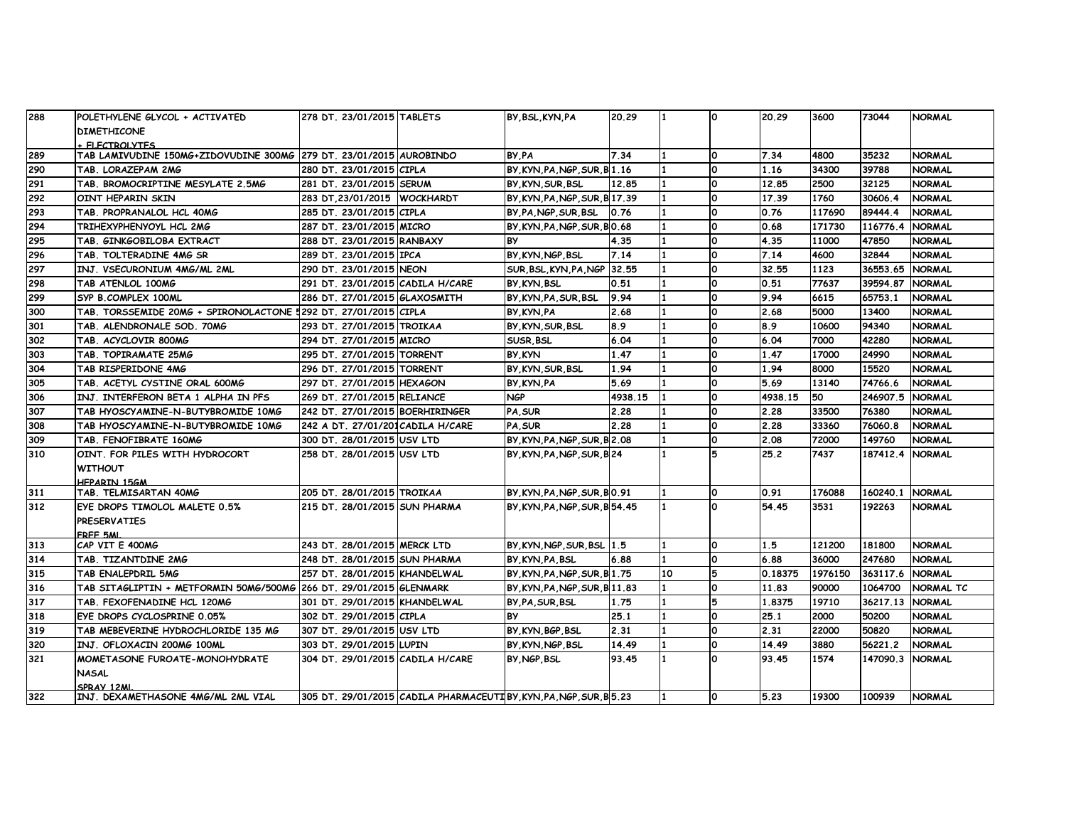| 288 | POLETHYLENE GLYCOL + ACTIVATED DIMETHICONE + ELECTROLYTES | 278 DT. 23/01/2015 | TABLETS | BY,BSL,KYN,PA | 20.29 | 1 | 0 | 20.29 | 3600 | 73044 | NORMAL |
|---|---|---|---|---|---|---|---|---|---|---|---|
| 289 | TAB LAMIVUDINE 150MG+ZIDOVUDINE 300MG | 279 DT. 23/01/2015 | AUROBINDO | BY,PA | 7.34 | 1 | 0 | 7.34 | 4800 | 35232 | NORMAL |
| 290 | TAB. LORAZEPAM 2MG | 280 DT. 23/01/2015 | CIPLA | BY,KYN,PA,NGP,SUR,B | 1.16 | 1 | 0 | 1.16 | 34300 | 39788 | NORMAL |
| 291 | TAB. BROMOCRIPTINE MESYLATE 2.5MG | 281 DT. 23/01/2015 | SERUM | BY,KYN,SUR,BSL | 12.85 | 1 | 0 | 12.85 | 2500 | 32125 | NORMAL |
| 292 | OINT HEPARIN SKIN | 283 DT,23/01/2015 | WOCKHARDT | BY,KYN,PA,NGP,SUR,B | 17.39 | 1 | 0 | 17.39 | 1760 | 30606.4 | NORMAL |
| 293 | TAB. PROPRANALOL HCL 40MG | 285 DT. 23/01/2015 | CIPLA | BY,PA,NGP,SUR,BSL | 0.76 | 1 | 0 | 0.76 | 117690 | 89444.4 | NORMAL |
| 294 | TRIHEXYPHENYOYL HCL 2MG | 287 DT. 23/01/2015 | MICRO | BY,KYN,PA,NGP,SUR,B | 0.68 | 1 | 0 | 0.68 | 171730 | 116776.4 | NORMAL |
| 295 | TAB. GINKGOBILOBA EXTRACT | 288 DT. 23/01/2015 | RANBAXY | BY | 4.35 | 1 | 0 | 4.35 | 11000 | 47850 | NORMAL |
| 296 | TAB. TOLTERADINE 4MG SR | 289 DT. 23/01/2015 | IPCA | BY,KYN,NGP,BSL | 7.14 | 1 | 0 | 7.14 | 4600 | 32844 | NORMAL |
| 297 | INJ. VSECURONIUM 4MG/ML 2ML | 290 DT. 23/01/2015 | NEON | SUR,BSL,KYN,PA,NGP | 32.55 | 1 | 0 | 32.55 | 1123 | 36553.65 | NORMAL |
| 298 | TAB ATENLOL 100MG | 291 DT. 23/01/2015 | CADILA H/CARE | BY,KYN,BSL | 0.51 | 1 | 0 | 0.51 | 77637 | 39594.87 | NORMAL |
| 299 | SYP B.COMPLEX 100ML | 286 DT. 27/01/2015 | GLAXOSMITH | BY,KYN,PA,SUR,BSL | 9.94 | 1 | 0 | 9.94 | 6615 | 65753.1 | NORMAL |
| 300 | TAB. TORSSEMIDE 20MG + SPIRONOLACTONE 5 | 292 DT. 27/01/2015 | CIPLA | BY,KYN,PA | 2.68 | 1 | 0 | 2.68 | 5000 | 13400 | NORMAL |
| 301 | TAB. ALENDRONALE SOD. 70MG | 293 DT. 27/01/2015 | TROIKAA | BY,KYN,SUR,BSL | 8.9 | 1 | 0 | 8.9 | 10600 | 94340 | NORMAL |
| 302 | TAB. ACYCLOVIR 800MG | 294 DT. 27/01/2015 | MICRO | SUSR,BSL | 6.04 | 1 | 0 | 6.04 | 7000 | 42280 | NORMAL |
| 303 | TAB. TOPIRAMATE 25MG | 295 DT. 27/01/2015 | TORRENT | BY,KYN | 1.47 | 1 | 0 | 1.47 | 17000 | 24990 | NORMAL |
| 304 | TAB RISPERIDONE 4MG | 296 DT. 27/01/2015 | TORRENT | BY,KYN,SUR,BSL | 1.94 | 1 | 0 | 1.94 | 8000 | 15520 | NORMAL |
| 305 | TAB. ACETYL CYSTINE ORAL 600MG | 297 DT. 27/01/2015 | HEXAGON | BY,KYN,PA | 5.69 | 1 | 0 | 5.69 | 13140 | 74766.6 | NORMAL |
| 306 | INJ. INTERFERON BETA 1 ALPHA IN PFS | 269 DT. 27/01/2015 | RELIANCE | NGP | 4938.15 | 1 | 0 | 4938.15 | 50 | 246907.5 | NORMAL |
| 307 | TAB HYOSCYAMINE-N-BUTYBROMIDE 10MG | 242 DT. 27/01/2015 | BOERHIRINGER | PA,SUR | 2.28 | 1 | 0 | 2.28 | 33500 | 76380 | NORMAL |
| 308 | TAB HYOSCYAMINE-N-BUTYBROMIDE 10MG | 242 A DT. 27/01/201 | CADILA H/CARE | PA,SUR | 2.28 | 1 | 0 | 2.28 | 33360 | 76060.8 | NORMAL |
| 309 | TAB. FENOFIBRATE 160MG | 300 DT. 28/01/2015 | USV LTD | BY,KYN,PA,NGP,SUR,B | 2.08 | 1 | 0 | 2.08 | 72000 | 149760 | NORMAL |
| 310 | OINT. FOR PILES WITH HYDROCORT WITHOUT HEPARIN 15GM | 258 DT. 28/01/2015 | USV LTD | BY,KYN,PA,NGP,SUR,B | 24 | 1 | 5 | 25.2 | 7437 | 187412.4 | NORMAL |
| 311 | TAB. TELMISARTAN 40MG | 205 DT. 28/01/2015 | TROIKAA | BY,KYN,PA,NGP,SUR,B | 0.91 | 1 | 0 | 0.91 | 176088 | 160240.1 | NORMAL |
| 312 | EYE DROPS TIMOLOL MALETE 0.5% PRESERVATIES FREE 5ML | 215 DT. 28/01/2015 | SUN PHARMA | BY,KYN,PA,NGP,SUR,B | 54.45 | 1 | 0 | 54.45 | 3531 | 192263 | NORMAL |
| 313 | CAP VIT E 400MG | 243 DT. 28/01/2015 | MERCK LTD | BY,KYN,NGP,SUR,BSL | 1.5 | 1 | 0 | 1.5 | 121200 | 181800 | NORMAL |
| 314 | TAB. TIZANTDINE 2MG | 248 DT. 28/01/2015 | SUN PHARMA | BY,KYN,PA,BSL | 6.88 | 1 | 0 | 6.88 | 36000 | 247680 | NORMAL |
| 315 | TAB ENALEPDRIL 5MG | 257 DT. 28/01/2015 | KHANDELWAL | BY,KYN,PA,NGP,SUR,B | 1.75 | 10 | 5 | 0.18375 | 1976150 | 363117.6 | NORMAL |
| 316 | TAB SITAGLIPTIN + METFORMIN 50MG/500MG | 266 DT. 29/01/2015 | GLENMARK | BY,KYN,PA,NGP,SUR,B | 11.83 | 1 | 0 | 11.83 | 90000 | 1064700 | NORMAL TC |
| 317 | TAB. FEXOFENADINE HCL 120MG | 301 DT. 29/01/2015 | KHANDELWAL | BY,PA,SUR,BSL | 1.75 | 1 | 5 | 1.8375 | 19710 | 36217.13 | NORMAL |
| 318 | EYE DROPS CYCLOSPRINE 0.05% | 302 DT. 29/01/2015 | CIPLA | BY | 25.1 | 1 | 0 | 25.1 | 2000 | 50200 | NORMAL |
| 319 | TAB MEBEVERINE HYDROCHLORIDE 135 MG | 307 DT. 29/01/2015 | USV LTD | BY,KYN,BGP,BSL | 2.31 | 1 | 0 | 2.31 | 22000 | 50820 | NORMAL |
| 320 | INJ. OFLOXACIN 200MG 100ML | 303 DT. 29/01/2015 | LUPIN | BY,KYN,NGP,BSL | 14.49 | 1 | 0 | 14.49 | 3880 | 56221.2 | NORMAL |
| 321 | MOMETASONE FUROATE-MONOHYDRATE NASAL SPRAY 12ML | 304 DT. 29/01/2015 | CADILA H/CARE | BY,NGP,BSL | 93.45 | 1 | 0 | 93.45 | 1574 | 147090.3 | NORMAL |
| 322 | INJ. DEXAMETHASONE 4MG/ML 2ML VIAL | 305 DT. 29/01/2015 | CADILA PHARMACEUTI | BY,KYN,PA,NGP,SUR,B | 5.23 | 1 | 0 | 5.23 | 19300 | 100939 | NORMAL |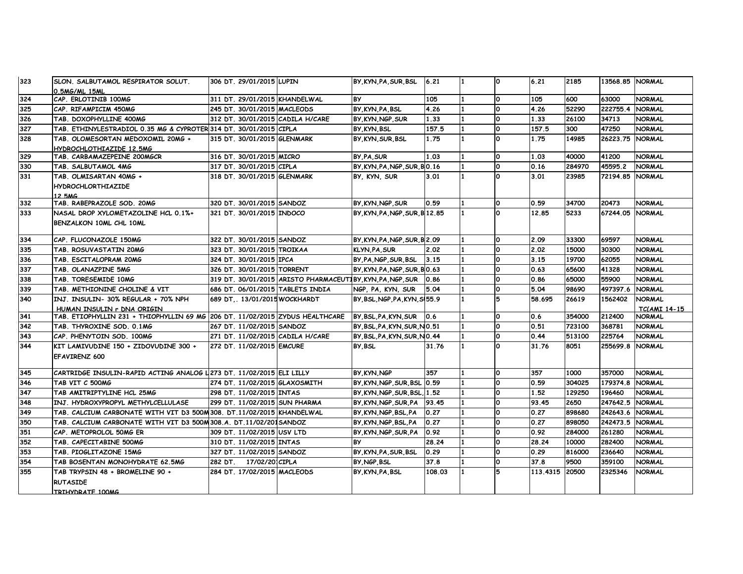| 323 | SLON. SALBUTAMOL RESPIRATOR SOLUT. 0.5MG/ML 15ML | 306 DT. 29/01/2015 | LUPIN | BY,KYN,PA,SUR,BSL | 6.21 | 1 | 0 | 6.21 | 2185 | 13568.85 | NORMAL |
|---|---|---|---|---|---|---|---|---|---|---|---|
| 324 | CAP. ERLOTINIB 100MG | 311 DT. 29/01/2015 | KHANDELWAL | BY | 105 | 1 | 0 | 105 | 600 | 63000 | NORMAL |
| 325 | CAP. RIFAMPICIM 450MG | 245 DT. 30/01/2015 | MACLEODS | BY,KYN,PA,BSL | 4.26 | 1 | 0 | 4.26 | 52290 | 222755.4 | NORMAL |
| 326 | TAB. DOXOPHYLLINE 400MG | 312 DT. 30/01/2015 | CADILA H/CARE | BY,KYN,NGP,SUR | 1.33 | 1 | 0 | 1.33 | 26100 | 34713 | NORMAL |
| 327 | TAB. ETHINYLESTRADIOL 0.35 MG & CYPROTER | 314 DT. 30/01/2015 | CIPLA | BY,KYN,BSL | 157.5 | 1 | 0 | 157.5 | 300 | 47250 | NORMAL |
| 328 | TAB. OLOMESORTAN MEDOXOMIL 20MG + HYDROCHLOTHIAZIDE 12.5MG | 315 DT. 30/01/2015 | GLENMARK | BY,KYN,SUR,BSL | 1.75 | 1 | 0 | 1.75 | 14985 | 26223.75 | NORMAL |
| 329 | TAB. CARBAMAZEPEINE 200MGCR | 316 DT. 30/01/2015 | MICRO | BY,PA,SUR | 1.03 | 1 | 0 | 1.03 | 40000 | 41200 | NORMAL |
| 330 | TAB. SALBUTAMOL 4MG | 317 DT. 30/01/2015 | CIPLA | BY,KYN,PA,NGP,SUR,B | 0.16 | 1 | 0 | 0.16 | 284970 | 45595.2 | NORMAL |
| 331 | TAB. OLMISARTAN 40MG + HYDROCHLORTHIAZIDE 12.5MG | 318 DT. 30/01/2015 | GLENMARK | BY, KYN, SUR | 3.01 | 1 | 0 | 3.01 | 23985 | 72194.85 | NORMAL |
| 332 | TAB. RABEPRAZOLE SOD. 20MG | 320 DT. 30/01/2015 | SANDOZ | BY,KYN,NGP,SUR | 0.59 | 1 | 0 | 0.59 | 34700 | 20473 | NORMAL |
| 333 | NASAL DROP XYLOMETAZOLINE HCL 0.1%+ BENZALKON 10ML CHL 10ML | 321 DT. 30/01/2015 | INDOCO | BY,KYN,PA,NGP,SUR,B | 12.85 | 1 | 0 | 12.85 | 5233 | 67244.05 | NORMAL |
| 334 | CAP. FLUCONAZOLE 150MG | 322 DT. 30/01/2015 | SANDOZ | BY,KYN,PA,NGP,SUR,B | 2.09 | 1 | 0 | 2.09 | 33300 | 69597 | NORMAL |
| 335 | TAB. ROSUVASTATIN 20MG | 323 DT. 30/01/2015 | TROIKAA | KLYN,PA,SUR | 2.02 | 1 | 0 | 2.02 | 15000 | 30300 | NORMAL |
| 336 | TAB. ESCITALOPRAM 20MG | 324 DT. 30/01/2015 | IPCA | BY,PA,NGP,SUR,BSL | 3.15 | 1 | 0 | 3.15 | 19700 | 62055 | NORMAL |
| 337 | TAB. OLANAZPINE 5MG | 326 DT. 30/01/2015 | TORRENT | BY,KYN,PA,NGP,SUR,B | 0.63 | 1 | 0 | 0.63 | 65600 | 41328 | NORMAL |
| 338 | TAB. TORESEMIDE 10MG | 319 DT. 30/01/2015 | ARISTO PHARMACEUTI | BY,KYN,PA,NGP,SUR | 0.86 | 1 | 0 | 0.86 | 65000 | 55900 | NORMAL |
| 339 | TAB. METHIONINE CHOLINE & VIT | 686 DT. 06/01/2015 | TABLETS INDIA | NGP, PA, KYN, SUR | 5.04 | 1 | 0 | 5.04 | 98690 | 497397.6 | NORMAL |
| 340 | INJ. INSULIN- 30% REGULAR + 70% NPH HUMAN INSULIN r DNA ORIGIN | 689 DT,. 13/01/2015 | WOCKHARDT | BY,BSL,NGP,PA,KYN,S | 55.9 | 1 | 5 | 58.695 | 26619 | 1562402 | NORMAL TC(AMI 14-15 |
| 341 | TAB. ETIOPHYLLIN 231 + THIOPHYLLIN 69 MG | 206 DT. 11/02/2015 | ZYDUS HEALTHCARE | BY,BSL,PA,KYN,SUR | 0.6 | 1 | 0 | 0.6 | 354000 | 212400 | NORMAL |
| 342 | TAB. THYROXINE SOD. 0.1MG | 267 DT. 11/02/2015 | SANDOZ | BY,BSL,PA,KYN,SUR,N | 0.51 | 1 | 0 | 0.51 | 723100 | 368781 | NORMAL |
| 343 | CAP. PHENYTOIN SOD. 100MG | 271 DT. 11/02/2015 | CADILA H/CARE | BY,BSL,PA,KYN,SUR,N | 0.44 | 1 | 0 | 0.44 | 513100 | 225764 | NORMAL |
| 344 | KIT LAMIVUDINE 150 + ZIDOVUDINE 300 + EFAVIRENZ 600 | 272 DT. 11/02/2015 | EMCURE | BY,BSL | 31.76 | 1 | 0 | 31.76 | 8051 | 255699.8 | NORMAL |
| 345 | CARTRIDGE INSULIN-RAPID ACTING ANALOG L | 273 DT. 11/02/2015 | ELI LILLY | BY,KYN,NGP | 357 | 1 | 0 | 357 | 1000 | 357000 | NORMAL |
| 346 | TAB VIT C 500MG | 274 DT. 11/02/2015 | GLAXOSMITH | BY,KYN,NGP,SUR,BSL | 0.59 | 1 | 0 | 0.59 | 304025 | 179374.8 | NORMAL |
| 347 | TAB AMITRIPTYLINE HCL 25MG | 298 DT. 11/02/2015 | INTAS | BY,KYN,NGP,SUR,BSL, | 1.52 | 1 | 0 | 1.52 | 129250 | 196460 | NORMAL |
| 348 | INJ. HYDROXYPROPYL METHYLCELLULASE | 299 DT. 11/02/2015 | SUN PHARMA | BY,KYN,NGP,SUR,PA | 93.45 | 1 | 0 | 93.45 | 2650 | 247642.5 | NORMAL |
| 349 | TAB. CALCIUM CARBONATE WITH VIT D3 500M | 308. DT.11/02/2015 | KHANDELWAL | BY,KYN,NGP,BSL,PA | 0.27 | 1 | 0 | 0.27 | 898680 | 242643.6 | NORMAL |
| 350 | TAB. CALCIUM CARBONATE WITH VIT D3 500M | 308.A. DT.11/02/201 | SANDOZ | BY,KYN,NGP,BSL,PA | 0.27 | 1 | 0 | 0.27 | 898050 | 242473.5 | NORMAL |
| 351 | CAP. METOPROLOL 50MG ER | 309 DT. 11/02/2015 | USV LTD | BY,KYN,NGP,SUR,PA | 0.92 | 1 | 0 | 0.92 | 284000 | 261280 | NORMAL |
| 352 | TAB. CAPECITABINE 500MG | 310 DT. 11/02/2015 | INTAS | BY | 28.24 | 1 | 0 | 28.24 | 10000 | 282400 | NORMAL |
| 353 | TAB. PIOGLITAZONE 15MG | 327 DT. 11/02/2015 | SANDOZ | BY,KYN,PA,SUR,BSL | 0.29 | 1 | 0 | 0.29 | 816000 | 236640 | NORMAL |
| 354 | TAB BOSENTAN MONOHYDRATE 62.5MG | 282 DT. 17/02/20 | CIPLA | BY,NGP,BSL | 37.8 | 1 | 0 | 37.8 | 9500 | 359100 | NORMAL |
| 355 | TAB TRYPSIN 48 + BROMELINE 90 + RUTASIDE TRIHYDRATE 100MG | 284 DT. 17/02/2015 | MACLEODS | BY,KYN,PA,BSL | 108.03 | 1 | 5 | 113.4315 | 20500 | 2325346 | NORMAL |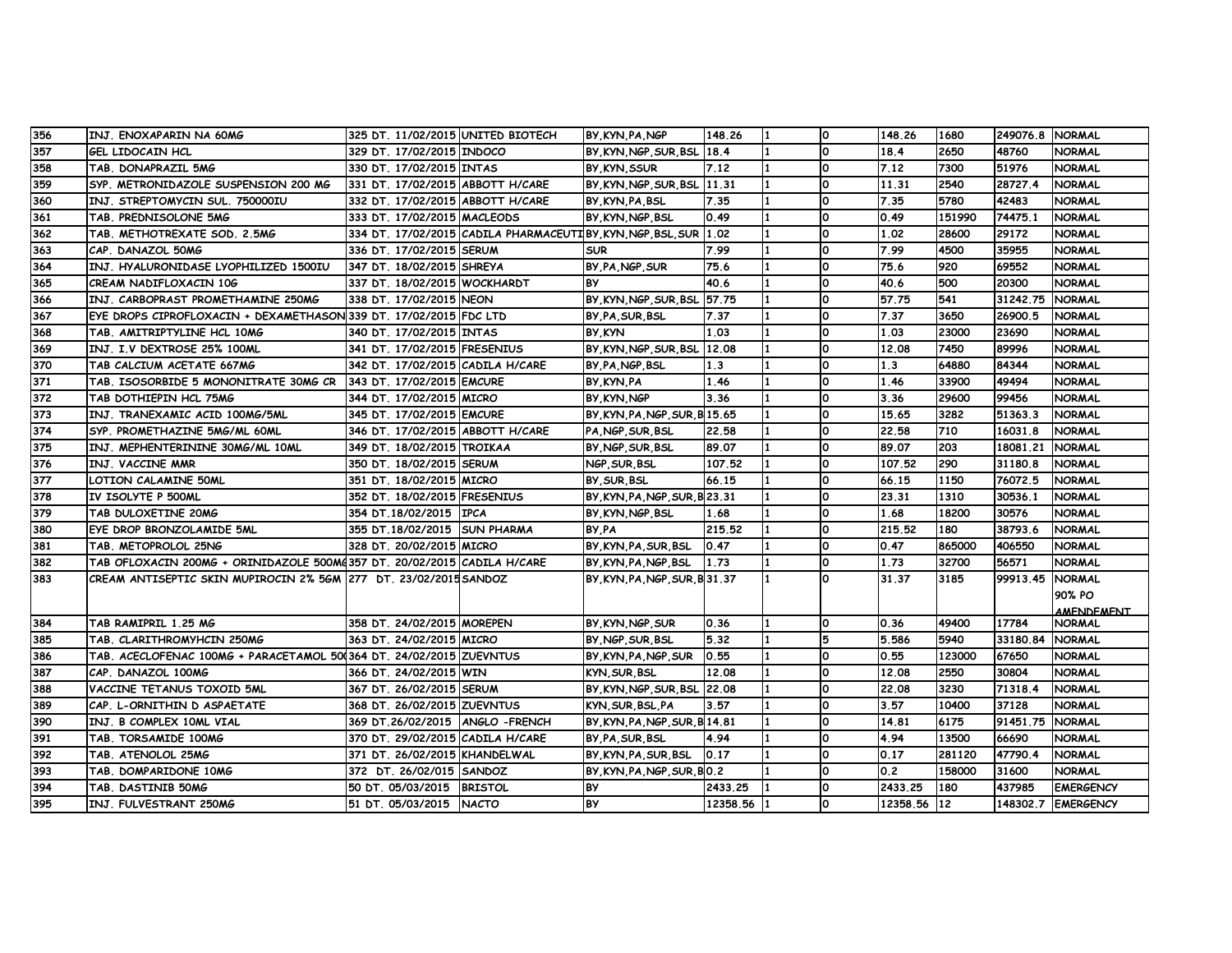| 356 | INJ. ENOXAPARIN NA 60MG | 325 DT. 11/02/2015 | UNITED BIOTECH | BY,KYN,PA,NGP | 148.26 | 1 | 0 | 148.26 | 1680 | 249076.8 | NORMAL |
|---|---|---|---|---|---|---|---|---|---|---|---|
| 357 | GEL LIDOCAIN HCL | 329 DT. 17/02/2015 | INDOCO | BY,KYN,NGP,SUR,BSL | 18.4 | 1 | 0 | 18.4 | 2650 | 48760 | NORMAL |
| 358 | TAB. DONAPRAZIL 5MG | 330 DT. 17/02/2015 | INTAS | BY,KYN,SSUR | 7.12 | 1 | 0 | 7.12 | 7300 | 51976 | NORMAL |
| 359 | SYP. METRONIDAZOLE SUSPENSION 200 MG | 331 DT. 17/02/2015 | ABBOTT H/CARE | BY,KYN,NGP,SUR,BSL | 11.31 | 1 | 0 | 11.31 | 2540 | 28727.4 | NORMAL |
| 360 | INJ. STREPTOMYCIN SUL. 750000IU | 332 DT. 17/02/2015 | ABBOTT H/CARE | BY,KYN,PA,BSL | 7.35 | 1 | 0 | 7.35 | 5780 | 42483 | NORMAL |
| 361 | TAB. PREDNISOLONE 5MG | 333 DT. 17/02/2015 | MACLEODS | BY,KYN,NGP,BSL | 0.49 | 1 | 0 | 0.49 | 151990 | 74475.1 | NORMAL |
| 362 | TAB. METHOTREXATE SOD. 2.5MG | 334 DT. 17/02/2015 | CADILA PHARMACEUTI | BY,KYN,NGP,BSL,SUR | 1.02 | 1 | 0 | 1.02 | 28600 | 29172 | NORMAL |
| 363 | CAP. DANAZOL 50MG | 336 DT. 17/02/2015 | SERUM | SUR | 7.99 | 1 | 0 | 7.99 | 4500 | 35955 | NORMAL |
| 364 | INJ. HYALURONIDASE LYOPHILIZED 1500IU | 347 DT. 18/02/2015 | SHREYA | BY,PA,NGP,SUR | 75.6 | 1 | 0 | 75.6 | 920 | 69552 | NORMAL |
| 365 | CREAM NADIFLOXACIN 10G | 337 DT. 18/02/2015 | WOCKHARDT | BY | 40.6 | 1 | 0 | 40.6 | 500 | 20300 | NORMAL |
| 366 | INJ. CARBOPRAST PROMETHAMINE 250MG | 338 DT. 17/02/2015 | NEON | BY,KYN,NGP,SUR,BSL | 57.75 | 1 | 0 | 57.75 | 541 | 31242.75 | NORMAL |
| 367 | EYE DROPS CIPROFLOXACIN + DEXAMETHASON | 339 DT. 17/02/2015 | FDC LTD | BY,PA,SUR,BSL | 7.37 | 1 | 0 | 7.37 | 3650 | 26900.5 | NORMAL |
| 368 | TAB. AMITRIPTYLINE HCL 10MG | 340 DT. 17/02/2015 | INTAS | BY,KYN | 1.03 | 1 | 0 | 1.03 | 23000 | 23690 | NORMAL |
| 369 | INJ. I.V DEXTROSE 25% 100ML | 341 DT. 17/02/2015 | FRESENIUS | BY,KYN,NGP,SUR,BSL | 12.08 | 1 | 0 | 12.08 | 7450 | 89996 | NORMAL |
| 370 | TAB CALCIUM ACETATE 667MG | 342 DT. 17/02/2015 | CADILA H/CARE | BY,PA,NGP,BSL | 1.3 | 1 | 0 | 1.3 | 64880 | 84344 | NORMAL |
| 371 | TAB. ISOSORBIDE 5 MONONITRATE 30MG CR | 343 DT. 17/02/2015 | EMCURE | BY,KYN,PA | 1.46 | 1 | 0 | 1.46 | 33900 | 49494 | NORMAL |
| 372 | TAB DOTHIEPIN HCL 75MG | 344 DT. 17/02/2015 | MICRO | BY,KYN,NGP | 3.36 | 1 | 0 | 3.36 | 29600 | 99456 | NORMAL |
| 373 | INJ. TRANEXAMIC ACID 100MG/5ML | 345 DT. 17/02/2015 | EMCURE | BY,KYN,PA,NGP,SUR,B | 15.65 | 1 | 0 | 15.65 | 3282 | 51363.3 | NORMAL |
| 374 | SYP. PROMETHAZINE 5MG/ML 60ML | 346 DT. 17/02/2015 | ABBOTT H/CARE | PA,NGP,SUR,BSL | 22.58 | 1 | 0 | 22.58 | 710 | 16031.8 | NORMAL |
| 375 | INJ. MEPHENTERININE 30MG/ML 10ML | 349 DT. 18/02/2015 | TROIKAA | BY,NGP,SUR,BSL | 89.07 | 1 | 0 | 89.07 | 203 | 18081.21 | NORMAL |
| 376 | INJ. VACCINE MMR | 350 DT. 18/02/2015 | SERUM | NGP,SUR,BSL | 107.52 | 1 | 0 | 107.52 | 290 | 31180.8 | NORMAL |
| 377 | LOTION CALAMINE 50ML | 351 DT. 18/02/2015 | MICRO | BY,SUR,BSL | 66.15 | 1 | 0 | 66.15 | 1150 | 76072.5 | NORMAL |
| 378 | IV ISOLYTE P 500ML | 352 DT. 18/02/2015 | FRESENIUS | BY,KYN,PA,NGP,SUR,B | 23.31 | 1 | 0 | 23.31 | 1310 | 30536.1 | NORMAL |
| 379 | TAB DULOXETINE 20MG | 354 DT.18/02/2015 | IPCA | BY,KYN,NGP,BSL | 1.68 | 1 | 0 | 1.68 | 18200 | 30576 | NORMAL |
| 380 | EYE DROP BRONZOLAMIDE 5ML | 355 DT.18/02/2015 | SUN PHARMA | BY,PA | 215.52 | 1 | 0 | 215.52 | 180 | 38793.6 | NORMAL |
| 381 | TAB. METOPROLOL 25NG | 328 DT. 20/02/2015 | MICRO | BY,KYN,PA,SUR,BSL | 0.47 | 1 | 0 | 0.47 | 865000 | 406550 | NORMAL |
| 382 | TAB OFLOXACIN 200MG + ORINIDAZOLE 500MG | 357 DT. 20/02/2015 | CADILA H/CARE | BY,KYN,PA,NGP,BSL | 1.73 | 1 | 0 | 1.73 | 32700 | 56571 | NORMAL |
| 383 | CREAM ANTISEPTIC SKIN MUPIROCIN 2% 5GM | 277 DT. 23/02/2015 | SANDOZ | BY,KYN,PA,NGP,SUR,B | 31.37 | 1 | 0 | 31.37 | 3185 | 99913.45 | NORMAL 90% PO AMENDEMENT |
| 384 | TAB RAMIPRIL 1.25 MG | 358 DT. 24/02/2015 | MOREPEN | BY,KYN,NGP,SUR | 0.36 | 1 | 0 | 0.36 | 49400 | 17784 | NORMAL |
| 385 | TAB. CLARITHROMYHCIN 250MG | 363 DT. 24/02/2015 | MICRO | BY,NGP,SUR,BSL | 5.32 | 1 | 5 | 5.586 | 5940 | 33180.84 | NORMAL |
| 386 | TAB. ACECLOFENAC 100MG + PARACETAMOL 500 | 364 DT. 24/02/2015 | ZUEVNTUS | BY,KYN,PA,NGP,SUR | 0.55 | 1 | 0 | 0.55 | 123000 | 67650 | NORMAL |
| 387 | CAP. DANAZOL 100MG | 366 DT. 24/02/2015 | WIN | KYN,SUR,BSL | 12.08 | 1 | 0 | 12.08 | 2550 | 30804 | NORMAL |
| 388 | VACCINE TETANUS TOXOID 5ML | 367 DT. 26/02/2015 | SERUM | BY,KYN,NGP,SUR,BSL | 22.08 | 1 | 0 | 22.08 | 3230 | 71318.4 | NORMAL |
| 389 | CAP. L-ORNITHIN D ASPAETATE | 368 DT. 26/02/2015 | ZUEVNTUS | KYN,SUR,BSL,PA | 3.57 | 1 | 0 | 3.57 | 10400 | 37128 | NORMAL |
| 390 | INJ. B COMPLEX 10ML VIAL | 369 DT.26/02/2015 | ANGLO -FRENCH | BY,KYN,PA,NGP,SUR,B | 14.81 | 1 | 0 | 14.81 | 6175 | 91451.75 | NORMAL |
| 391 | TAB. TORSAMIDE 100MG | 370 DT. 29/02/2015 | CADILA H/CARE | BY,PA,SUR,BSL | 4.94 | 1 | 0 | 4.94 | 13500 | 66690 | NORMAL |
| 392 | TAB. ATENOLOL 25MG | 371 DT. 26/02/2015 | KHANDELWAL | BY,KYN,PA,SUR,BSL | 0.17 | 1 | 0 | 0.17 | 281120 | 47790.4 | NORMAL |
| 393 | TAB. DOMPARIDONE 10MG | 372 DT. 26/02/015 | SANDOZ | BY,KYN,PA,NGP,SUR,B | 0.2 | 1 | 0 | 0.2 | 158000 | 31600 | NORMAL |
| 394 | TAB. DASTINIB 50MG | 50 DT. 05/03/2015 | BRISTOL | BY | 2433.25 | 1 | 0 | 2433.25 | 180 | 437985 | EMERGENCY |
| 395 | INJ. FULVESTRANT 250MG | 51 DT. 05/03/2015 | NACTO | BY | 12358.56 | 1 | 0 | 12358.56 | 12 | 148302.7 | EMERGENCY |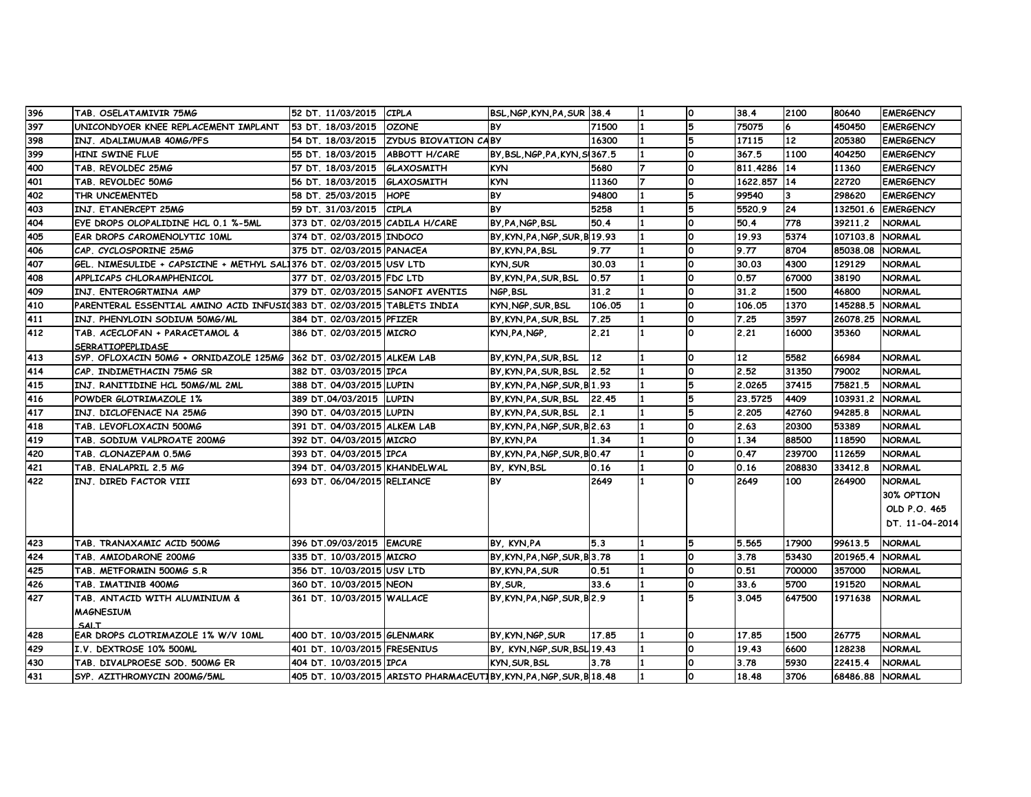| 396 | TAB. OSELATAMIVIR 75MG | 52 DT. 11/03/2015 | CIPLA | BSL,NGP,KYN,PA,SUR | 38.4 | 1 | 0 | 38.4 | 2100 | 80640 | EMERGENCY |
|---|---|---|---|---|---|---|---|---|---|---|---|
| 397 | UNICONDYOER KNEE REPLACEMENT IMPLANT | 53 DT. 18/03/2015 | OZONE | BY | 71500 | 1 | 5 | 75075 | 6 | 450450 | EMERGENCY |
| 398 | INJ. ADALIMUMAB 40MG/PFS | 54 DT. 18/03/2015 | ZYDUS BIOVATION CA | BY | 16300 | 1 | 5 | 17115 | 12 | 205380 | EMERGENCY |
| 399 | HINI SWINE FLUE | 55 DT. 18/03/2015 | ABBOTT H/CARE | BY,BSL,NGP,PA,KYN,S | 367.5 | 1 | 0 | 367.5 | 1100 | 404250 | EMERGENCY |
| 400 | TAB. REVOLDEC 25MG | 57 DT. 18/03/2015 | GLAXOSMITH | KYN | 5680 | 7 | 0 | 811.4286 | 14 | 11360 | EMERGENCY |
| 401 | TAB. REVOLDEC 50MG | 56 DT. 18/03/2015 | GLAXOSMITH | KYN | 11360 | 7 | 0 | 1622.857 | 14 | 22720 | EMERGENCY |
| 402 | THR UNCEMENTED | 58 DT. 25/03/2015 | HOPE | BY | 94800 | 1 | 5 | 99540 | 3 | 298620 | EMERGENCY |
| 403 | INJ. ETANERCEPT 25MG | 59 DT. 31/03/2015 | CIPLA | BY | 5258 | 1 | 5 | 5520.9 | 24 | 132501.6 | EMERGENCY |
| 404 | EYE DROPS OLOPALIDINE HCL 0.1 %-5ML | 373 DT. 02/03/2015 | CADILA H/CARE | BY,PA,NGP,BSL | 50.4 | 1 | 0 | 50.4 | 778 | 39211.2 | NORMAL |
| 405 | EAR DROPS CAROMENOLYTIC 10ML | 374 DT. 02/03/2015 | INDOCO | BY,KYN,PA,NGP,SUR,B | 19.93 | 1 | 0 | 19.93 | 5374 | 107103.8 | NORMAL |
| 406 | CAP. CYCLOSPORINE 25MG | 375 DT. 02/03/2015 | PANACEA | BY,KYN,PA,BSL | 9.77 | 1 | 0 | 9.77 | 8704 | 85038.08 | NORMAL |
| 407 | GEL. NIMESULIDE + CAPSICINE + METHYL SALI | 376 DT. 02/03/2015 | USV LTD | KYN,SUR | 30.03 | 1 | 0 | 30.03 | 4300 | 129129 | NORMAL |
| 408 | APPLICAPS CHLORAMPHENICOL | 377 DT. 02/03/2015 | FDC LTD | BY,KYN,PA,SUR,BSL | 0.57 | 1 | 0 | 0.57 | 67000 | 38190 | NORMAL |
| 409 | INJ. ENTEROGRTMINA AMP | 379 DT. 02/03/2015 | SANOFI AVENTIS | NGP,BSL | 31.2 | 1 | 0 | 31.2 | 1500 | 46800 | NORMAL |
| 410 | PARENTERAL ESSENTIAL AMINO ACID INFUSIO | 383 DT. 02/03/2015 | TABLETS INDIA | KYN,NGP,SUR,BSL | 106.05 | 1 | 0 | 106.05 | 1370 | 145288.5 | NORMAL |
| 411 | INJ. PHENYLOIN SODIUM 50MG/ML | 384 DT. 02/03/2015 | PFIZER | BY,KYN,PA,SUR,BSL | 7.25 | 1 | 0 | 7.25 | 3597 | 26078.25 | NORMAL |
| 412 | TAB. ACECLOFAN + PARACETAMOL & SERRATIOPEPLIDASE | 386 DT. 02/03/2015 | MICRO | KYN,PA,NGP, | 2.21 | 1 | 0 | 2.21 | 16000 | 35360 | NORMAL |
| 413 | SYP. OFLOXACIN 50MG + ORNIDAZOLE 125MG | 362 DT. 03/02/2015 | ALKEM LAB | BY,KYN,PA,SUR,BSL | 12 | 1 | 0 | 12 | 5582 | 66984 | NORMAL |
| 414 | CAP. INDIMETHACIN 75MG SR | 382 DT. 03/03/2015 | IPCA | BY,KYN,PA,SUR,BSL | 2.52 | 1 | 0 | 2.52 | 31350 | 79002 | NORMAL |
| 415 | INJ. RANITIDINE HCL 50MG/ML 2ML | 388 DT. 04/03/2015 | LUPIN | BY,KYN,PA,NGP,SUR,B | 1.93 | 1 | 5 | 2.0265 | 37415 | 75821.5 | NORMAL |
| 416 | POWDER GLOTRIMAZOLE 1% | 389 DT.04/03/2015 | LUPIN | BY,KYN,PA,SUR,BSL | 22.45 | 1 | 5 | 23.5725 | 4409 | 103931.2 | NORMAL |
| 417 | INJ. DICLOFENACE NA 25MG | 390 DT. 04/03/2015 | LUPIN | BY,KYN,PA,SUR,BSL | 2.1 | 1 | 5 | 2.205 | 42760 | 94285.8 | NORMAL |
| 418 | TAB. LEVOFLOXACIN 500MG | 391 DT. 04/03/2015 | ALKEM LAB | BY,KYN,PA,NGP,SUR,B | 2.63 | 1 | 0 | 2.63 | 20300 | 53389 | NORMAL |
| 419 | TAB. SODIUM VALPROATE 200MG | 392 DT. 04/03/2015 | MICRO | BY,KYN,PA | 1.34 | 1 | 0 | 1.34 | 88500 | 118590 | NORMAL |
| 420 | TAB. CLONAZEPAM 0.5MG | 393 DT. 04/03/2015 | IPCA | BY,KYN,PA,NGP,SUR,B | 0.47 | 1 | 0 | 0.47 | 239700 | 112659 | NORMAL |
| 421 | TAB. ENALAPRIL 2.5 MG | 394 DT. 04/03/2015 | KHANDELWAL | BY, KYN,BSL | 0.16 | 1 | 0 | 0.16 | 208830 | 33412.8 | NORMAL |
| 422 | INJ. DIRED FACTOR VIII | 693 DT. 06/04/2015 | RELIANCE | BY | 2649 | 1 | 0 | 2649 | 100 | 264900 | NORMAL 30% OPTION OLD P.O. 465 DT. 11-04-2014 |
| 423 | TAB. TRANAXAMIC ACID 500MG | 396 DT.09/03/2015 | EMCURE | BY, KYN,PA | 5.3 | 1 | 5 | 5.565 | 17900 | 99613.5 | NORMAL |
| 424 | TAB. AMIODARONE 200MG | 335 DT. 10/03/2015 | MICRO | BY,KYN,PA,NGP,SUR,B | 3.78 | 1 | 0 | 3.78 | 53430 | 201965.4 | NORMAL |
| 425 | TAB. METFORMIN 500MG S.R | 356 DT. 10/03/2015 | USV LTD | BY,KYN,PA,SUR | 0.51 | 1 | 0 | 0.51 | 700000 | 357000 | NORMAL |
| 426 | TAB. IMATINIB 400MG | 360 DT. 10/03/2015 | NEON | BY,SUR, | 33.6 | 1 | 0 | 33.6 | 5700 | 191520 | NORMAL |
| 427 | TAB. ANTACID WITH ALUMINIUM & MAGNESIUM SALT | 361 DT. 10/03/2015 | WALLACE | BY,KYN,PA,NGP,SUR,B | 2.9 | 1 | 5 | 3.045 | 647500 | 1971638 | NORMAL |
| 428 | EAR DROPS CLOTRIMAZOLE 1% W/V 10ML | 400 DT. 10/03/2015 | GLENMARK | BY,KYN,NGP,SUR | 17.85 | 1 | 0 | 17.85 | 1500 | 26775 | NORMAL |
| 429 | I.V. DEXTROSE 10% 500ML | 401 DT. 10/03/2015 | FRESENIUS | BY, KYN,NGP,SUR,BSL | 19.43 | 1 | 0 | 19.43 | 6600 | 128238 | NORMAL |
| 430 | TAB. DIVALPROESE SOD. 500MG ER | 404 DT. 10/03/2015 | IPCA | KYN,SUR,BSL | 3.78 | 1 | 0 | 3.78 | 5930 | 22415.4 | NORMAL |
| 431 | SYP. AZITHROMYCIN 200MG/5ML | 405 DT. 10/03/2015 | ARISTO PHARMACEUTI | BY,KYN,PA,NGP,SUR,B | 18.48 | 1 | 0 | 18.48 | 3706 | 68486.88 | NORMAL |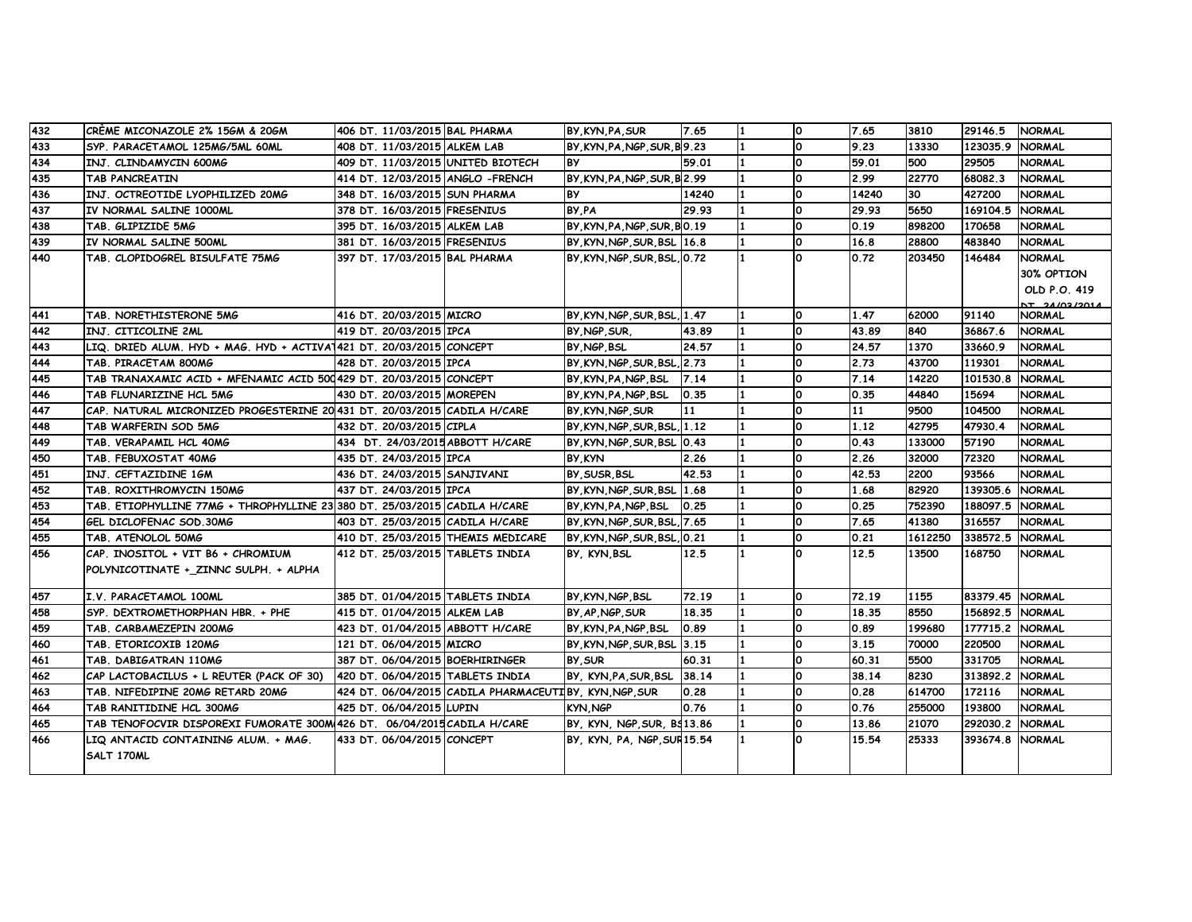| | | | | | | | | | | | |
|---|---|---|---|---|---|---|---|---|---|---|---|
| 432 | CRÈME MICONAZOLE 2% 15GM & 20GM | 406 DT. 11/03/2015 | BAL PHARMA | BY,KYN,PA,SUR | 7.65 | 1 | 0 | 7.65 | 3810 | 29146.5 | NORMAL |
| 433 | SYP. PARACETAMOL 125MG/5ML 60ML | 408 DT. 11/03/2015 | ALKEM LAB | BY,KYN,PA,NGP,SUR,B | 9.23 | 1 | 0 | 9.23 | 13330 | 123035.9 | NORMAL |
| 434 | INJ. CLINDAMYCIN 600MG | 409 DT. 11/03/2015 | UNITED BIOTECH | BY | 59.01 | 1 | 0 | 59.01 | 500 | 29505 | NORMAL |
| 435 | TAB PANCREATIN | 414 DT. 12/03/2015 | ANGLO -FRENCH | BY,KYN,PA,NGP,SUR,B | 2.99 | 1 | 0 | 2.99 | 22770 | 68082.3 | NORMAL |
| 436 | INJ. OCTREOTIDE LYOPHILIZED 20MG | 348 DT. 16/03/2015 | SUN PHARMA | BY | 14240 | 1 | 0 | 14240 | 30 | 427200 | NORMAL |
| 437 | IV NORMAL SALINE 1000ML | 378 DT. 16/03/2015 | FRESENIUS | BY,PA | 29.93 | 1 | 0 | 29.93 | 5650 | 169104.5 | NORMAL |
| 438 | TAB. GLIPIZIDE 5MG | 395 DT. 16/03/2015 | ALKEM LAB | BY,KYN,PA,NGP,SUR,B | 0.19 | 1 | 0 | 0.19 | 898200 | 170658 | NORMAL |
| 439 | IV NORMAL SALINE 500ML | 381 DT. 16/03/2015 | FRESENIUS | BY,KYN,NGP,SUR,BSL | 16.8 | 1 | 0 | 16.8 | 28800 | 483840 | NORMAL |
| 440 | TAB. CLOPIDOGREL BISULFATE 75MG | 397 DT. 17/03/2015 | BAL PHARMA | BY,KYN,NGP,SUR,BSL, | 0.72 | 1 | 0 | 0.72 | 203450 | 146484 | NORMAL 30% OPTION OLD P.O. 419 DT. 24/03/2014 |
| 441 | TAB. NORETHISTERONE 5MG | 416 DT. 20/03/2015 | MICRO | BY,KYN,NGP,SUR,BSL, | 1.47 | 1 | 0 | 1.47 | 62000 | 91140 | NORMAL |
| 442 | INJ. CITICOLINE 2ML | 419 DT. 20/03/2015 | IPCA | BY,NGP,SUR, | 43.89 | 1 | 0 | 43.89 | 840 | 36867.6 | NORMAL |
| 443 | LIQ. DRIED ALUM. HYD + MAG. HYD + ACTIVAT | 421 DT. 20/03/2015 | CONCEPT | BY,NGP,BSL | 24.57 | 1 | 0 | 24.57 | 1370 | 33660.9 | NORMAL |
| 444 | TAB. PIRACETAM 800MG | 428 DT. 20/03/2015 | IPCA | BY,KYN,NGP,SUR,BSL, | 2.73 | 1 | 0 | 2.73 | 43700 | 119301 | NORMAL |
| 445 | TAB TRANAXAMIC ACID + MFENAMIC ACID 500 | 429 DT. 20/03/2015 | CONCEPT | BY,KYN,PA,NGP,BSL | 7.14 | 1 | 0 | 7.14 | 14220 | 101530.8 | NORMAL |
| 446 | TAB FLUNARIZINE HCL 5MG | 430 DT. 20/03/2015 | MOREPEN | BY,KYN,PA,NGP,BSL | 0.35 | 1 | 0 | 0.35 | 44840 | 15694 | NORMAL |
| 447 | CAP. NATURAL MICRONIZED PROGESTERINE 20 | 431 DT. 20/03/2015 | CADILA H/CARE | BY,KYN,NGP,SUR | 11 | 1 | 0 | 11 | 9500 | 104500 | NORMAL |
| 448 | TAB WARFERIN SOD 5MG | 432 DT. 20/03/2015 | CIPLA | BY,KYN,NGP,SUR,BSL, | 1.12 | 1 | 0 | 1.12 | 42795 | 47930.4 | NORMAL |
| 449 | TAB. VERAPAMIL HCL 40MG | 434 DT. 24/03/2015 | ABBOTT H/CARE | BY,KYN,NGP,SUR,BSL | 0.43 | 1 | 0 | 0.43 | 133000 | 57190 | NORMAL |
| 450 | TAB. FEBUXOSTAT 40MG | 435 DT. 24/03/2015 | IPCA | BY,KYN | 2.26 | 1 | 0 | 2.26 | 32000 | 72320 | NORMAL |
| 451 | INJ. CEFTAZIDINE 1GM | 436 DT. 24/03/2015 | SANJIVANI | BY,SUSR,BSL | 42.53 | 1 | 0 | 42.53 | 2200 | 93566 | NORMAL |
| 452 | TAB. ROXITHROMYCIN 150MG | 437 DT. 24/03/2015 | IPCA | BY,KYN,NGP,SUR,BSL | 1.68 | 1 | 0 | 1.68 | 82920 | 139305.6 | NORMAL |
| 453 | TAB. ETIOPHYLLINE 77MG + THROPHYLLINE 23 | 380 DT. 25/03/2015 | CADILA H/CARE | BY,KYN,PA,NGP,BSL | 0.25 | 1 | 0 | 0.25 | 752390 | 188097.5 | NORMAL |
| 454 | GEL DICLOFENAC SOD.30MG | 403 DT. 25/03/2015 | CADILA H/CARE | BY,KYN,NGP,SUR,BSL, | 7.65 | 1 | 0 | 7.65 | 41380 | 316557 | NORMAL |
| 455 | TAB. ATENOLOL 50MG | 410 DT. 25/03/2015 | THEMIS MEDICARE | BY,KYN,NGP,SUR,BSL, | 0.21 | 1 | 0 | 0.21 | 1612250 | 338572.5 | NORMAL |
| 456 | CAP. INOSITOL + VIT B6 + CHROMIUM POLYNICOTINATE +_ZINNC SULPH. + ALPHA | 412 DT. 25/03/2015 | TABLETS INDIA | BY, KYN,BSL | 12.5 | 1 | 0 | 12.5 | 13500 | 168750 | NORMAL |
| 457 | I.V. PARACETAMOL 100ML | 385 DT. 01/04/2015 | TABLETS INDIA | BY,KYN,NGP,BSL | 72.19 | 1 | 0 | 72.19 | 1155 | 83379.45 | NORMAL |
| 458 | SYP. DEXTROMETHORPHAN HBR. + PHE | 415 DT. 01/04/2015 | ALKEM LAB | BY,AP,NGP,SUR | 18.35 | 1 | 0 | 18.35 | 8550 | 156892.5 | NORMAL |
| 459 | TAB. CARBAMEZEPIN 200MG | 423 DT. 01/04/2015 | ABBOTT H/CARE | BY,KYN,PA,NGP,BSL | 0.89 | 1 | 0 | 0.89 | 199680 | 177715.2 | NORMAL |
| 460 | TAB. ETORICOXIB 120MG | 121 DT. 06/04/2015 | MICRO | BY,KYN,NGP,SUR,BSL | 3.15 | 1 | 0 | 3.15 | 70000 | 220500 | NORMAL |
| 461 | TAB. DABIGATRAN 110MG | 387 DT. 06/04/2015 | BOERHIRINGER | BY,SUR | 60.31 | 1 | 0 | 60.31 | 5500 | 331705 | NORMAL |
| 462 | CAP LACTOBACILUS + L REUTER (PACK OF 30) | 420 DT. 06/04/2015 | TABLETS INDIA | BY, KYN,PA,SUR,BSL | 38.14 | 1 | 0 | 38.14 | 8230 | 313892.2 | NORMAL |
| 463 | TAB. NIFEDIPINE 20MG RETARD 20MG | 424 DT. 06/04/2015 | CADILA PHARMACEUTI | BY, KYN,NGP,SUR | 0.28 | 1 | 0 | 0.28 | 614700 | 172116 | NORMAL |
| 464 | TAB RANITIDINE HCL 300MG | 425 DT. 06/04/2015 | LUPIN | KYN,NGP | 0.76 | 1 | 0 | 0.76 | 255000 | 193800 | NORMAL |
| 465 | TAB TENOFOCVIR DISPOREXI FUMORATE 300M | 426 DT. 06/04/2015 | CADILA H/CARE | BY, KYN, NGP,SUR, BS | 13.86 | 1 | 0 | 13.86 | 21070 | 292030.2 | NORMAL |
| 466 | LIQ ANTACID CONTAINING ALUM. + MAG. SALT 170ML | 433 DT. 06/04/2015 | CONCEPT | BY, KYN, PA, NGP,SUR | 15.54 | 1 | 0 | 15.54 | 25333 | 393674.8 | NORMAL |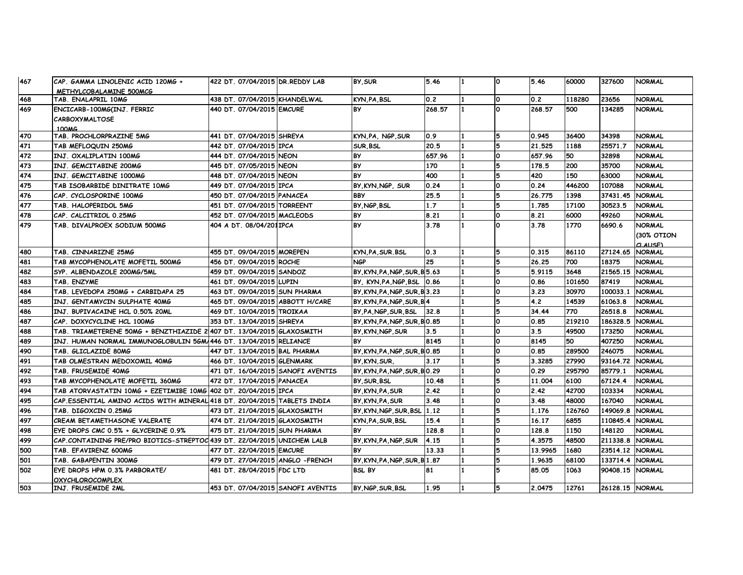| 467 | CAP. GAMMA LINOLENIC ACID 120MG + METHYLCOBALAMINE 500MCG | 422 DT. 07/04/2015 | DR.REDDY LAB | BY,SUR | 5.46 | 1 | 0 | 5.46 | 60000 | 327600 | NORMAL |
|---|---|---|---|---|---|---|---|---|---|---|---|
| 468 | TAB. ENALAPRIL 10MG | 438 DT. 07/04/2015 | KHANDELWAL | KYN,PA,BSL | 0.2 | 1 | 0 | 0.2 | 118280 | 23656 | NORMAL |
| 469 | ENCICARB-100MG(INJ. FERRIC CARBOXYMALTOSE 100MG | 440 DT. 07/04/2015 | EMCURE | BY | 268.57 | 1 | 0 | 268.57 | 500 | 134285 | NORMAL |
| 470 | TAB. PROCHLORPRAZINE 5MG | 441 DT. 07/04/2015 | SHREYA | KYN,PA, NGP,SUR | 0.9 | 1 | 5 | 0.945 | 36400 | 34398 | NORMAL |
| 471 | TAB MEFLOQUIN 250MG | 442 DT. 07/04/2015 | IPCA | SUR,BSL | 20.5 | 1 | 5 | 21.525 | 1188 | 25571.7 | NORMAL |
| 472 | INJ. OXALIPLATIN 100MG | 444 DT. 07/04/2015 | NEON | BY | 657.96 | 1 | 0 | 657.96 | 50 | 32898 | NORMAL |
| 473 | INJ. GEMCITABINE 200MG | 445 DT. 07/05/2015 | NEON | BY | 170 | 1 | 5 | 178.5 | 200 | 35700 | NORMAL |
| 474 | INJ. GEMCITABINE 1000MG | 448 DT. 07/04/2015 | NEON | BY | 400 | 1 | 5 | 420 | 150 | 63000 | NORMAL |
| 475 | TAB ISOBARBIDE DINITRATE 10MG | 449 DT. 07/04/2015 | IPCA | BY,KYN,NGP, SUR | 0.24 | 1 | 0 | 0.24 | 446200 | 107088 | NORMAL |
| 476 | CAP. CYCLOSPORINE 100MG | 450 DT. 07/04/2015 | PANACEA | BBY | 25.5 | 1 | 5 | 26.775 | 1398 | 37431.45 | NORMAL |
| 477 | TAB. HALOPERIDOL 5MG | 451 DT. 07/04/2015 | TORREENT | BY,NGP,BSL | 1.7 | 1 | 5 | 1.785 | 17100 | 30523.5 | NORMAL |
| 478 | CAP. CALCITRIOL 0.25MG | 452 DT. 07/04/2015 | MACLEODS | BY | 8.21 | 1 | 0 | 8.21 | 6000 | 49260 | NORMAL |
| 479 | TAB. DIVALPROEX SODIUM 500MG | 404 A DT. 08/04/201 | IPCA | BY | 3.78 | 1 | 0 | 3.78 | 1770 | 6690.6 | NORMAL (30% OTION CLAUSE) |
| 480 | TAB. CINNARIZNE 25MG | 455 DT. 09/04/2015 | MOREPEN | KYN,PA,SUR.BSL | 0.3 | 1 | 5 | 0.315 | 86110 | 27124.65 | NORMAL |
| 481 | TAB MYCOPHENOLATE MOFETIL 500MG | 456 DT. 09/04/2015 | ROCHE | NGP | 25 | 1 | 5 | 26.25 | 700 | 18375 | NORMAL |
| 482 | SYP. ALBENDAZOLE 200MG/5ML | 459 DT. 09/04/2015 | SANDOZ | BY,KYN,PA,NGP,SUR,B | 5.63 | 1 | 5 | 5.9115 | 3648 | 21565.15 | NORMAL |
| 483 | TAB. ENZYME | 461 DT. 09/04/2015 | LUPIN | BY, KYN,PA,NGP,BSL | 0.86 | 1 | 0 | 0.86 | 101650 | 87419 | NORMAL |
| 484 | TAB. LEVEDOPA 250MG + CARBIDAPA 25 | 463 DT. 09/04/2015 | SUN PHARMA | BY,KYN,PA,NGP,SUR,B | 3.23 | 1 | 0 | 3.23 | 30970 | 100033.1 | NORMAL |
| 485 | INJ. GENTAMYCIN SULPHATE 40MG | 465 DT. 09/04/2015 | ABBOTT H/CARE | BY,KYN,PA,NGP,SUR,B | 4 | 1 | 5 | 4.2 | 14539 | 61063.8 | NORMAL |
| 486 | INJ. BUPIVACAINE HCL 0.50% 20ML | 469 DT. 10/04/2015 | TROIKAA | BY,PA,NGP,SUR,BSL | 32.8 | 1 | 5 | 34.44 | 770 | 26518.8 | NORMAL |
| 487 | CAP. DOXYCYCLINE HCL 100MG | 353 DT. 13/04/2015 | SHREYA | BY,KYN,PA,NGP,SUR,B | 0.85 | 1 | 0 | 0.85 | 219210 | 186328.5 | NORMAL |
| 488 | TAB. TRIAMETERENE 50MG + BENZTHIAZIDE 2 | 407 DT. 13/04/2015 | GLAXOSMITH | BY,KYN,NGP,SUR | 3.5 | 1 | 0 | 3.5 | 49500 | 173250 | NORMAL |
| 489 | INJ. HUMAN NORMAL IMMUNOGLOBULIN 5GM/ | 446 DT. 13/04/2015 | RELIANCE | BY | 8145 | 1 | 0 | 8145 | 50 | 407250 | NORMAL |
| 490 | TAB. GLICLAZIDE 80MG | 447 DT. 13/04/2015 | BAL PHARMA | BY,KYN,PA,NGP,SUR,B | 0.85 | 1 | 0 | 0.85 | 289500 | 246075 | NORMAL |
| 491 | TAB OLMESTRAN MEDOXOMIL 40MG | 466 DT. 10/04/2015 | GLENMARK | BY,KYN,SUR, | 3.17 | 1 | 5 | 3.3285 | 27990 | 93164.72 | NORMAL |
| 492 | TAB. FRUSEMIDE 40MG | 471 DT. 16/04/2015 | SANOFI AVENTIS | BY,KYN,PA,NGP,SUR,B | 0.29 | 1 | 0 | 0.29 | 295790 | 85779.1 | NORMAL |
| 493 | TAB MYCOPHENOLATE MOFETIL 360MG | 472 DT. 17/04/2015 | PANACEA | BY,SUR,BSL | 10.48 | 1 | 5 | 11.004 | 6100 | 67124.4 | NORMAL |
| 494 | TAB ATORVASTATIN 10MG + EZETIMIBE 10MG | 402 DT. 20/04/2015 | IPCA | BY,KYN,PA,SUR | 2.42 | 1 | 0 | 2.42 | 42700 | 103334 | NORMAL |
| 495 | CAP.ESSENTIAL AMINO ACIDS WITH MINERAL | 418 DT. 20/04/2015 | TABLETS INDIA | BY,KYN,PA,SUR | 3.48 | 1 | 0 | 3.48 | 48000 | 167040 | NORMAL |
| 496 | TAB. DIGOXCIN 0.25MG | 473 DT. 21/04/2015 | GLAXOSMITH | BY,KYN,NGP,SUR,BSL | 1.12 | 1 | 5 | 1.176 | 126760 | 149069.8 | NORMAL |
| 497 | CREAM BETAMETHASONE VALERATE | 474 DT. 21/04/2015 | GLAXOSMITH | KYN,PA,SUR,BSL | 15.4 | 1 | 5 | 16.17 | 6855 | 110845.4 | NORMAL |
| 498 | EYE DROPS CMC 0.5% + GLYCERINE 0.9% | 475 DT. 21/04/2015 | SUN PHARMA | BY | 128.8 | 1 | 0 | 128.8 | 1150 | 148120 | NORMAL |
| 499 | CAP.CONTAINING PRE/PRO BIOTICS-STREPTOC | 439 DT. 22/04/2015 | UNICHEM LALB | BY,KYN,PA,NGP,SUR | 4.15 | 1 | 5 | 4.3575 | 48500 | 211338.8 | NORMAL |
| 500 | TAB. EFAVIRENZ 600MG | 477 DT. 22/04/2015 | EMCURE | BY | 13.33 | 1 | 5 | 13.9965 | 1680 | 23514.12 | NORMAL |
| 501 | TAB. GABAPENTIN 300MG | 479 DT. 27/04/2015 | ANGLO -FRENCH | BY,KYN,PA,NGP,SUR,B | 1.87 | 1 | 5 | 1.9635 | 68100 | 133714.4 | NORMAL |
| 502 | EYE DROPS HPM 0.3% PARBORATE/ OXYCHLOROCOMPLEX | 481 DT. 28/04/2015 | FDC LTD | BSL BY | 81 | 1 | 5 | 85.05 | 1063 | 90408.15 | NORMAL |
| 503 | INJ. FRUSEMIDE 2ML | 453 DT. 07/04/2015 | SANOFI AVENTIS | BY,NGP,SUR,BSL | 1.95 | 1 | 5 | 2.0475 | 12761 | 26128.15 | NORMAL |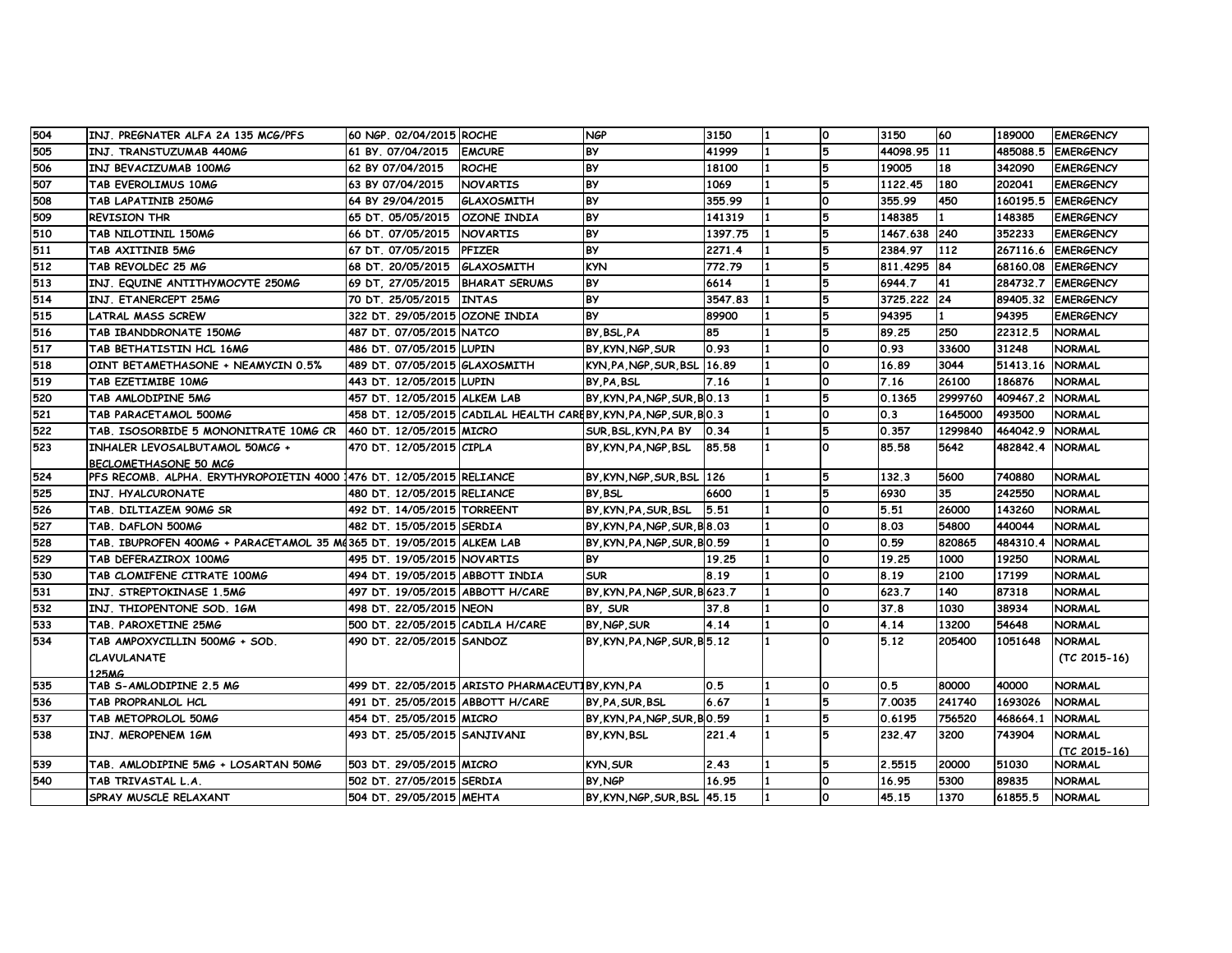| | | | | | | | | | | | |
|---|---|---|---|---|---|---|---|---|---|---|---|
| 504 | INJ. PREGNATER ALFA 2A 135 MCG/PFS | 60 NGP. 02/04/2015 | ROCHE | NGP | 3150 | 1 | 0 | 3150 | 60 | 189000 | EMERGENCY |
| 505 | INJ. TRANSTUZUMAB 440MG | 61 BY. 07/04/2015 | EMCURE | BY | 41999 | 1 | 5 | 44098.95 | 11 | 485088.5 | EMERGENCY |
| 506 | INJ BEVACIZUMAB 100MG | 62 BY 07/04/2015 | ROCHE | BY | 18100 | 1 | 5 | 19005 | 18 | 342090 | EMERGENCY |
| 507 | TAB EVEROLIMUS 10MG | 63 BY 07/04/2015 | NOVARTIS | BY | 1069 | 1 | 5 | 1122.45 | 180 | 202041 | EMERGENCY |
| 508 | TAB LAPATINIB 250MG | 64 BY 29/04/2015 | GLAXOSMITH | BY | 355.99 | 1 | 0 | 355.99 | 450 | 160195.5 | EMERGENCY |
| 509 | REVISION THR | 65 DT. 05/05/2015 | OZONE INDIA | BY | 141319 | 1 | 5 | 148385 | 1 | 148385 | EMERGENCY |
| 510 | TAB NILOTINIL 150MG | 66 DT. 07/05/2015 | NOVARTIS | BY | 1397.75 | 1 | 5 | 1467.638 | 240 | 352233 | EMERGENCY |
| 511 | TAB AXITINIB 5MG | 67 DT. 07/05/2015 | PFIZER | BY | 2271.4 | 1 | 5 | 2384.97 | 112 | 267116.6 | EMERGENCY |
| 512 | TAB REVOLDEC 25 MG | 68 DT. 20/05/2015 | GLAXOSMITH | KYN | 772.79 | 1 | 5 | 811.4295 | 84 | 68160.08 | EMERGENCY |
| 513 | INJ. EQUINE ANTITHYMOCYTE 250MG | 69 DT, 27/05/2015 | BHARAT SERUMS | BY | 6614 | 1 | 5 | 6944.7 | 41 | 284732.7 | EMERGENCY |
| 514 | INJ. ETANERCEPT 25MG | 70 DT. 25/05/2015 | INTAS | BY | 3547.83 | 1 | 5 | 3725.222 | 24 | 89405.32 | EMERGENCY |
| 515 | LATRAL MASS SCREW | 322 DT. 29/05/2015 | OZONE INDIA | BY | 89900 | 1 | 5 | 94395 | 1 | 94395 | EMERGENCY |
| 516 | TAB IBANDDRONATE 150MG | 487 DT. 07/05/2015 | NATCO | BY,BSL,PA | 85 | 1 | 5 | 89.25 | 250 | 22312.5 | NORMAL |
| 517 | TAB BETHATISTIN HCL 16MG | 486 DT. 07/05/2015 | LUPIN | BY,KYN,NGP,SUR | 0.93 | 1 | 0 | 0.93 | 33600 | 31248 | NORMAL |
| 518 | OINT BETAMETHASONE + NEAMYCIN 0.5% | 489 DT. 07/05/2015 | GLAXOSMITH | KYN,PA,NGP,SUR,BSL | 16.89 | 1 | 0 | 16.89 | 3044 | 51413.16 | NORMAL |
| 519 | TAB EZETIMIBE 10MG | 443 DT. 12/05/2015 | LUPIN | BY,PA,BSL | 7.16 | 1 | 0 | 7.16 | 26100 | 186876 | NORMAL |
| 520 | TAB AMLODIPINE 5MG | 457 DT. 12/05/2015 | ALKEM LAB | BY,KYN,PA,NGP,SUR,B | 0.13 | 1 | 5 | 0.1365 | 2999760 | 409467.2 | NORMAL |
| 521 | TAB PARACETAMOL 500MG | 458 DT. 12/05/2015 | CADILAL HEALTH CARE | BY,KYN,PA,NGP,SUR,B | 0.3 | 1 | 0 | 0.3 | 1645000 | 493500 | NORMAL |
| 522 | TAB. ISOSORBIDE 5 MONONITRATE 10MG CR | 460 DT. 12/05/2015 | MICRO | SUR,BSL,KYN,PA BY | 0.34 | 1 | 5 | 0.357 | 1299840 | 464042.9 | NORMAL |
| 523 | INHALER LEVOSALBUTAMOL 50MCG + BECLOMETHASONE 50 MCG | 470 DT. 12/05/2015 | CIPLA | BY,KYN,PA,NGP,BSL | 85.58 | 1 | 0 | 85.58 | 5642 | 482842.4 | NORMAL |
| 524 | PFS RECOMB. ALPHA. ERYTHROPOIETIN 4000 | 476 DT. 12/05/2015 | RELIANCE | BY,KYN,NGP,SUR,BSL | 126 | 1 | 5 | 132.3 | 5600 | 740880 | NORMAL |
| 525 | INJ. HYALCURONATE | 480 DT. 12/05/2015 | RELIANCE | BY,BSL | 6600 | 1 | 5 | 6930 | 35 | 242550 | NORMAL |
| 526 | TAB. DILTIAZEM 90MG SR | 492 DT. 14/05/2015 | TORREENT | BY,KYN,PA,SUR,BSL | 5.51 | 1 | 0 | 5.51 | 26000 | 143260 | NORMAL |
| 527 | TAB. DAFLON 500MG | 482 DT. 15/05/2015 | SERDIA | BY,KYN,PA,NGP,SUR,B | 8.03 | 1 | 0 | 8.03 | 54800 | 440044 | NORMAL |
| 528 | TAB. IBUPROFEN 400MG + PARACETAMOL 35 M | 365 DT. 19/05/2015 | ALKEM LAB | BY,KYN,PA,NGP,SUR,B | 0.59 | 1 | 0 | 0.59 | 820865 | 484310.4 | NORMAL |
| 529 | TAB DEFERAZIROX 100MG | 495 DT. 19/05/2015 | NOVARTIS | BY | 19.25 | 1 | 0 | 19.25 | 1000 | 19250 | NORMAL |
| 530 | TAB CLOMIFENE CITRATE 100MG | 494 DT. 19/05/2015 | ABBOTT INDIA | SUR | 8.19 | 1 | 0 | 8.19 | 2100 | 17199 | NORMAL |
| 531 | INJ. STREPTOKINASE 1.5MG | 497 DT. 19/05/2015 | ABBOTT H/CARE | BY,KYN,PA,NGP,SUR,B | 623.7 | 1 | 0 | 623.7 | 140 | 87318 | NORMAL |
| 532 | INJ. THIOPENTONE SOD. 1GM | 498 DT. 22/05/2015 | NEON | BY, SUR | 37.8 | 1 | 0 | 37.8 | 1030 | 38934 | NORMAL |
| 533 | TAB. PAROXETINE 25MG | 500 DT. 22/05/2015 | CADILA H/CARE | BY,NGP,SUR | 4.14 | 1 | 0 | 4.14 | 13200 | 54648 | NORMAL |
| 534 | TAB AMPOXYCILLIN 500MG + SOD. CLAVULANATE 125MG | 490 DT. 22/05/2015 | SANDOZ | BY,KYN,PA,NGP,SUR,B | 5.12 | 1 | 0 | 5.12 | 205400 | 1051648 | NORMAL (TC 2015-16) |
| 535 | TAB S-AMLODIPINE 2.5 MG | 499 DT. 22/05/2015 | ARISTO PHARMACEUTI | BY,KYN,PA | 0.5 | 1 | 0 | 0.5 | 80000 | 40000 | NORMAL |
| 536 | TAB PROPRANLOL HCL | 491 DT. 25/05/2015 | ABBOTT H/CARE | BY,PA,SUR,BSL | 6.67 | 1 | 5 | 7.0035 | 241740 | 1693026 | NORMAL |
| 537 | TAB METOPROLOL 50MG | 454 DT. 25/05/2015 | MICRO | BY,KYN,PA,NGP,SUR,B | 0.59 | 1 | 5 | 0.6195 | 756520 | 468664.1 | NORMAL |
| 538 | INJ. MEROPENEM 1GM | 493 DT. 25/05/2015 | SANJIVANI | BY,KYN,BSL | 221.4 | 1 | 5 | 232.47 | 3200 | 743904 | NORMAL (TC 2015-16) |
| 539 | TAB. AMLODIPINE 5MG + LOSARTAN 50MG | 503 DT. 29/05/2015 | MICRO | KYN,SUR | 2.43 | 1 | 5 | 2.5515 | 20000 | 51030 | NORMAL |
| 540 | TAB TRIVASTAL L.A. | 502 DT. 27/05/2015 | SERDIA | BY,NGP | 16.95 | 1 | 0 | 16.95 | 5300 | 89835 | NORMAL |
| | SPRAY MUSCLE RELAXANT | 504 DT. 29/05/2015 | MEHTA | BY,KYN,NGP,SUR,BSL | 45.15 | 1 | 0 | 45.15 | 1370 | 61855.5 | NORMAL |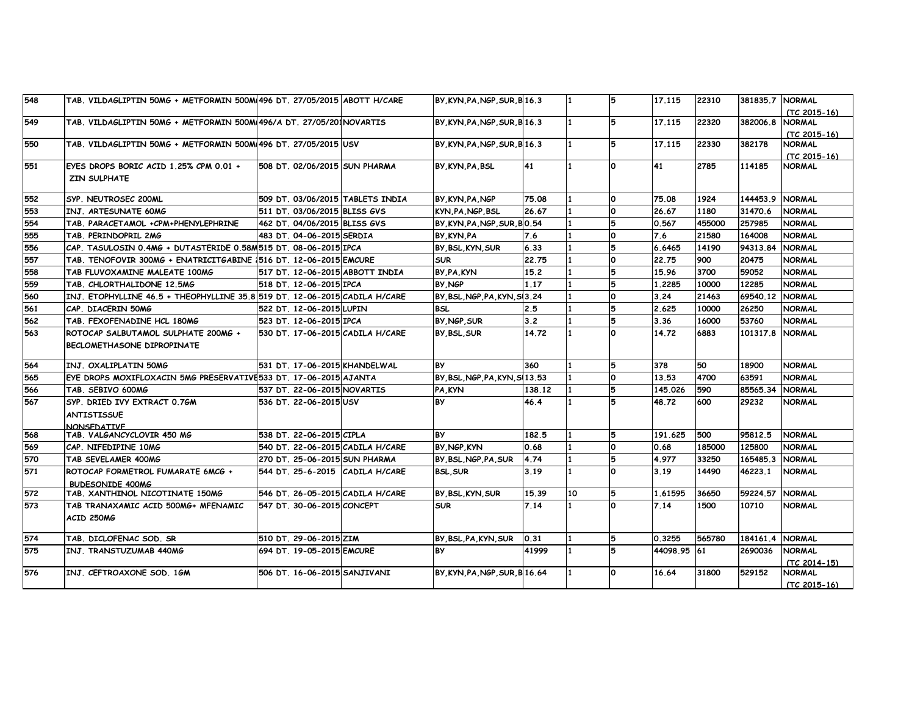| | | | | | | | | | | | |
|---|---|---|---|---|---|---|---|---|---|---|---|
| 548 | TAB. VILDAGLIPTIN 50MG + METFORMIN 500M | 496 DT. 27/05/2015 | ABOTT H/CARE | BY,KYN,PA,NGP,SUR,B | 16.3 | 1 | 5 | 17.115 | 22310 | 381835.7 | NORMAL (TC 2015-16) |
| 549 | TAB. VILDAGLIPTIN 50MG + METFORMIN 500M | 496/A DT. 27/05/201 | NOVARTIS | BY,KYN,PA,NGP,SUR,B | 16.3 | 1 | 5 | 17.115 | 22320 | 382006.8 | NORMAL (TC 2015-16) |
| 550 | TAB. VILDAGLIPTIN 50MG + METFORMIN 500M | 496 DT. 27/05/2015 | USV | BY,KYN,PA,NGP,SUR,B | 16.3 | 1 | 5 | 17.115 | 22330 | 382178 | NORMAL (TC 2015-16) |
| 551 | EYES DROPS BORIC ACID 1.25% CPM 0.01 + ZIN SULPHATE | 508 DT. 02/06/2015 | SUN PHARMA | BY,KYN,PA,BSL | 41 | 1 | 0 | 41 | 2785 | 114185 | NORMAL |
| 552 | SYP. NEUTROSEC 200ML | 509 DT. 03/06/2015 | TABLETS INDIA | BY,KYN,PA,NGP | 75.08 | 1 | 0 | 75.08 | 1924 | 144453.9 | NORMAL |
| 553 | INJ. ARTESUNATE 60MG | 511 DT. 03/06/2015 | BLISS GVS | KYN,PA,NGP,BSL | 26.67 | 1 | 0 | 26.67 | 1180 | 31470.6 | NORMAL |
| 554 | TAB. PARACETAMOL +CPM+PHENYLEPHRINE | 462 DT. 04/06/2015 | BLISS GVS | BY,KYN,PA,NGP,SUR,B | 0.54 | 1 | 5 | 0.567 | 455000 | 257985 | NORMAL |
| 555 | TAB. PERINDOPRIL 2MG | 483 DT. 04-06-2015 | SERDIA | BY,KYN,PA | 7.6 | 1 | 0 | 7.6 | 21580 | 164008 | NORMAL |
| 556 | CAP. TASULOSIN 0.4MG + DUTASTERIDE 0.58M | 515 DT. 08-06-2015 | IPCA | BY,BSL,KYN,SUR | 6.33 | 1 | 5 | 6.6465 | 14190 | 94313.84 | NORMAL |
| 557 | TAB. TENOFOVIR 300MG + ENATRICITGABINE | 516 DT. 12-06-2015 | EMCURE | SUR | 22.75 | 1 | 0 | 22.75 | 900 | 20475 | NORMAL |
| 558 | TAB FLUVOXAMINE MALEATE 100MG | 517 DT. 12-06-2015 | ABBOTT INDIA | BY,PA,KYN | 15.2 | 1 | 5 | 15.96 | 3700 | 59052 | NORMAL |
| 559 | TAB. CHLORTHALIDONE 12.5MG | 518 DT. 12-06-2015 | IPCA | BY,NGP | 1.17 | 1 | 5 | 1.2285 | 10000 | 12285 | NORMAL |
| 560 | INJ. ETOPHYLLINE 46.5 + THEOPHYLLINE 35.8 | 519 DT. 12-06-2015 | CADILA H/CARE | BY,BSL,NGP,PA,KYN,S | 3.24 | 1 | 0 | 3.24 | 21463 | 69540.12 | NORMAL |
| 561 | CAP. DIACERIN 50MG | 522 DT. 12-06-2015 | LUPIN | BSL | 2.5 | 1 | 5 | 2.625 | 10000 | 26250 | NORMAL |
| 562 | TAB. FEXOFENADINE HCL 180MG | 523 DT. 12-06-2015 | IPCA | BY,NGP,SUR | 3.2 | 1 | 5 | 3.36 | 16000 | 53760 | NORMAL |
| 563 | ROTOCAP SALBUTAMOL SULPHATE 200MG + BECLOMETHASONE DIPROPINATE | 530 DT. 17-06-2015 | CADILA H/CARE | BY,BSL,SUR | 14.72 | 1 | 0 | 14.72 | 6883 | 101317.8 | NORMAL |
| 564 | INJ. OXALIPLATIN 50MG | 531 DT. 17-06-2015 | KHANDELWAL | BY | 360 | 1 | 5 | 378 | 50 | 18900 | NORMAL |
| 565 | EYE DROPS MOXIFLOXACIN 5MG PRESERVATIVE | 533 DT. 17-06-2015 | AJANTA | BY,BSL,NGP,PA,KYN,S | 13.53 | 1 | 0 | 13.53 | 4700 | 63591 | NORMAL |
| 566 | TAB. SEBIVO 600MG | 537 DT. 22-06-2015 | NOVARTIS | PA,KYN | 138.12 | 1 | 5 | 145.026 | 590 | 85565.34 | NORMAL |
| 567 | SYP. DRIED IVY EXTRACT 0.7GM ANTISTISSUE NONSEDATIVE | 536 DT. 22-06-2015 | USV | BY | 46.4 | 1 | 5 | 48.72 | 600 | 29232 | NORMAL |
| 568 | TAB. VALGANCYCLOVIR 450 MG | 538 DT. 22-06-2015 | CIPLA | BY | 182.5 | 1 | 5 | 191.625 | 500 | 95812.5 | NORMAL |
| 569 | CAP. NIFEDIPINE 10MG | 540 DT. 22-06-2015 | CADILA H/CARE | BY,NGP,KYN | 0.68 | 1 | 0 | 0.68 | 185000 | 125800 | NORMAL |
| 570 | TAB SEVELAMER 400MG | 270 DT. 25-06-2015 | SUN PHARMA | BY,BSL,NGP,PA,SUR | 4.74 | 1 | 5 | 4.977 | 33250 | 165485.3 | NORMAL |
| 571 | ROTOCAP FORMETROL FUMARATE 6MCG + BUDESONIDE 400MG | 544 DT. 25-6-2015 | CADILA H/CARE | BSL,SUR | 3.19 | 1 | 0 | 3.19 | 14490 | 46223.1 | NORMAL |
| 572 | TAB. XANTHINOL NICOTINATE 150MG | 546 DT. 26-05-2015 | CADILA H/CARE | BY,BSL,KYN,SUR | 15.39 | 10 | 5 | 1.61595 | 36650 | 59224.57 | NORMAL |
| 573 | TAB TRANAXAMIC ACID 500MG+ MFENAMIC ACID 250MG | 547 DT. 30-06-2015 | CONCEPT | SUR | 7.14 | 1 | 0 | 7.14 | 1500 | 10710 | NORMAL |
| 574 | TAB. DICLOFENAC SOD. SR | 510 DT. 29-06-2015 | ZIM | BY,BSL,PA,KYN,SUR | 0.31 | 1 | 5 | 0.3255 | 565780 | 184161.4 | NORMAL |
| 575 | INJ. TRANSTUZUMAB 440MG | 694 DT. 19-05-2015 | EMCURE | BY | 41999 | 1 | 5 | 44098.95 | 61 | 2690036 | NORMAL (TC 2014-15) |
| 576 | INJ. CEFTROAXONE SOD. 1GM | 506 DT. 16-06-2015 | SANJIVANI | BY,KYN,PA,NGP,SUR,B | 16.64 | 1 | 0 | 16.64 | 31800 | 529152 | NORMAL (TC 2015-16) |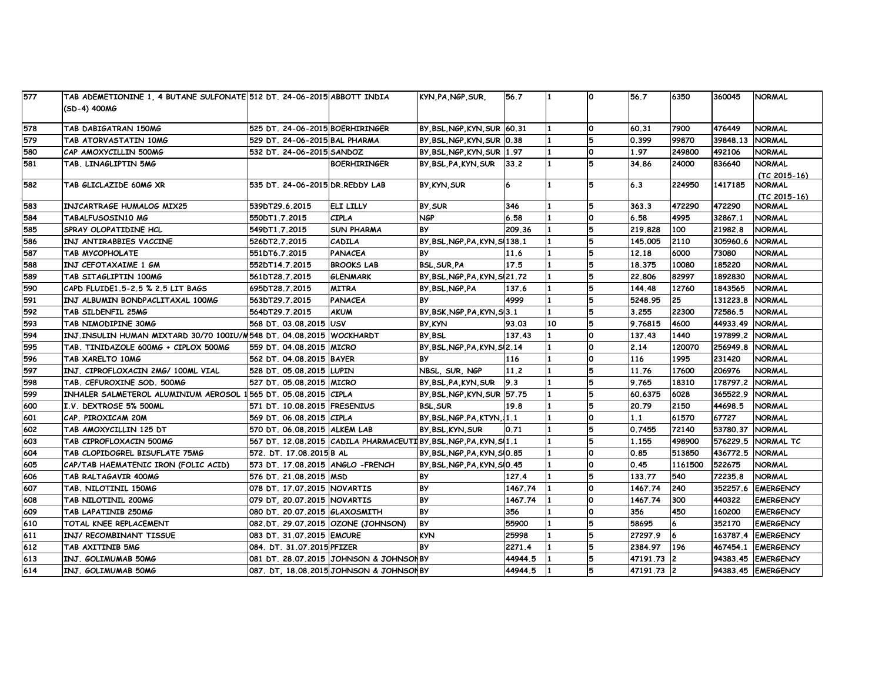| 577 | TAB ADEMETIONINE 1, 4 BUTANE SULFONATE (SD-4) 400MG | 512 DT. 24-06-2015 | ABBOTT INDIA | KYN,PA,NGP,SUR, | 56.7 | 1 | 0 | 56.7 | 6350 | 360045 | NORMAL |
|---|---|---|---|---|---|---|---|---|---|---|---|
| 578 | TAB DABIGATRAN 150MG | 525 DT. 24-06-2015 | BOERHIRINGER | BY,BSL,NGP,KYN,SUR | 60.31 | 1 | 0 | 60.31 | 7900 | 476449 | NORMAL |
| 579 | TAB ATORVASTATIN 10MG | 529 DT. 24-06-2015 | BAL PHARMA | BY,BSL,NGP,KYN,SUR | 0.38 | 1 | 5 | 0.399 | 99870 | 39848.13 | NORMAL |
| 580 | CAP AMOXYCILLIN 500MG | 532 DT. 24-06-2015 | SANDOZ | BY,BSL,NGP,KYN,SUR | 1.97 | 1 | 0 | 1.97 | 249800 | 492106 | NORMAL |
| 581 | TAB. LINAGLIPTIN 5MG | | BOERHIRINGER | BY,BSL,PA,KYN,SUR | 33.2 | 1 | 5 | 34.86 | 24000 | 836640 | NORMAL (TC 2015-16) |
| 582 | TAB GLICLAZIDE 60MG XR | 535 DT. 24-06-2015 | DR.REDDY LAB | BY,KYN,SUR | 6 | 1 | 5 | 6.3 | 224950 | 1417185 | NORMAL (TC 2015-16) |
| 583 | INJCARTRAGE HUMALOG MIX25 | 539DT29.6.2015 | ELI LILLY | BY,SUR | 346 | 1 | 5 | 363.3 | 472290 | 472290 | NORMAL |
| 584 | TABALFUSOSIN10 MG | 550DT1.7.2015 | CIPLA | NGP | 6.58 | 1 | 0 | 6.58 | 4995 | 32867.1 | NORMAL |
| 585 | SPRAY OLOPATIDINE HCL | 549DT1.7.2015 | SUN PHARMA | BY | 209.36 | 1 | 5 | 219.828 | 100 | 21982.8 | NORMAL |
| 586 | INJ ANTIRABBIES VACCINE | 526DT2.7.2015 | CADILA | BY,BSL,NGP,PA,KYN,S | 138.1 | 1 | 5 | 145.005 | 2110 | 305960.6 | NORMAL |
| 587 | TAB MYCOPHOLATE | 551DT6.7.2015 | PANACEA | BY | 11.6 | 1 | 5 | 12.18 | 6000 | 73080 | NORMAL |
| 588 | INJ CEFOTAXAIME 1 GM | 552DT14.7.2015 | BROOKS LAB | BSL,SUR,PA | 17.5 | 1 | 5 | 18.375 | 10080 | 185220 | NORMAL |
| 589 | TAB SITAGLIPTIN 100MG | 561DT28.7.2015 | GLENMARK | BY,BSL,NGP,PA,KYN,S | 21.72 | 1 | 5 | 22.806 | 82997 | 1892830 | NORMAL |
| 590 | CAPD FLUIDE1.5-2.5 % 2.5 LIT BAGS | 695DT28.7.2015 | MITRA | BY,BSL,NGP,PA | 137.6 | 1 | 5 | 144.48 | 12760 | 1843565 | NORMAL |
| 591 | INJ ALBUMIN BONDPACLITAXAL 100MG | 563DT29.7.2015 | PANACEA | BY | 4999 | 1 | 5 | 5248.95 | 25 | 131223.8 | NORMAL |
| 592 | TAB SILDENFIL 25MG | 564DT29.7.2015 | AKUM | BY,BSK,NGP,PA,KYN,S | 3.1 | 1 | 5 | 3.255 | 22300 | 72586.5 | NORMAL |
| 593 | TAB NIMODIPINE 30MG | 568 DT. 03.08.2015 | USV | BY,KYN | 93.03 | 10 | 5 | 9.76815 | 4600 | 44933.49 | NORMAL |
| 594 | INJ.INSULIN HUMAN MIXTARD 30/70 100IU/M | 548 DT. 04.08.2015 | WOCKHARDT | BY,BSL | 137.43 | 1 | 0 | 137.43 | 1440 | 197899.2 | NORMAL |
| 595 | TAB. TINIDAZOLE 600MG + CIPLOX 500MG | 559 DT. 04.08.2015 | MICRO | BY,BSL,NGP,PA,KYN,S | 2.14 | 1 | 0 | 2.14 | 120070 | 256949.8 | NORMAL |
| 596 | TAB XARELTO 10MG | 562 DT. 04.08.2015 | BAYER | BY | 116 | 1 | 0 | 116 | 1995 | 231420 | NORMAL |
| 597 | INJ. CIPROFLOXACIN 2MG/ 100ML VIAL | 528 DT. 05.08.2015 | LUPIN | NBSL, SUR, NGP | 11.2 | 1 | 5 | 11.76 | 17600 | 206976 | NORMAL |
| 598 | TAB. CEFUROXINE SOD. 500MG | 527 DT. 05.08.2015 | MICRO | BY,BSL,PA,KYN,SUR | 9.3 | 1 | 5 | 9.765 | 18310 | 178797.2 | NORMAL |
| 599 | INHALER SALMETEROL ALUMINIUM AEROSOL 1 | 565 DT. 05.08.2015 | CIPLA | BY,BSL,NGP,KYN,SUR | 57.75 | 1 | 5 | 60.6375 | 6028 | 365522.9 | NORMAL |
| 600 | I.V. DEXTROSE 5% 500ML | 571 DT. 10.08.2015 | FRESENIUS | BSL,SUR | 19.8 | 1 | 5 | 20.79 | 2150 | 44698.5 | NORMAL |
| 601 | CAP. PIROXICAM 20M | 569 DT. 06.08.2015 | CIPLA | BY,BSL,NGP.PA,KTYN, | 1.1 | 1 | 0 | 1.1 | 61570 | 67727 | NORMAL |
| 602 | TAB AMOXYCILLIN 125 DT | 570 DT. 06.08.2015 | ALKEM LAB | BY,BSL,KYN,SUR | 0.71 | 1 | 5 | 0.7455 | 72140 | 53780.37 | NORMAL |
| 603 | TAB CIPROFLOXACIN 500MG | 567 DT. 12.08.2015 | CADILA PHARMACEUTI | BY,BSL,NGP,PA,KYN,S | 1.1 | 1 | 5 | 1.155 | 498900 | 576229.5 | NORMAL TC |
| 604 | TAB CLOPIDOGREL BISUFLATE 75MG | 572. DT. 17.08.2015 | B AL | BY,BSL,NGP,PA,KYN,S | 0.85 | 1 | 0 | 0.85 | 513850 | 436772.5 | NORMAL |
| 605 | CAP/TAB HAEMATENIC IRON (FOLIC ACID) | 573 DT. 17.08.2015 | ANGLO -FRENCH | BY,BSL,NGP,PA,KYN,S | 0.45 | 1 | 0 | 0.45 | 1161500 | 522675 | NORMAL |
| 606 | TAB RALTAGAVIR 400MG | 576 DT. 21.08.2015 | MSD | BY | 127.4 | 1 | 5 | 133.77 | 540 | 72235.8 | NORMAL |
| 607 | TAB. NILOTINIL 150MG | 078 DT. 17.07.2015 | NOVARTIS | BY | 1467.74 | 1 | 0 | 1467.74 | 240 | 352257.6 | EMERGENCY |
| 608 | TAB NILOTINIL 200MG | 079 DT, 20.07.2015 | NOVARTIS | BY | 1467.74 | 1 | 0 | 1467.74 | 300 | 440322 | EMERGENCY |
| 609 | TAB LAPATINIB 250MG | 080 DT. 20.07.2015 | GLAXOSMITH | BY | 356 | 1 | 0 | 356 | 450 | 160200 | EMERGENCY |
| 610 | TOTAL KNEE REPLACEMENT | 082.DT. 29.07.2015 | OZONE (JOHNSON) | BY | 55900 | 1 | 5 | 58695 | 6 | 352170 | EMERGENCY |
| 611 | INJ/ RECOMBINANT TISSUE | 083 DT. 31.07.2015 | EMCURE | KYN | 25998 | 1 | 5 | 27297.9 | 6 | 163787.4 | EMERGENCY |
| 612 | TAB AXITINIB 5MG | 084. DT. 31.07.2015 | PFIZER | BY | 2271.4 | 1 | 5 | 2384.97 | 196 | 467454.1 | EMERGENCY |
| 613 | INJ. GOLIMUMAB 50MG | 081 DT. 28.07.2015 | JOHNSON & JOHNSON | BY | 44944.5 | 1 | 5 | 47191.73 | 2 | 94383.45 | EMERGENCY |
| 614 | INJ. GOLIMUMAB 50MG | 087. DT, 18.08.2015 | JOHNSON & JOHNSON | BY | 44944.5 | 1 | 5 | 47191.73 | 2 | 94383.45 | EMERGENCY |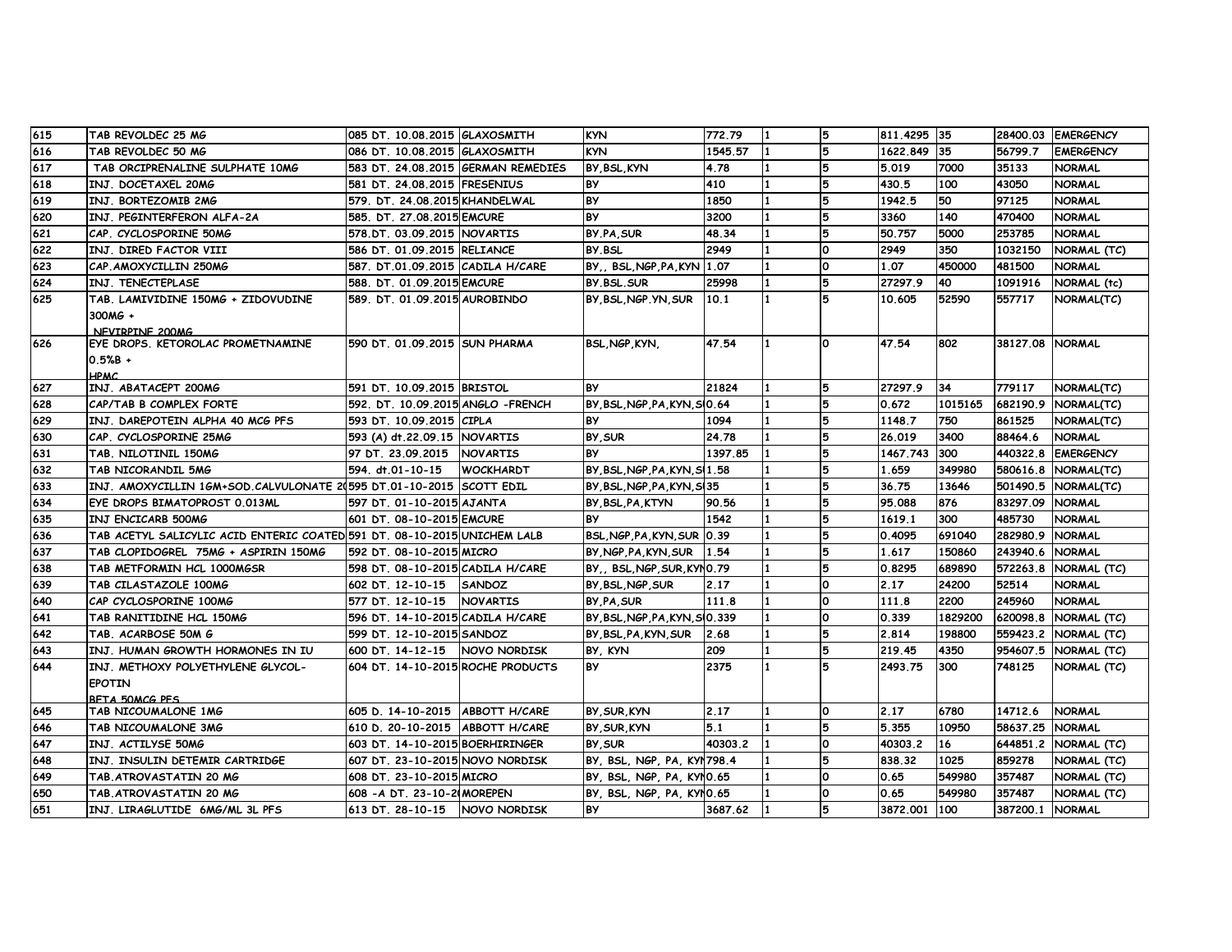| 615 | TAB REVOLDEC 25 MG | 085 DT. 10.08.2015 | GLAXOSMITH | KYN | 772.79 | 1 | 5 | 811.4295 | 35 | 28400.03 | EMERGENCY |
|---|---|---|---|---|---|---|---|---|---|---|---|
| 616 | TAB REVOLDEC 50 MG | 086 DT. 10.08.2015 | GLAXOSMITH | KYN | 1545.57 | 1 | 5 | 1622.849 | 35 | 56799.7 | EMERGENCY |
| 617 | TAB ORCIPRENALINE SULPHATE 10MG | 583 DT. 24.08.2015 | GERMAN REMEDIES | BY,BSL,KYN | 4.78 | 1 | 5 | 5.019 | 7000 | 35133 | NORMAL |
| 618 | INJ. DOCETAXEL 20MG | 581 DT. 24.08.2015 | FRESENIUS | BY | 410 | 1 | 5 | 430.5 | 100 | 43050 | NORMAL |
| 619 | INJ. BORTEZOMIB 2MG | 579. DT. 24.08.2015 | KHANDELWAL | BY | 1850 | 1 | 5 | 1942.5 | 50 | 97125 | NORMAL |
| 620 | INJ. PEGINTERFERON ALFA-2A | 585. DT. 27.08.2015 | EMCURE | BY | 3200 | 1 | 5 | 3360 | 140 | 470400 | NORMAL |
| 621 | CAP. CYCLOSPORINE 50MG | 578.DT. 03.09.2015 | NOVARTIS | BY.PA,SUR | 48.34 | 1 | 5 | 50.757 | 5000 | 253785 | NORMAL |
| 622 | INJ. DIRED FACTOR VIII | 586 DT. 01.09.2015 | RELIANCE | BY.BSL | 2949 | 1 | 0 | 2949 | 350 | 1032150 | NORMAL (TC) |
| 623 | CAP.AMOXYCILLIN 250MG | 587. DT.01.09.2015 | CADILA H/CARE | BY,, BSL,NGP,PA,KYN | 1.07 | 1 | 0 | 1.07 | 450000 | 481500 | NORMAL |
| 624 | INJ. TENECTEPLASE | 588. DT. 01.09.2015 | EMCURE | BY.BSL.SUR | 25998 | 1 | 5 | 27297.9 | 40 | 1091916 | NORMAL (tc) |
| 625 | TAB. LAMIVIDINE 150MG + ZIDOVUDINE 300MG + NEVIRPINE 200MG | 589. DT. 01.09.2015 | AUROBINDO | BY,BSL,NGP.YN,SUR | 10.1 | 1 | 5 | 10.605 | 52590 | 557717 | NORMAL(TC) |
| 626 | EYE DROPS. KETOROLAC PROMETNAMINE 0.5%B + HPMC | 590 DT. 01.09.2015 | SUN PHARMA | BSL,NGP,KYN, | 47.54 | 1 | 0 | 47.54 | 802 | 38127.08 | NORMAL |
| 627 | INJ. ABATACEPT 200MG | 591 DT. 10.09.2015 | BRISTOL | BY | 21824 | 1 | 5 | 27297.9 | 34 | 779117 | NORMAL(TC) |
| 628 | CAP/TAB B COMPLEX FORTE | 592. DT. 10.09.2015 | ANGLO -FRENCH | BY,BSL,NGP,PA,KYN,S | 0.64 | 1 | 5 | 0.672 | 1015165 | 682190.9 | NORMAL(TC) |
| 629 | INJ. DAREPOTEIN ALPHA 40 MCG PFS | 593 DT. 10.09.2015 | CIPLA | BY | 1094 | 1 | 5 | 1148.7 | 750 | 861525 | NORMAL(TC) |
| 630 | CAP. CYCLOSPORINE 25MG | 593 (A) dt.22.09.15 | NOVARTIS | BY,SUR | 24.78 | 1 | 5 | 26.019 | 3400 | 88464.6 | NORMAL |
| 631 | TAB. NILOTINIL 150MG | 97 DT. 23.09.2015 | NOVARTIS | BY | 1397.85 | 1 | 5 | 1467.743 | 300 | 440322.8 | EMERGENCY |
| 632 | TAB NICORANDIL 5MG | 594. dt.01-10-15 | WOCKHARDT | BY,BSL,NGP,PA,KYN,S | 1.58 | 1 | 5 | 1.659 | 349980 | 580616.8 | NORMAL(TC) |
| 633 | INJ. AMOXYCILLIN 1GM+SOD.CALVULONATE 2( | 595 DT.01-10-2015 | SCOTT EDIL | BY,BSL,NGP,PA,KYN,S | 35 | 1 | 5 | 36.75 | 13646 | 501490.5 | NORMAL(TC) |
| 634 | EYE DROPS BIMATOPROST 0.013ML | 597 DT. 01-10-2015 | AJANTA | BY,BSL,PA,KTYN | 90.56 | 1 | 5 | 95.088 | 876 | 83297.09 | NORMAL |
| 635 | INJ ENCICARB 500MG | 601 DT. 08-10-2015 | EMCURE | BY | 1542 | 1 | 5 | 1619.1 | 300 | 485730 | NORMAL |
| 636 | TAB ACETYL SALICYLIC ACID ENTERIC COATED | 591 DT. 08-10-2015 | UNICHEM LALB | BSL,NGP,PA,KYN,SUR | 0.39 | 1 | 5 | 0.4095 | 691040 | 282980.9 | NORMAL |
| 637 | TAB CLOPIDOGREL 75MG + ASPIRIN 150MG | 592 DT. 08-10-2015 | MICRO | BY,NGP,PA,KYN,SUR | 1.54 | 1 | 5 | 1.617 | 150860 | 243940.6 | NORMAL |
| 638 | TAB METFORMIN HCL 1000MGSR | 598 DT. 08-10-2015 | CADILA H/CARE | BY,, BSL,NGP,SUR,KYN | 0.79 | 1 | 5 | 0.8295 | 689890 | 572263.8 | NORMAL (TC) |
| 639 | TAB CILASTAZOLE 100MG | 602 DT. 12-10-15 | SANDOZ | BY,BSL,NGP,SUR | 2.17 | 1 | 0 | 2.17 | 24200 | 52514 | NORMAL |
| 640 | CAP CYCLOSPORINE 100MG | 577 DT. 12-10-15 | NOVARTIS | BY,PA,SUR | 111.8 | 1 | 0 | 111.8 | 2200 | 245960 | NORMAL |
| 641 | TAB RANITIDINE HCL 150MG | 596 DT. 14-10-2015 | CADILA H/CARE | BY,BSL,NGP,PA,KYN,S | 0.339 | 1 | 0 | 0.339 | 1829200 | 620098.8 | NORMAL (TC) |
| 642 | TAB. ACARBOSE 50M G | 599 DT. 12-10-2015 | SANDOZ | BY,BSL,PA,KYN,SUR | 2.68 | 1 | 5 | 2.814 | 198800 | 559423.2 | NORMAL (TC) |
| 643 | INJ. HUMAN GROWTH HORMONES IN IU | 600 DT. 14-12-15 | NOVO NORDISK | BY, KYN | 209 | 1 | 5 | 219.45 | 4350 | 954607.5 | NORMAL (TC) |
| 644 | INJ. METHOXY POLYETHYLENE GLYCOL-EPOTIN BETA 50MCG PFS | 604 DT. 14-10-2015 | ROCHE PRODUCTS | BY | 2375 | 1 | 5 | 2493.75 | 300 | 748125 | NORMAL (TC) |
| 645 | TAB NICOUMALONE 1MG | 605 D. 14-10-2015 | ABBOTT H/CARE | BY,SUR,KYN | 2.17 | 1 | 0 | 2.17 | 6780 | 14712.6 | NORMAL |
| 646 | TAB NICOUMALONE 3MG | 610 D. 20-10-2015 | ABBOTT H/CARE | BY,SUR,KYN | 5.1 | 1 | 5 | 5.355 | 10950 | 58637.25 | NORMAL |
| 647 | INJ. ACTILYSE 50MG | 603 DT. 14-10-2015 | BOERHIRINGER | BY,SUR | 40303.2 | 1 | 0 | 40303.2 | 16 | 644851.2 | NORMAL (TC) |
| 648 | INJ. INSULIN DETEMIR CARTRIDGE | 607 DT. 23-10-2015 | NOVO NORDISK | BY, BSL, NGP, PA, KYN | 798.4 | 1 | 5 | 838.32 | 1025 | 859278 | NORMAL (TC) |
| 649 | TAB.ATROVASTATIN 20 MG | 608 DT. 23-10-2015 | MICRO | BY, BSL, NGP, PA, KYN | 0.65 | 1 | 0 | 0.65 | 549980 | 357487 | NORMAL (TC) |
| 650 | TAB.ATROVASTATIN 20 MG | 608 -A DT. 23-10-2( | MOREPEN | BY, BSL, NGP, PA, KYN | 0.65 | 1 | 0 | 0.65 | 549980 | 357487 | NORMAL (TC) |
| 651 | INJ. LIRAGLUTIDE 6MG/ML 3L PFS | 613 DT. 28-10-15 | NOVO NORDISK | BY | 3687.62 | 1 | 5 | 3872.001 | 100 | 387200.1 | NORMAL |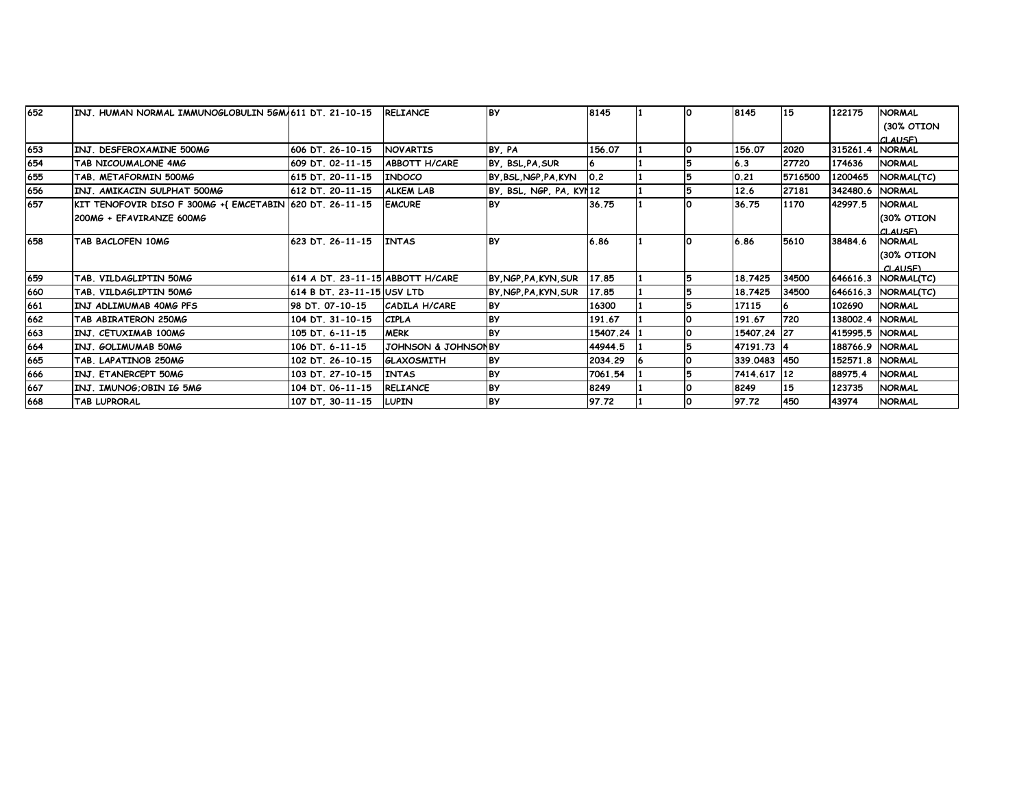| | | | | | | | | | | | |
|---|---|---|---|---|---|---|---|---|---|---|---|
| 652 | INJ. HUMAN NORMAL IMMUNOGLOBULIN 5GM/ | 611 DT. 21-10-15 | RELIANCE | BY | 8145 | 1 | 0 | 8145 | 15 | 122175 | NORMAL (30% OTION CLAUSE) |
| 653 | INJ. DESFEROXAMINE 500MG | 606 DT. 26-10-15 | NOVARTIS | BY, PA | 156.07 | 1 | 0 | 156.07 | 2020 | 315261.4 | NORMAL |
| 654 | TAB NICOUMALONE 4MG | 609 DT. 02-11-15 | ABBOTT H/CARE | BY, BSL,PA,SUR | 6 | 1 | 5 | 6.3 | 27720 | 174636 | NORMAL |
| 655 | TAB. METAFORMIN 500MG | 615 DT. 20-11-15 | INDOCO | BY,BSL,NGP,PA,KYN | 0.2 | 1 | 5 | 0.21 | 5716500 | 1200465 | NORMAL(TC) |
| 656 | INJ. AMIKACIN SULPHAT 500MG | 612 DT. 20-11-15 | ALKEM LAB | BY, BSL, NGP, PA, KYN | 12 | 1 | 5 | 12.6 | 27181 | 342480.6 | NORMAL |
| 657 | KIT TENOFOVIR DISO F 300MG +( EMCETABIN 200MG + EFAVIRANZE 600MG | 620 DT. 26-11-15 | EMCURE | BY | 36.75 | 1 | 0 | 36.75 | 1170 | 42997.5 | NORMAL (30% OTION CLAUSE) |
| 658 | TAB BACLOFEN 10MG | 623 DT. 26-11-15 | INTAS | BY | 6.86 | 1 | 0 | 6.86 | 5610 | 38484.6 | NORMAL (30% OTION CLAUSE) |
| 659 | TAB. VILDAGLIPTIN 50MG | 614 A DT. 23-11-15 | ABBOTT H/CARE | BY,NGP,PA,KYN,SUR | 17.85 | 1 | 5 | 18.7425 | 34500 | 646616.3 | NORMAL(TC) |
| 660 | TAB. VILDAGLIPTIN 50MG | 614 B DT. 23-11-15 | USV LTD | BY,NGP,PA,KYN,SUR | 17.85 | 1 | 5 | 18.7425 | 34500 | 646616.3 | NORMAL(TC) |
| 661 | INJ ADLIMUMAB 40MG PFS | 98 DT. 07-10-15 | CADILA H/CARE | BY | 16300 | 1 | 5 | 17115 | 6 | 102690 | NORMAL |
| 662 | TAB ABIRATERON 250MG | 104 DT. 31-10-15 | CIPLA | BY | 191.67 | 1 | 0 | 191.67 | 720 | 138002.4 | NORMAL |
| 663 | INJ. CETUXIMAB 100MG | 105 DT. 6-11-15 | MERK | BY | 15407.24 | 1 | 0 | 15407.24 | 27 | 415995.5 | NORMAL |
| 664 | INJ. GOLIMUMAB 50MG | 106 DT. 6-11-15 | JOHNSON & JOHNSON | BY | 44944.5 | 1 | 5 | 47191.73 | 4 | 188766.9 | NORMAL |
| 665 | TAB. LAPATINOB 250MG | 102 DT. 26-10-15 | GLAXOSMITH | BY | 2034.29 | 6 | 0 | 339.0483 | 450 | 152571.8 | NORMAL |
| 666 | INJ. ETANERCEPT 50MG | 103 DT. 27-10-15 | INTAS | BY | 7061.54 | 1 | 5 | 7414.617 | 12 | 88975.4 | NORMAL |
| 667 | INJ. IMUNOG;OBIN IG 5MG | 104 DT. 06-11-15 | RELIANCE | BY | 8249 | 1 | 0 | 8249 | 15 | 123735 | NORMAL |
| 668 | TAB LUPRORAL | 107 DT, 30-11-15 | LUPIN | BY | 97.72 | 1 | 0 | 97.72 | 450 | 43974 | NORMAL |